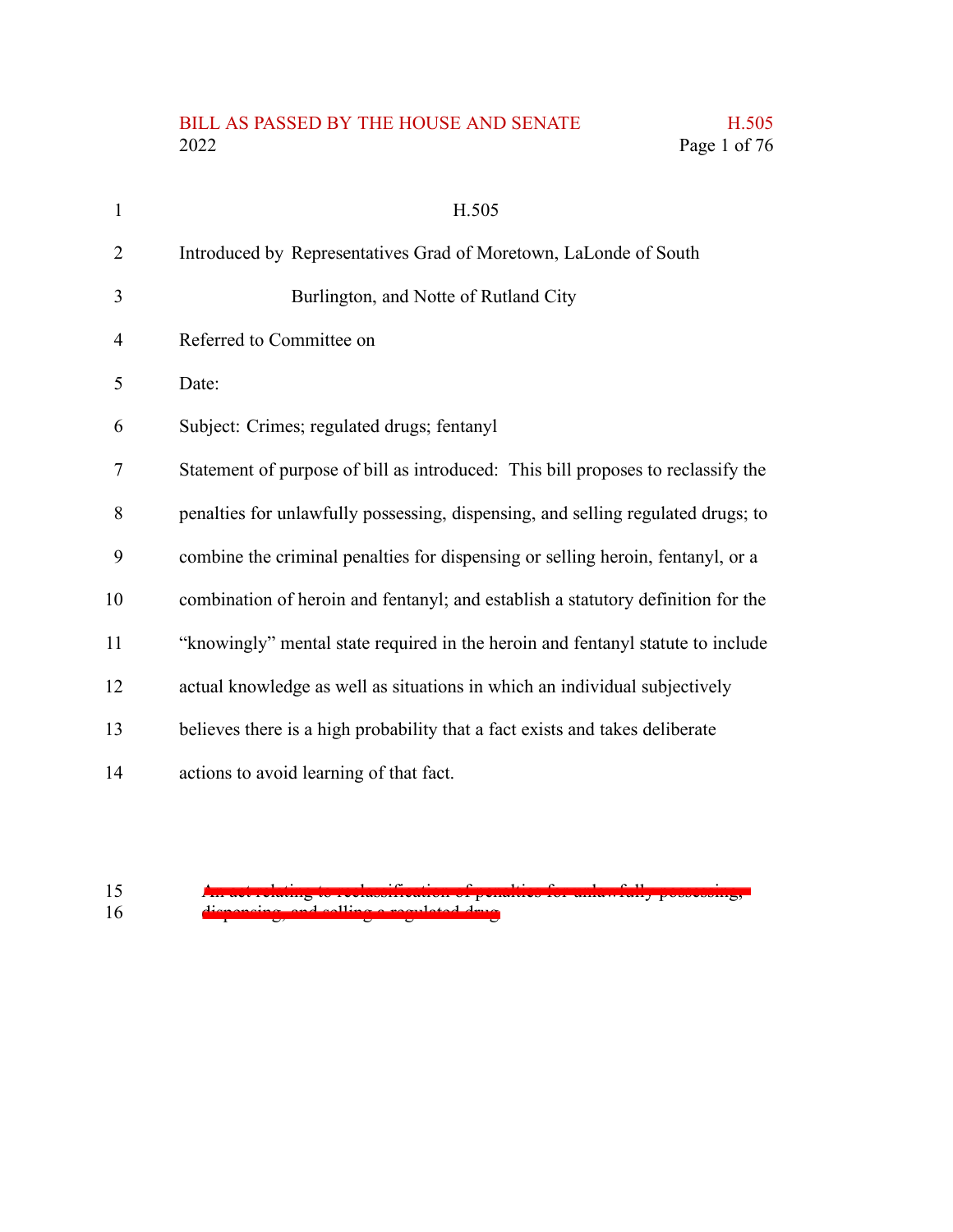# H.505

Introduced by Representatives Grad of Moretown, LaLonde of South Burlington, and Notte of Rutland City

Referred to Committee on

Date:

Subject: Crimes; regulated drugs; fentanyl

Statement of purpose of bill as introduced: This bill proposes to reclassify the penalties for unlawfully possessing, dispensing, and selling regulated drugs; to combine the criminal penalties for dispensing or selling heroin, fentanyl, or a combination of heroin and fentanyl; and establish a statutory definition for the "knowingly" mental state required in the heroin and fentanyl statute to include actual knowledge as well as situations in which an individual subjectively believes there is a high probability that a fact exists and takes deliberate actions to avoid learning of that fact.

~~An act relating to reclassification of penalties for unlawfully possessing, dispensing, and selling a regulated drug~~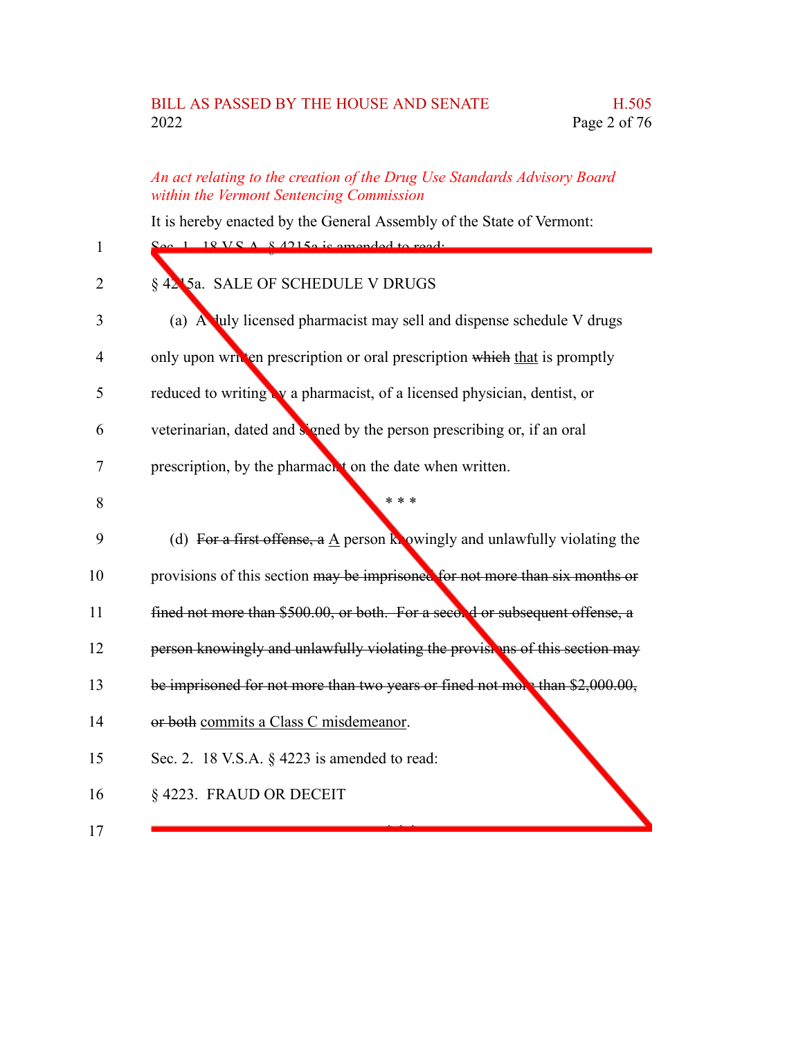*An act relating to the creation of the Drug Use Standards Advisory Board within the Vermont Sentencing Commission*

It is hereby enacted by the General Assembly of the State of Vermont:

Sec. 1. 18 V.S.A. § 4215a is amended to read:

§ 4215a. SALE OF SCHEDULE V DRUGS

(a) A duly licensed pharmacist may sell and dispense schedule V drugs only upon written prescription or oral prescription ~~which~~ that is promptly reduced to writing by a pharmacist, of a licensed physician, dentist, or veterinarian, dated and signed by the person prescribing or, if an oral prescription, by the pharmacist on the date when written.

\* \* \*

(d) ~~For a first offense, a~~ A person knowingly and unlawfully violating the provisions of this section ~~may be imprisoned for not more than six months or fined not more than $500.00, or both. For a second or subsequent offense, a person knowingly and unlawfully violating the provisions of this section may be imprisoned for not more than two years or fined not more than $2,000.00, or both~~ commits a Class C misdemeanor.

Sec. 2. 18 V.S.A. § 4223 is amended to read:

§ 4223. FRAUD OR DECEIT

\* \* \*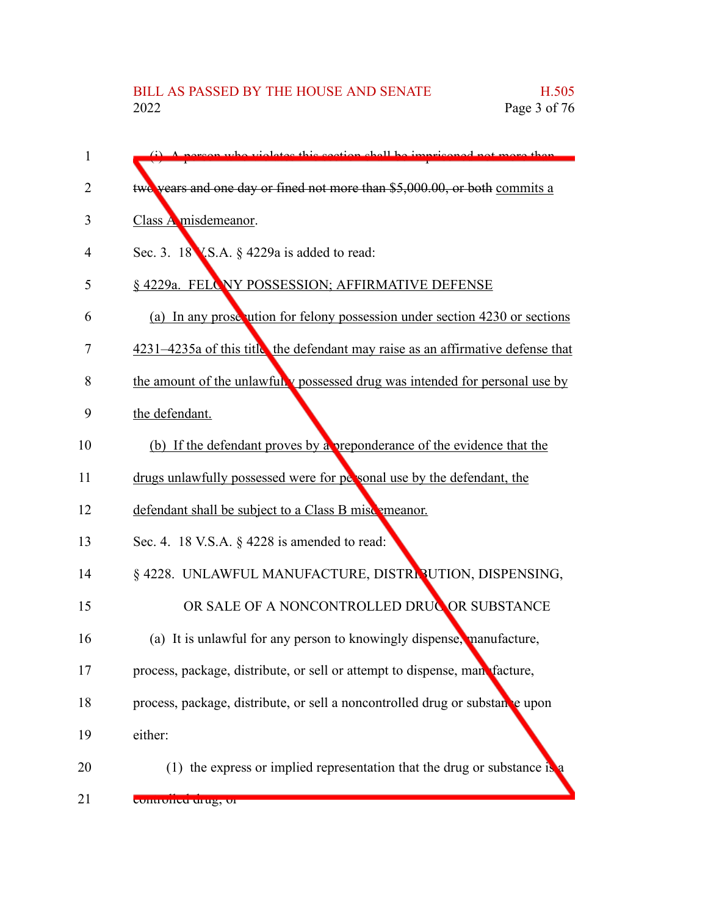(i) A person who violates this section shall be imprisoned not more than two years and one day or fined not more than $5,000.00, or both commits a Class A misdemeanor.

Sec. 3. 18 V.S.A. § 4229a is added to read:

§ 4229a. FELONY POSSESSION; AFFIRMATIVE DEFENSE

(a) In any prosecution for felony possession under section 4230 or sections 4231–4235a of this title, the defendant may raise as an affirmative defense that the amount of the unlawfully possessed drug was intended for personal use by the defendant.

(b) If the defendant proves by a preponderance of the evidence that the drugs unlawfully possessed were for personal use by the defendant, the defendant shall be subject to a Class B misdemeanor.

Sec. 4. 18 V.S.A. § 4228 is amended to read:

§ 4228. UNLAWFUL MANUFACTURE, DISTRIBUTION, DISPENSING, OR SALE OF A NONCONTROLLED DRUG OR SUBSTANCE

(a) It is unlawful for any person to knowingly dispense, manufacture, process, package, distribute, or sell or attempt to dispense, manufacture, process, package, distribute, or sell a noncontrolled drug or substance upon either:

(1) the express or implied representation that the drug or substance is a controlled drug; or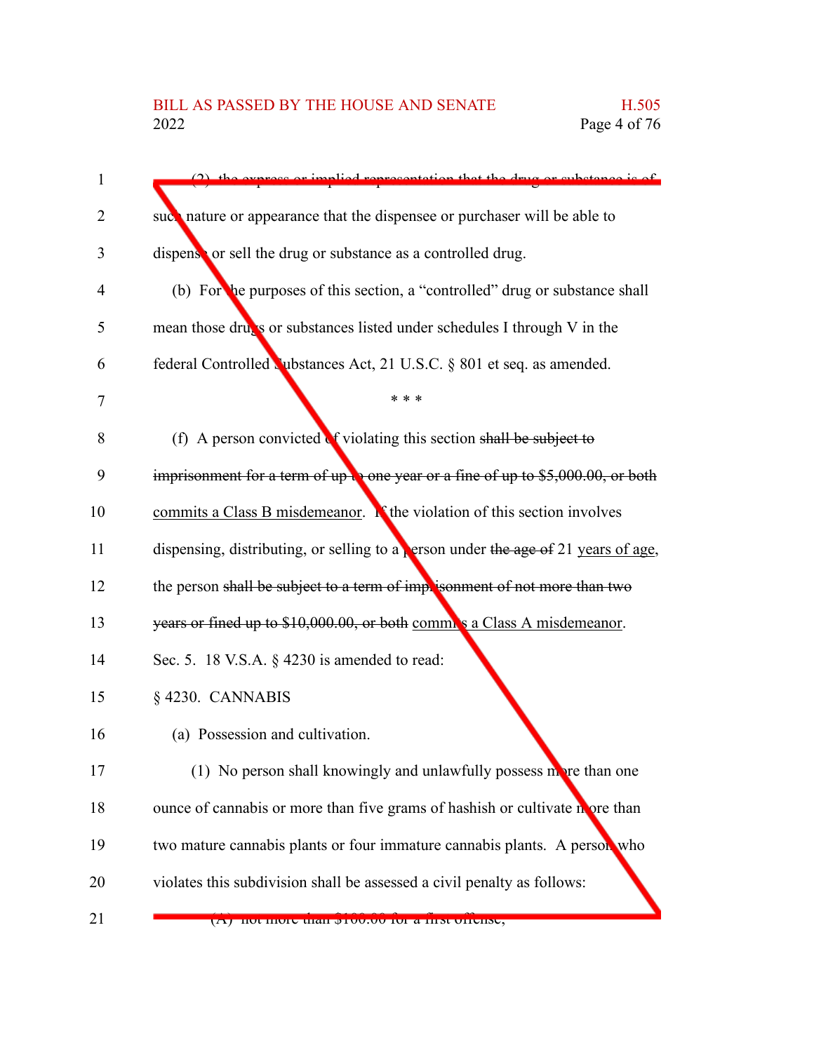(2) the express or implied representation that the drug or substance is of such nature or appearance that the dispensee or purchaser will be able to dispense or sell the drug or substance as a controlled drug.

(b) For the purposes of this section, a "controlled" drug or substance shall mean those drugs or substances listed under schedules I through V in the federal Controlled Substances Act, 21 U.S.C. § 801 et seq. as amended.

\* \* \*

(f) A person convicted of violating this section ~~shall be subject to imprisonment for a term of up to one year or a fine of up to $5,000.00, or both~~ commits a Class B misdemeanor. If the violation of this section involves dispensing, distributing, or selling to a person under ~~the age of~~ 21 years of age, the person ~~shall be subject to a term of imprisonment of not more than two years or fined up to $10,000.00, or both~~ commits a Class A misdemeanor.

Sec. 5. 18 V.S.A. § 4230 is amended to read:

§ 4230. CANNABIS

(a) Possession and cultivation.

(1) No person shall knowingly and unlawfully possess more than one ounce of cannabis or more than five grams of hashish or cultivate more than two mature cannabis plants or four immature cannabis plants. A person who violates this subdivision shall be assessed a civil penalty as follows:

(A) not more than $100.00 for a first offense;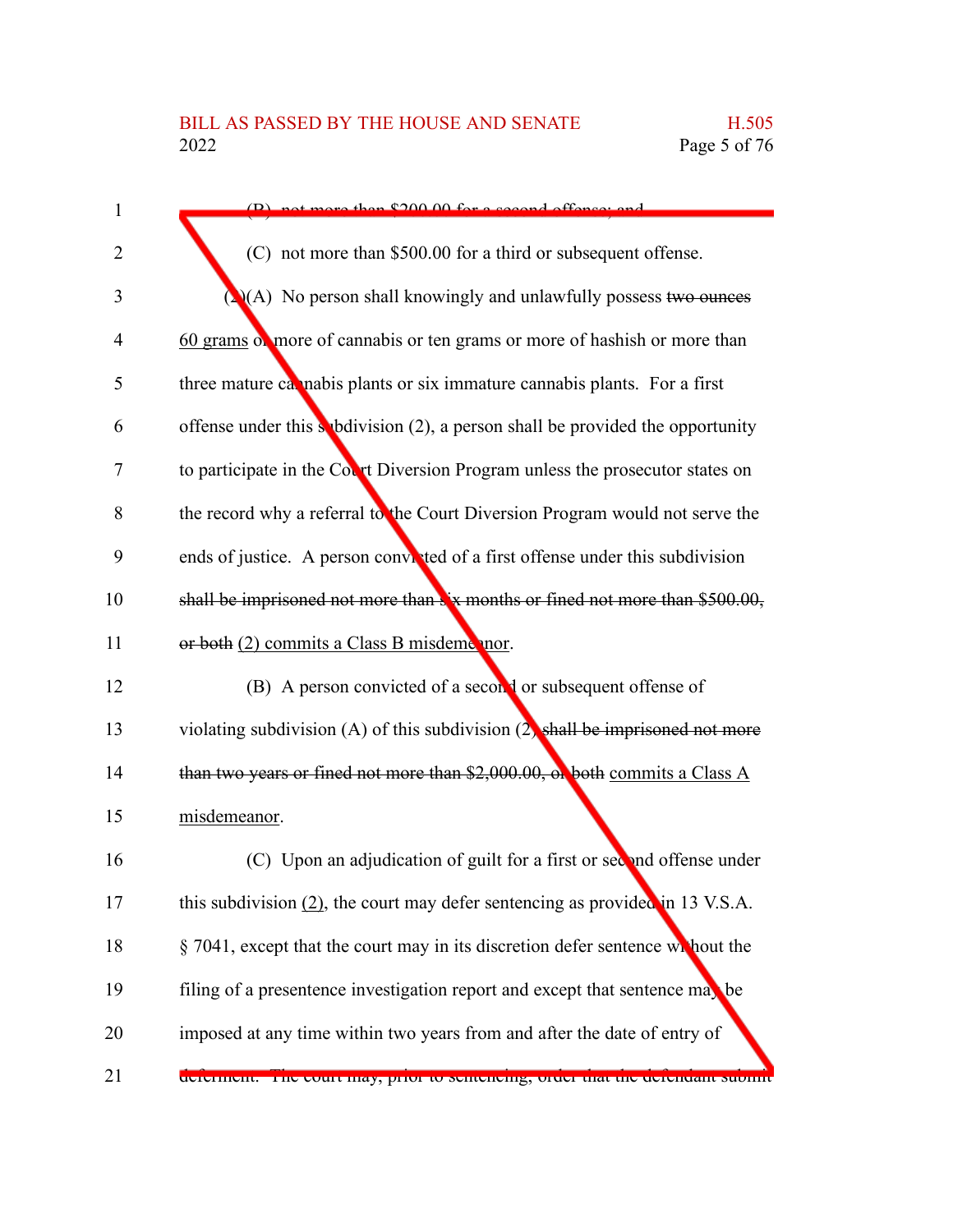(B) not more than $200.00 for a second offense; and

(C) not more than $500.00 for a third or subsequent offense.

(2)(A) No person shall knowingly and unlawfully possess ~~two ounces~~ 60 grams or more of cannabis or ten grams or more of hashish or more than three mature cannabis plants or six immature cannabis plants. For a first offense under this subdivision (2), a person shall be provided the opportunity to participate in the Court Diversion Program unless the prosecutor states on the record why a referral to the Court Diversion Program would not serve the ends of justice. A person convicted of a first offense under this subdivision ~~shall be imprisoned not more than six months or fined not more than $500.00, or both~~ (2) commits a Class B misdemeanor.

(B) A person convicted of a second or subsequent offense of violating subdivision (A) of this subdivision (2) ~~shall be imprisoned not more than two years or fined not more than $2,000.00, or both~~ commits a Class A misdemeanor.

(C) Upon an adjudication of guilt for a first or second offense under this subdivision (2), the court may defer sentencing as provided in 13 V.S.A. § 7041, except that the court may in its discretion defer sentence without the filing of a presentence investigation report and except that sentence may be imposed at any time within two years from and after the date of entry of deferment. The court may, prior to sentencing, order that the defendant submit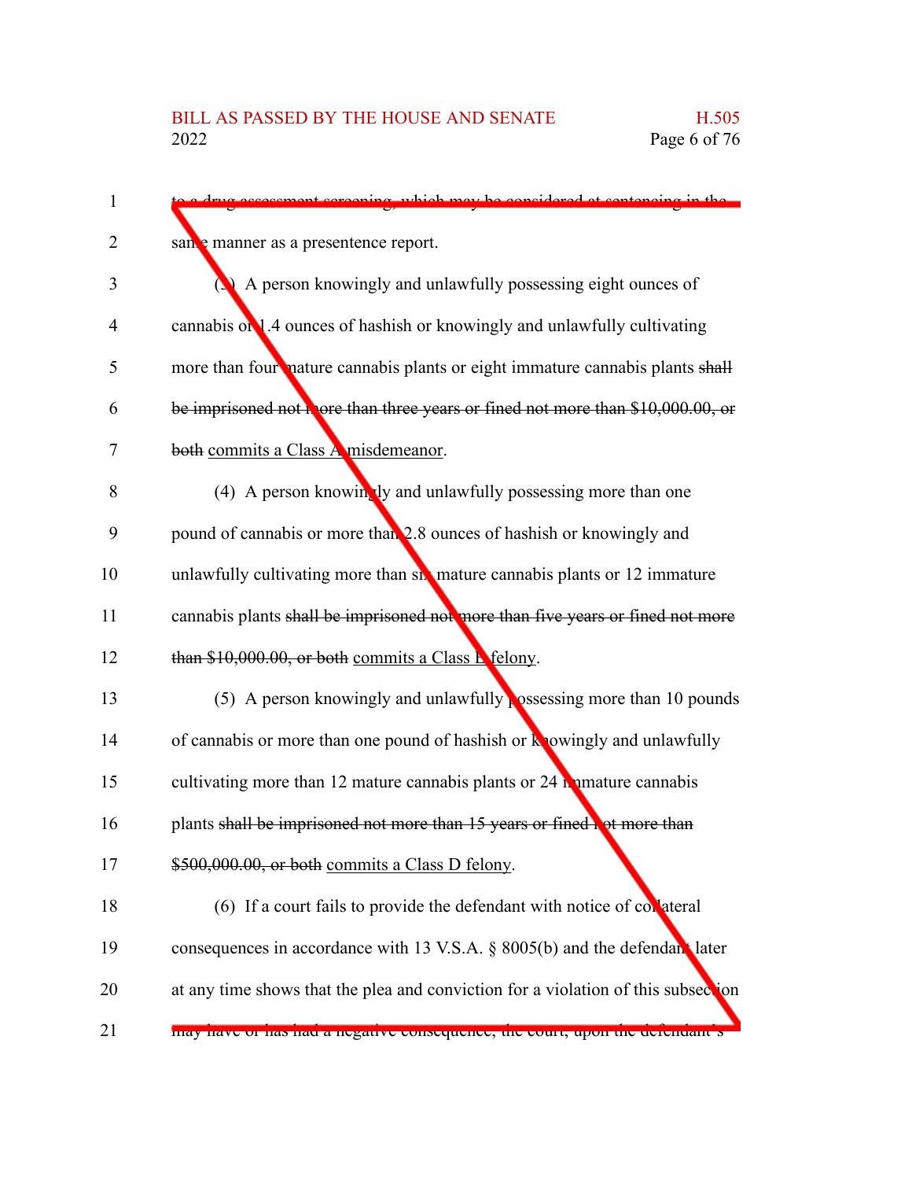to a drug assessment screening, which may be considered at sentencing in the same manner as a presentence report.

(3) A person knowingly and unlawfully possessing eight ounces of cannabis or 1.4 ounces of hashish or knowingly and unlawfully cultivating more than four mature cannabis plants or eight immature cannabis plants ~~shall be imprisoned not more than three years or fined not more than $10,000.00, or both~~ commits a Class A misdemeanor.

(4) A person knowingly and unlawfully possessing more than one pound of cannabis or more than 2.8 ounces of hashish or knowingly and unlawfully cultivating more than six mature cannabis plants or 12 immature cannabis plants ~~shall be imprisoned not more than five years or fined not more than $10,000.00, or both~~ commits a Class E felony.

(5) A person knowingly and unlawfully possessing more than 10 pounds of cannabis or more than one pound of hashish or knowingly and unlawfully cultivating more than 12 mature cannabis plants or 24 immature cannabis plants ~~shall be imprisoned not more than 15 years or fined not more than $500,000.00, or both~~ commits a Class D felony.

(6) If a court fails to provide the defendant with notice of collateral consequences in accordance with 13 V.S.A. § 8005(b) and the defendant later at any time shows that the plea and conviction for a violation of this subsection may have or has had a negative consequence, the court, upon the defendant's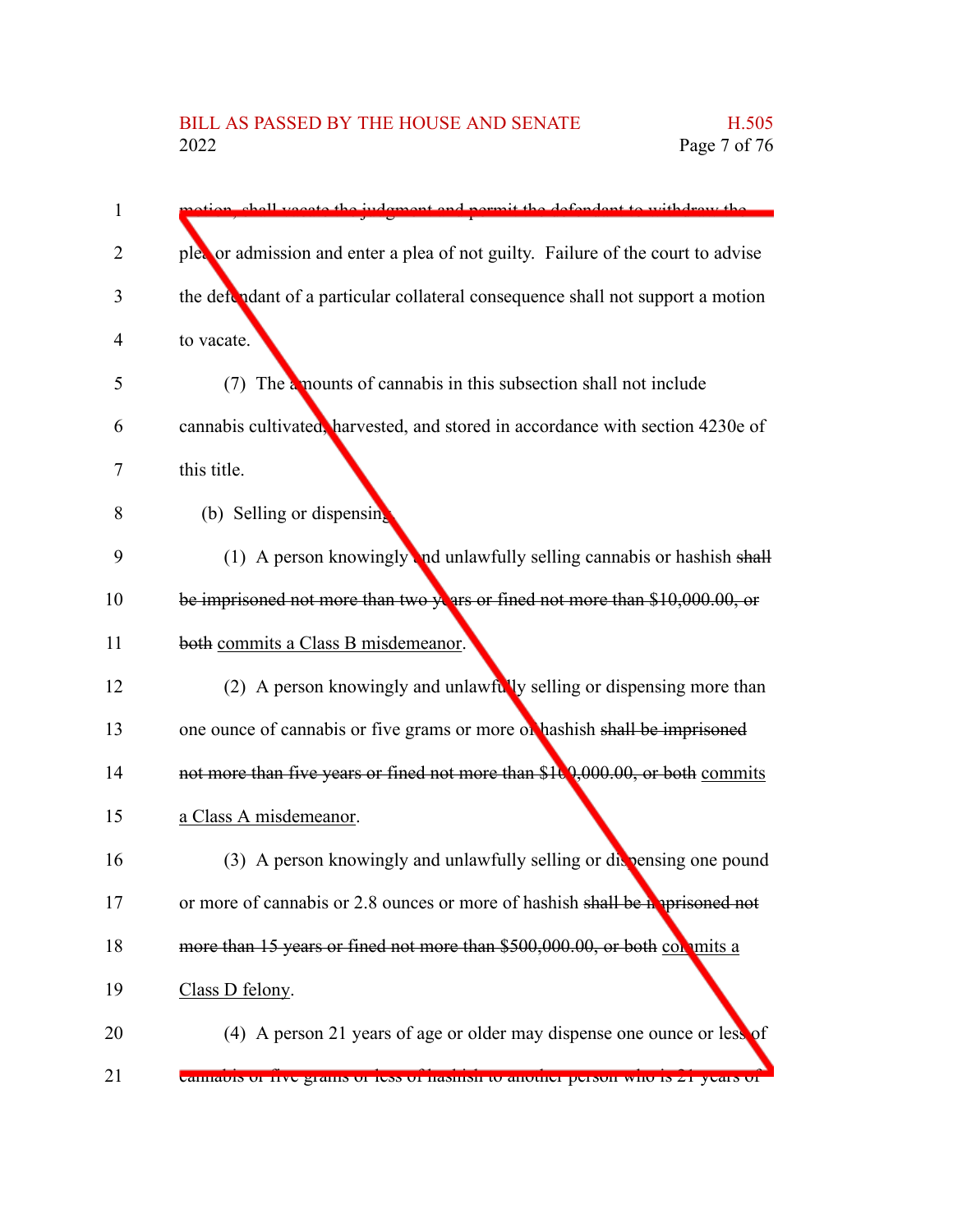motion, shall vacate the judgment and permit the defendant to withdraw the plea or admission and enter a plea of not guilty. Failure of the court to advise the defendant of a particular collateral consequence shall not support a motion to vacate.

(7) The amounts of cannabis in this subsection shall not include cannabis cultivated, harvested, and stored in accordance with section 4230e of this title.

(b) Selling or dispensing.

(1) A person knowingly and unlawfully selling cannabis or hashish ~~shall be imprisoned not more than two years or fined not more than $10,000.00, or both~~ commits a Class B misdemeanor.

(2) A person knowingly and unlawfully selling or dispensing more than one ounce of cannabis or five grams or more of hashish ~~shall be imprisoned not more than five years or fined not more than $100,000.00, or both~~ commits a Class A misdemeanor.

(3) A person knowingly and unlawfully selling or dispensing one pound or more of cannabis or 2.8 ounces or more of hashish ~~shall be imprisoned not more than 15 years or fined not more than $500,000.00, or both~~ commits a Class D felony.

(4) A person 21 years of age or older may dispense one ounce or less of cannabis or five grams or less of hashish to another person who is 21 years of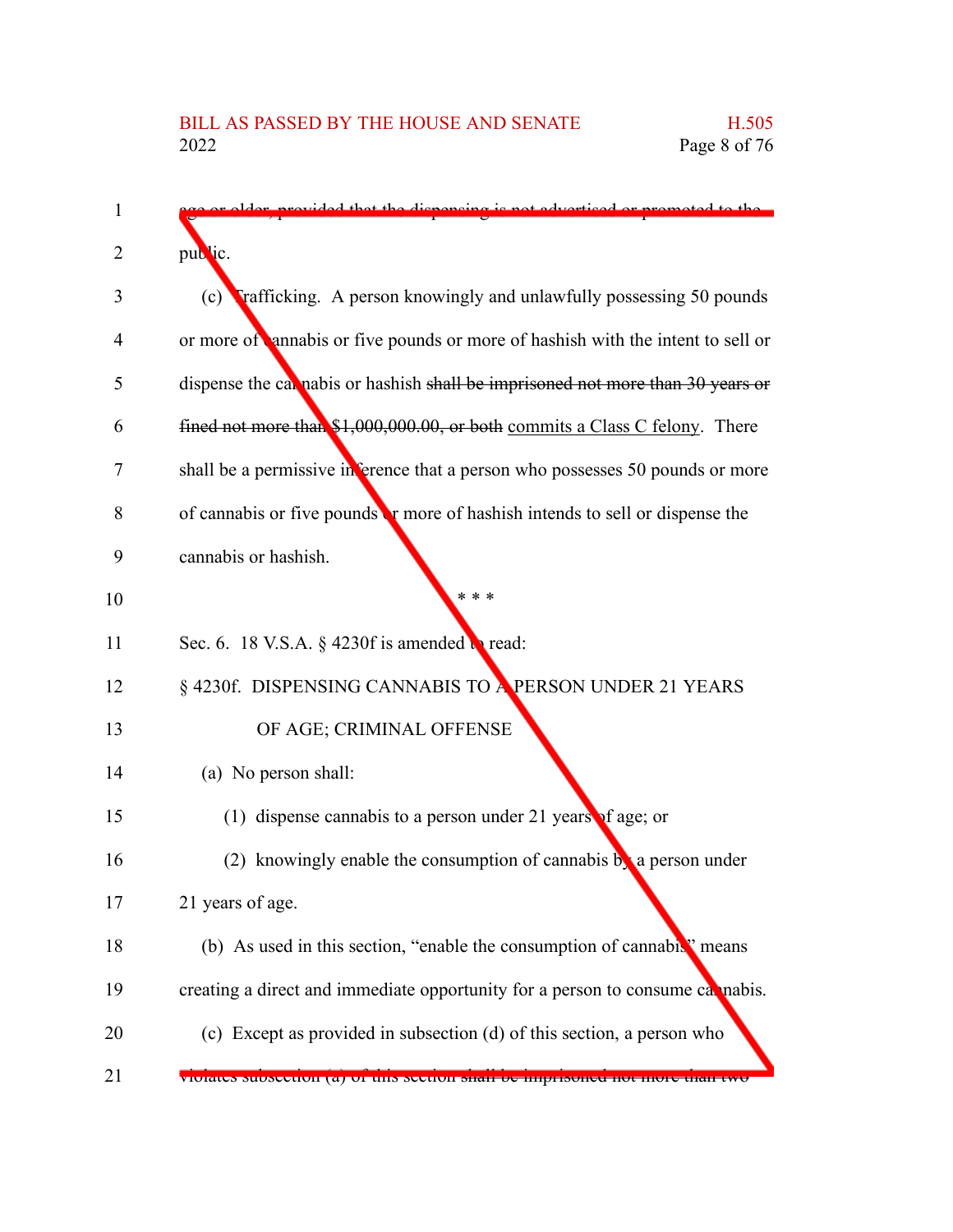age or older, provided that the dispensing is not advertised or promoted to the public.

(c) Trafficking. A person knowingly and unlawfully possessing 50 pounds or more of cannabis or five pounds or more of hashish with the intent to sell or dispense the cannabis or hashish ~~shall be imprisoned not more than 30 years or fined not more than $1,000,000.00, or both~~ commits a Class C felony. There shall be a permissive inference that a person who possesses 50 pounds or more of cannabis or five pounds or more of hashish intends to sell or dispense the cannabis or hashish.

\* \* \*

Sec. 6. 18 V.S.A. § 4230f is amended to read:

§ 4230f. DISPENSING CANNABIS TO A PERSON UNDER 21 YEARS OF AGE; CRIMINAL OFFENSE

(a) No person shall:

(1) dispense cannabis to a person under 21 years of age; or

(2) knowingly enable the consumption of cannabis by a person under 21 years of age.

(b) As used in this section, "enable the consumption of cannabis" means creating a direct and immediate opportunity for a person to consume cannabis.

(c) Except as provided in subsection (d) of this section, a person who violates subsection (a) of this section shall be imprisoned not more than two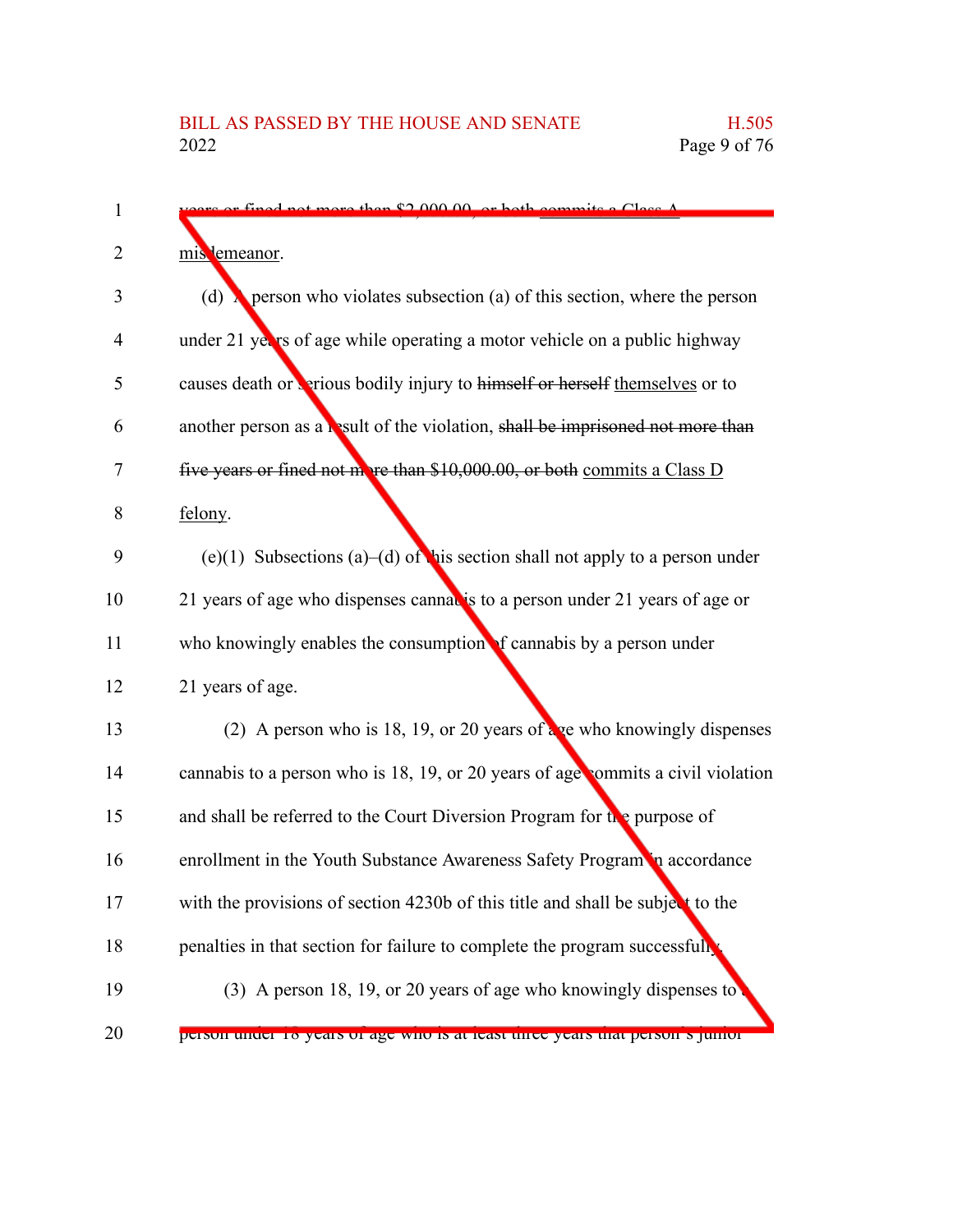years or fined not more than $2,000.00, or both commits a Class A misdemeanor.

(d) A person who violates subsection (a) of this section, where the person under 21 years of age while operating a motor vehicle on a public highway causes death or serious bodily injury to himself or herself themselves or to another person as a result of the violation, shall be imprisoned not more than five years or fined not more than $10,000.00, or both commits a Class D felony.

(e)(1) Subsections (a)–(d) of this section shall not apply to a person under 21 years of age who dispenses cannabis to a person under 21 years of age or who knowingly enables the consumption of cannabis by a person under 21 years of age.

(2) A person who is 18, 19, or 20 years of age who knowingly dispenses cannabis to a person who is 18, 19, or 20 years of age commits a civil violation and shall be referred to the Court Diversion Program for the purpose of enrollment in the Youth Substance Awareness Safety Program in accordance with the provisions of section 4230b of this title and shall be subject to the penalties in that section for failure to complete the program successfully.

(3) A person 18, 19, or 20 years of age who knowingly dispenses to a person under 18 years of age who is at least three years that person's junior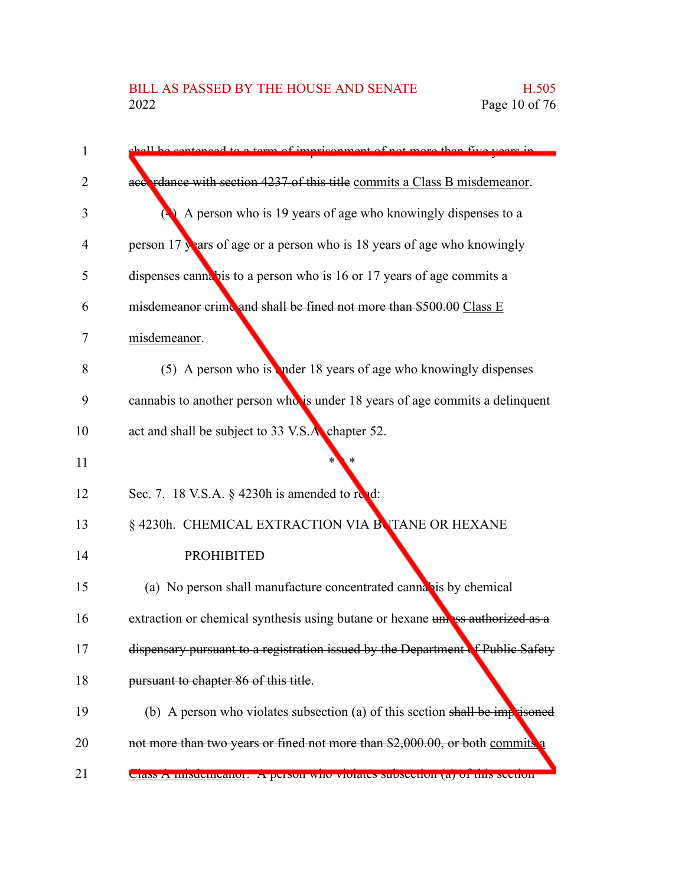~~shall be sentenced to a term of imprisonment of not more than five years in accordance with section 4237 of this title~~ commits a Class B misdemeanor.

(4) A person who is 19 years of age who knowingly dispenses to a person 17 years of age or a person who is 18 years of age who knowingly dispenses cannabis to a person who is 16 or 17 years of age commits a ~~misdemeanor crime and shall be fined not more than $500.00~~ Class E misdemeanor.

(5) A person who is under 18 years of age who knowingly dispenses cannabis to another person who is under 18 years of age commits a delinquent act and shall be subject to 33 V.S.A. chapter 52.

\* \* \*

Sec. 7. 18 V.S.A. § 4230h is amended to read:

§ 4230h. CHEMICAL EXTRACTION VIA BUTANE OR HEXANE PROHIBITED

(a) No person shall manufacture concentrated cannabis by chemical extraction or chemical synthesis using butane or hexane ~~unless authorized as a dispensary pursuant to a registration issued by the Department of Public Safety pursuant to chapter 86 of this title~~.

(b) A person who violates subsection (a) of this section ~~shall be imprisoned not more than two years or fined not more than $2,000.00, or both~~ commits a Class A misdemeanor. A person who violates subsection (a) of this section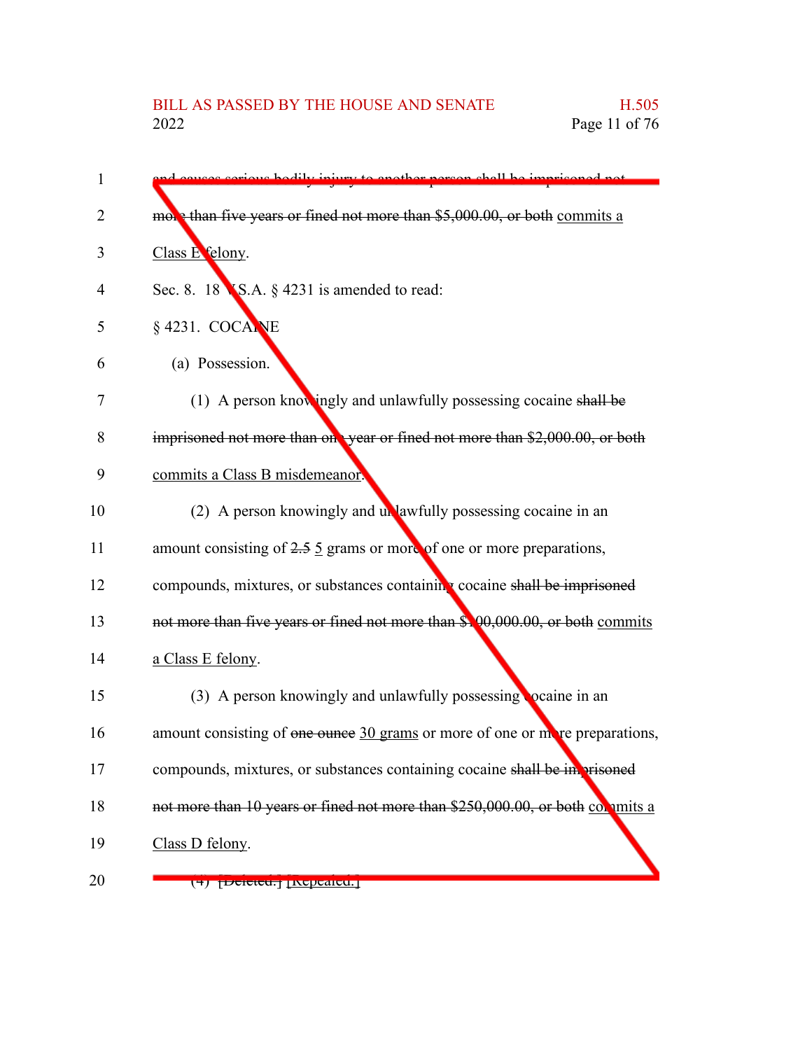and causes serious bodily injury to another person shall be imprisoned not more than five years or fined not more than $5,000.00, or both commits a Class E felony.

Sec. 8. 18 V.S.A. § 4231 is amended to read:

§ 4231. COCAINE

(a) Possession.

(1) A person knowingly and unlawfully possessing cocaine ~~shall be imprisoned not more than one year or fined not more than $2,000.00, or both~~ commits a Class B misdemeanor.

(2) A person knowingly and unlawfully possessing cocaine in an amount consisting of ~~2.5~~ 5 grams or more of one or more preparations, compounds, mixtures, or substances containing cocaine ~~shall be imprisoned not more than five years or fined not more than $100,000.00, or both~~ commits a Class E felony.

(3) A person knowingly and unlawfully possessing cocaine in an amount consisting of ~~one ounce~~ 30 grams or more of one or more preparations, compounds, mixtures, or substances containing cocaine ~~shall be imprisoned not more than 10 years or fined not more than $250,000.00, or both~~ commits a Class D felony.

(4) ~~[Deleted.]~~ [Repealed.]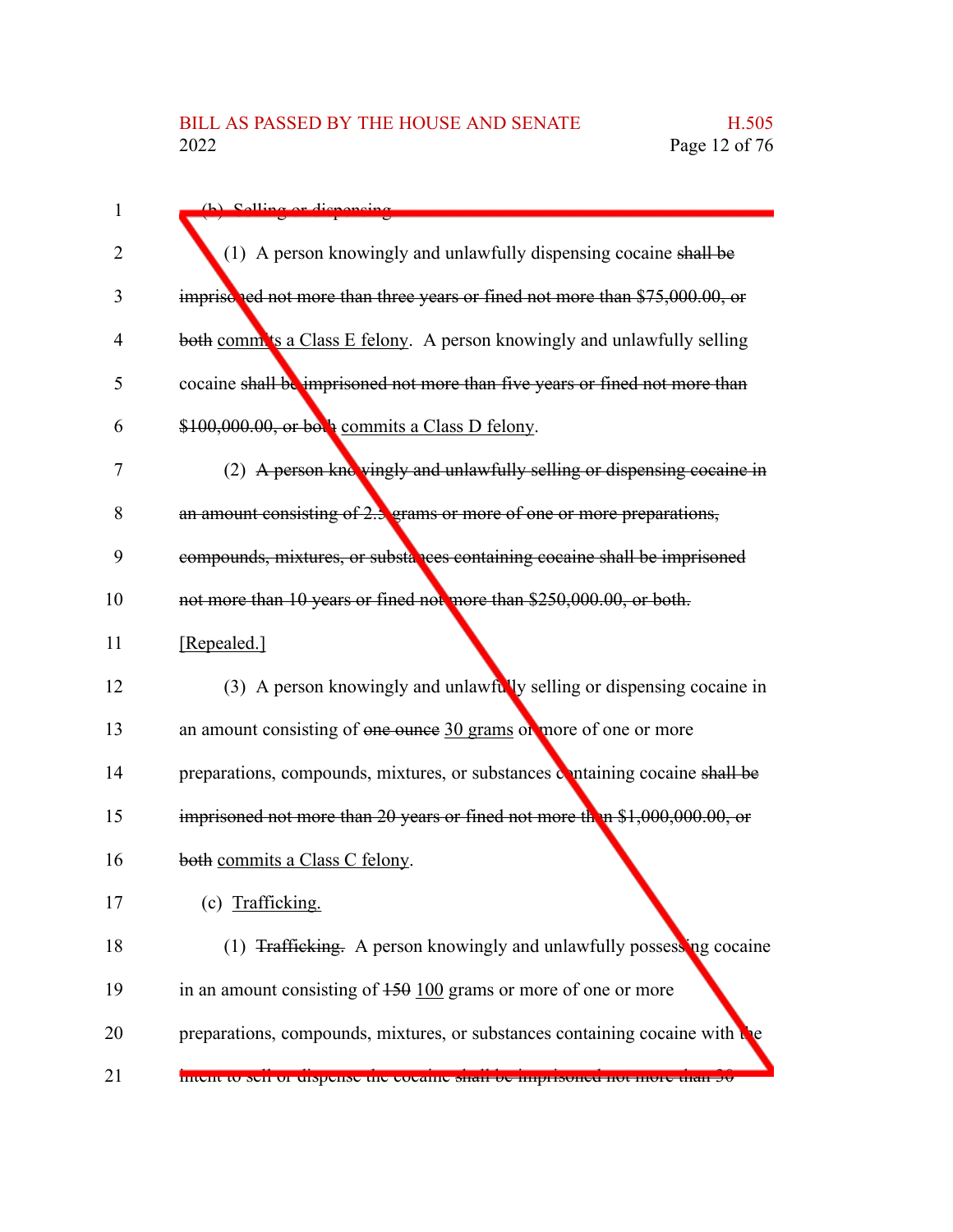(b) Selling or dispensing.

(1) A person knowingly and unlawfully dispensing cocaine ~~shall be imprisoned not more than three years or fined not more than $75,000.00, or both~~ commits a Class E felony. A person knowingly and unlawfully selling cocaine ~~shall be imprisoned not more than five years or fined not more than $100,000.00, or both~~ commits a Class D felony.

(2) ~~A person knowingly and unlawfully selling or dispensing cocaine in an amount consisting of 2.5 grams or more of one or more preparations, compounds, mixtures, or substances containing cocaine shall be imprisoned not more than 10 years or fined not more than $250,000.00, or both.~~ [Repealed.]

(3) A person knowingly and unlawfully selling or dispensing cocaine in an amount consisting of ~~one ounce~~ 30 grams or more of one or more preparations, compounds, mixtures, or substances containing cocaine ~~shall be imprisoned not more than 20 years or fined not more than $1,000,000.00, or both~~ commits a Class C felony.

(c) Trafficking.

(1) ~~Trafficking.~~ A person knowingly and unlawfully possessing cocaine in an amount consisting of ~~150~~ 100 grams or more of one or more preparations, compounds, mixtures, or substances containing cocaine with the intent to sell or dispense the cocaine ~~shall be imprisoned not more than 30~~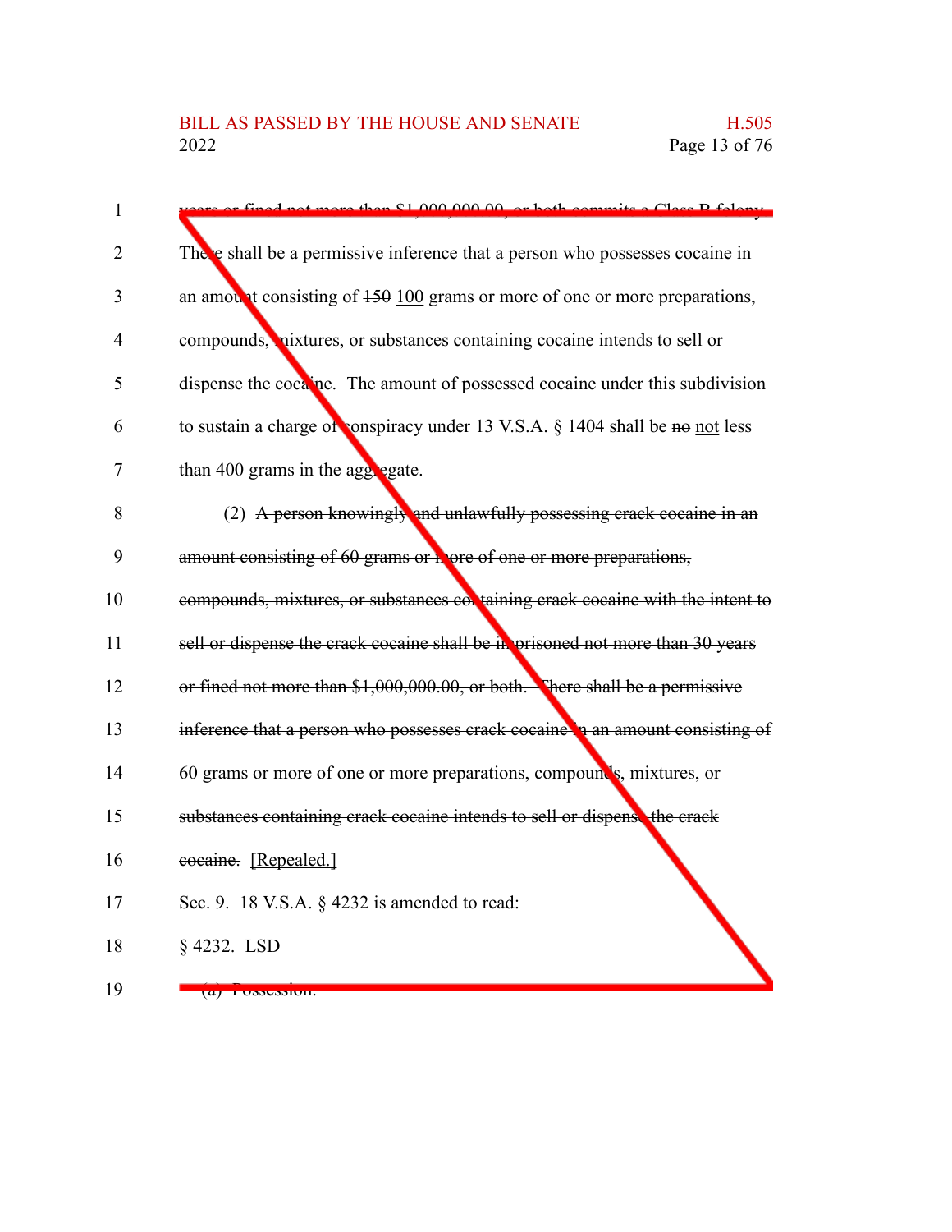~~years or fined not more than $1,000,000.00, or both~~ commits a Class B felony. There shall be a permissive inference that a person who possesses cocaine in an amount consisting of ~~150~~ 100 grams or more of one or more preparations, compounds, mixtures, or substances containing cocaine intends to sell or dispense the cocaine. The amount of possessed cocaine under this subdivision to sustain a charge of conspiracy under 13 V.S.A. § 1404 shall be ~~no~~ not less than 400 grams in the aggregate.

(2) ~~A person knowingly and unlawfully possessing crack cocaine in an amount consisting of 60 grams or more of one or more preparations, compounds, mixtures, or substances containing crack cocaine with the intent to sell or dispense the crack cocaine shall be imprisoned not more than 30 years or fined not more than $1,000,000.00, or both. There shall be a permissive inference that a person who possesses crack cocaine in an amount consisting of 60 grams or more of one or more preparations, compounds, mixtures, or substances containing crack cocaine intends to sell or dispense the crack cocaine.~~ [Repealed.]

Sec. 9. 18 V.S.A. § 4232 is amended to read:

§ 4232. LSD

(a) Possession.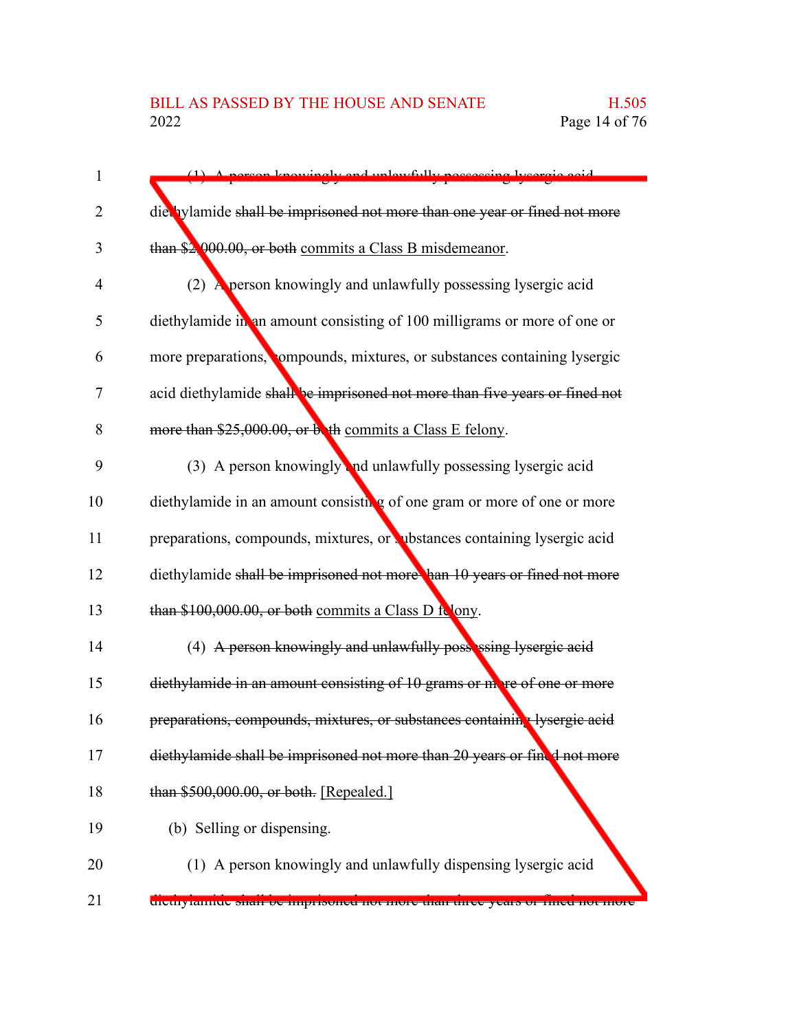(1) A person knowingly and unlawfully possessing lysergic acid diethylamide ~~shall be imprisoned not more than one year or fined not more than $2,000.00, or both~~ commits a Class B misdemeanor.

(2) A person knowingly and unlawfully possessing lysergic acid diethylamide in an amount consisting of 100 milligrams or more of one or more preparations, compounds, mixtures, or substances containing lysergic acid diethylamide ~~shall be imprisoned not more than five years or fined not more than $25,000.00, or both~~ commits a Class E felony.

(3) A person knowingly and unlawfully possessing lysergic acid diethylamide in an amount consisting of one gram or more of one or more preparations, compounds, mixtures, or substances containing lysergic acid diethylamide ~~shall be imprisoned not more than 10 years or fined not more than $100,000.00, or both~~ commits a Class D felony.

(4) ~~A person knowingly and unlawfully possessing lysergic acid diethylamide in an amount consisting of 10 grams or more of one or more preparations, compounds, mixtures, or substances containing lysergic acid diethylamide shall be imprisoned not more than 20 years or fined not more than $500,000.00, or both.~~ [Repealed.]

(b) Selling or dispensing.

(1) A person knowingly and unlawfully dispensing lysergic acid diethylamide ~~shall be imprisoned not more than three years or fined not more~~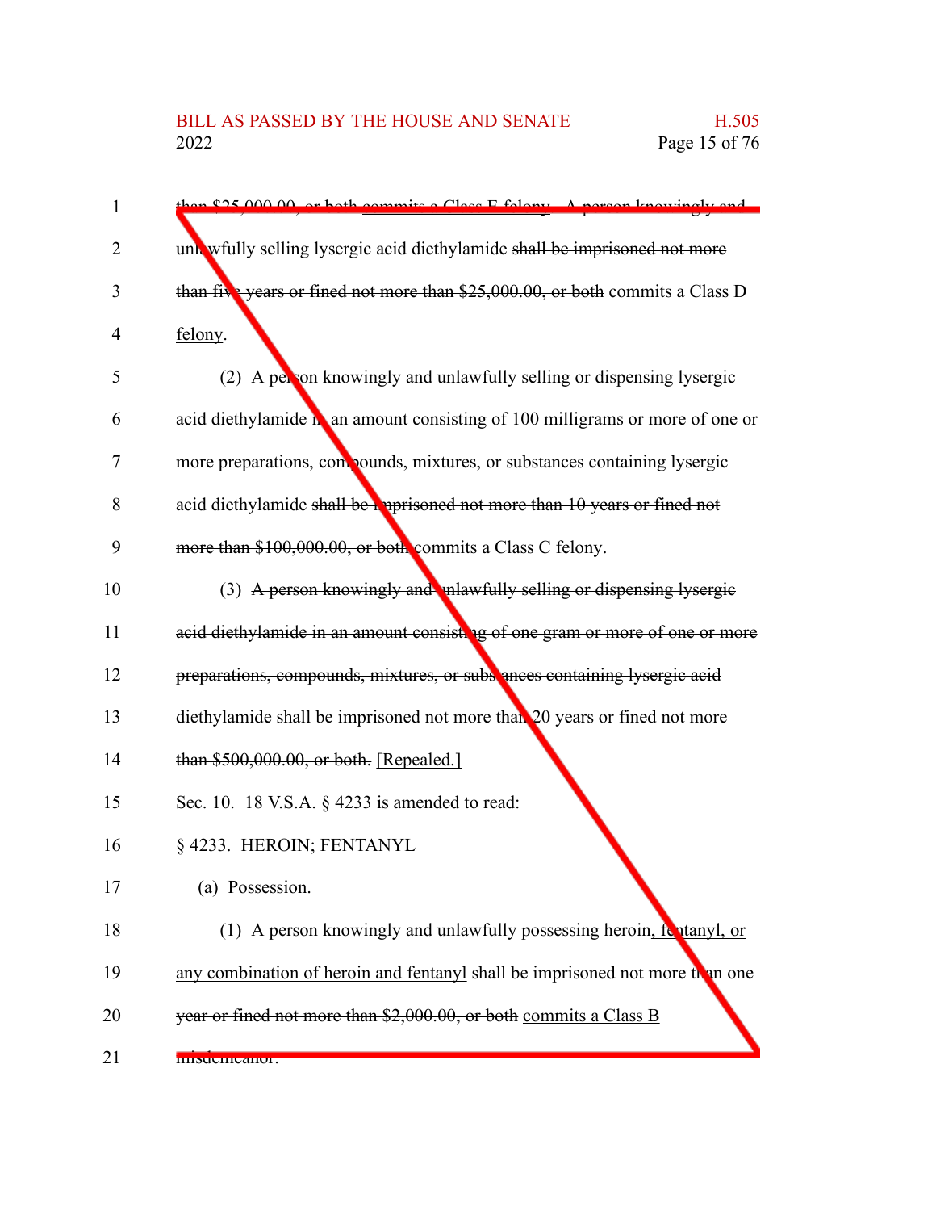than $25,000.00, or both commits a Class E felony. A person knowingly and unlawfully selling lysergic acid diethylamide ~~shall be imprisoned not more than five years or fined not more than $25,000.00, or both~~ commits a Class D felony.

(2) A person knowingly and unlawfully selling or dispensing lysergic acid diethylamide in an amount consisting of 100 milligrams or more of one or more preparations, compounds, mixtures, or substances containing lysergic acid diethylamide ~~shall be imprisoned not more than 10 years or fined not more than $100,000.00, or both~~ commits a Class C felony.

(3) ~~A person knowingly and unlawfully selling or dispensing lysergic acid diethylamide in an amount consisting of one gram or more of one or more preparations, compounds, mixtures, or substances containing lysergic acid diethylamide shall be imprisoned not more than 20 years or fined not more than $500,000.00, or both.~~ [Repealed.]

Sec. 10. 18 V.S.A. § 4233 is amended to read:

§ 4233. HEROIN; FENTANYL

(a) Possession.

(1) A person knowingly and unlawfully possessing heroin, fentanyl, or any combination of heroin and fentanyl ~~shall be imprisoned not more than one year or fined not more than $2,000.00, or both~~ commits a Class B misdemeanor.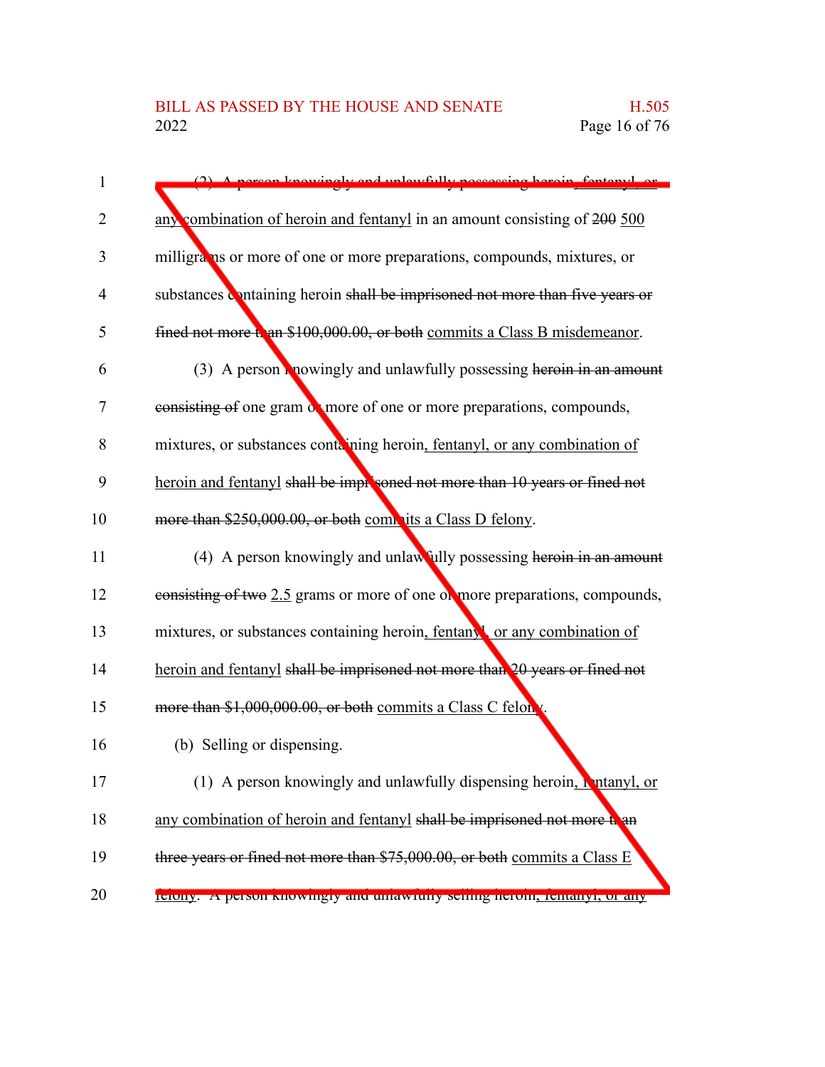(2) A person knowingly and unlawfully possessing heroin~~,~~ fentanyl, or any combination of heroin and fentanyl in an amount consisting of ~~200~~ 500 milligrams or more of one or more preparations, compounds, mixtures, or substances containing heroin ~~shall be imprisoned not more than five years or fined not more than $100,000.00, or both~~ commits a Class B misdemeanor.

(3) A person knowingly and unlawfully possessing ~~heroin in an amount consisting of~~ one gram or more of one or more preparations, compounds, mixtures, or substances containing heroin, fentanyl, or any combination of heroin and fentanyl ~~shall be imprisoned not more than 10 years or fined not more than $250,000.00, or both~~ commits a Class D felony.

(4) A person knowingly and unlawfully possessing ~~heroin in an amount consisting of two~~ 2.5 grams or more of one or more preparations, compounds, mixtures, or substances containing heroin, fentanyl, or any combination of heroin and fentanyl ~~shall be imprisoned not more than 20 years or fined not more than $1,000,000.00, or both~~ commits a Class C felony.

(b) Selling or dispensing.

(1) A person knowingly and unlawfully dispensing heroin, fentanyl, or any combination of heroin and fentanyl ~~shall be imprisoned not more than three years or fined not more than $75,000.00, or both~~ commits a Class E felony. A person knowingly and unlawfully selling heroin, fentanyl, or any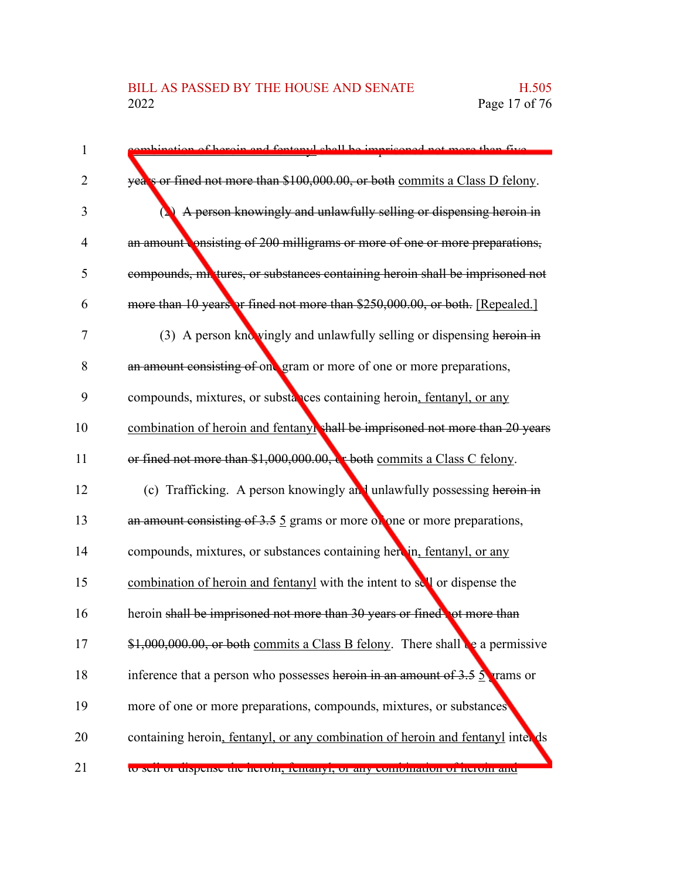combination of heroin and fentanyl shall be imprisoned not more than five years or fined not more than $100,000.00, or both commits a Class D felony.

(2) A person knowingly and unlawfully selling or dispensing heroin in an amount consisting of 200 milligrams or more of one or more preparations, compounds, mixtures, or substances containing heroin shall be imprisoned not more than 10 years or fined not more than $250,000.00, or both. [Repealed.]

(3) A person knowingly and unlawfully selling or dispensing heroin in an amount consisting of one gram or more of one or more preparations, compounds, mixtures, or substances containing heroin, fentanyl, or any combination of heroin and fentanyl shall be imprisoned not more than 20 years or fined not more than $1,000,000.00, or both commits a Class C felony.

(c) Trafficking. A person knowingly and unlawfully possessing heroin in an amount consisting of 3.5 5 grams or more of one or more preparations, compounds, mixtures, or substances containing heroin, fentanyl, or any combination of heroin and fentanyl with the intent to sell or dispense the heroin shall be imprisoned not more than 30 years or fined not more than $1,000,000.00, or both commits a Class B felony. There shall be a permissive inference that a person who possesses heroin in an amount of 3.5 5 grams or more of one or more preparations, compounds, mixtures, or substances containing heroin, fentanyl, or any combination of heroin and fentanyl intends to sell or dispense the heroin, fentanyl, or any combination of heroin and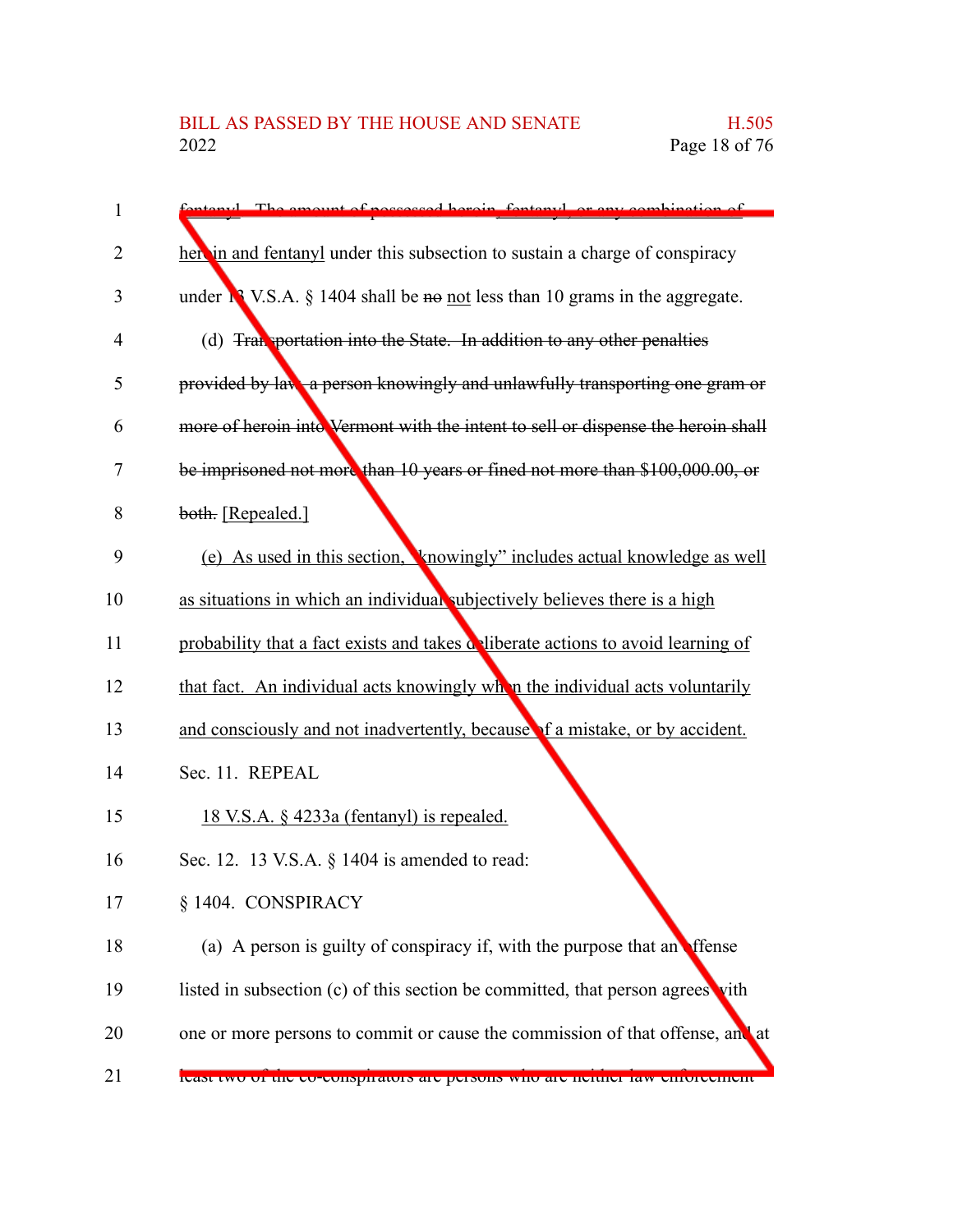fentanyl. The amount of possessed heroin, fentanyl, or any combination of heroin and fentanyl under this subsection to sustain a charge of conspiracy under 13 V.S.A. § 1404 shall be no not less than 10 grams in the aggregate.

(d) Transportation into the State. In addition to any other penalties provided by law, a person knowingly and unlawfully transporting one gram or more of heroin into Vermont with the intent to sell or dispense the heroin shall be imprisoned not more than 10 years or fined not more than $100,000.00, or both. [Repealed.]

(e) As used in this section, "knowingly" includes actual knowledge as well as situations in which an individual subjectively believes there is a high probability that a fact exists and takes deliberate actions to avoid learning of that fact. An individual acts knowingly when the individual acts voluntarily and consciously and not inadvertently, because of a mistake, or by accident.

Sec. 11. REPEAL

18 V.S.A. § 4233a (fentanyl) is repealed.

Sec. 12. 13 V.S.A. § 1404 is amended to read:

§ 1404. CONSPIRACY

(a) A person is guilty of conspiracy if, with the purpose that an offense listed in subsection (c) of this section be committed, that person agrees with one or more persons to commit or cause the commission of that offense, and at least two of the co-conspirators are persons who are neither law enforcement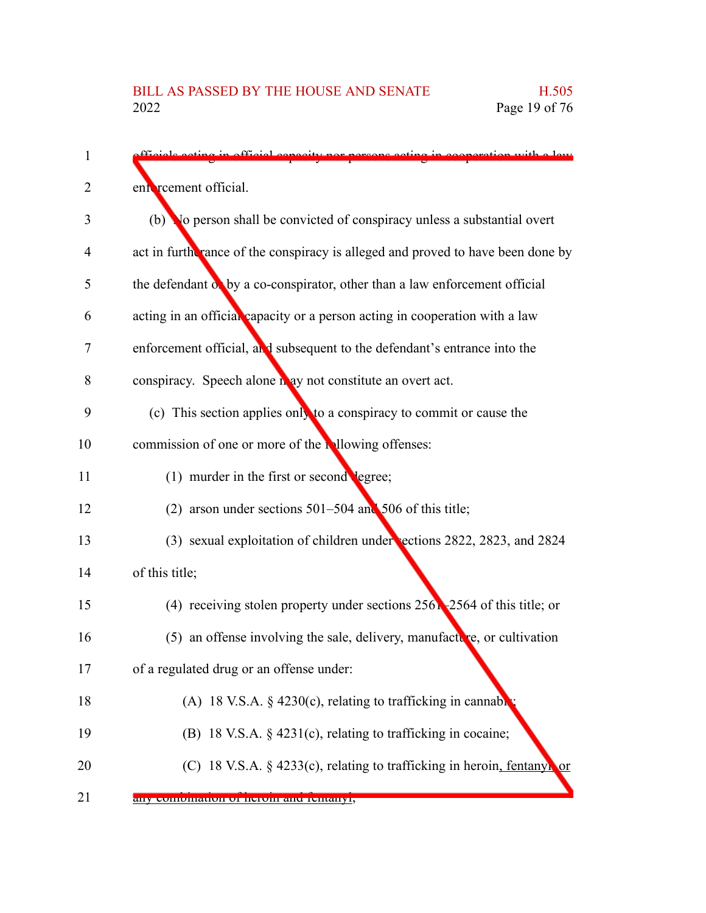officials acting in official capacity nor persons acting in cooperation with a law enforcement official.

(b) No person shall be convicted of conspiracy unless a substantial overt act in furtherance of the conspiracy is alleged and proved to have been done by the defendant or by a co-conspirator, other than a law enforcement official acting in an official capacity or a person acting in cooperation with a law enforcement official, and subsequent to the defendant's entrance into the conspiracy. Speech alone may not constitute an overt act.

(c) This section applies only to a conspiracy to commit or cause the commission of one or more of the following offenses:

(1) murder in the first or second degree;

(2) arson under sections 501–504 and 506 of this title;

(3) sexual exploitation of children under sections 2822, 2823, and 2824 of this title;

(4) receiving stolen property under sections 2561–2564 of this title; or

(5) an offense involving the sale, delivery, manufacture, or cultivation of a regulated drug or an offense under:

(A) 18 V.S.A. § 4230(c), relating to trafficking in cannabis;

(B) 18 V.S.A. § 4231(c), relating to trafficking in cocaine;

(C) 18 V.S.A. § 4233(c), relating to trafficking in heroin, fentanyl, or any combination of heroin and fentanyl;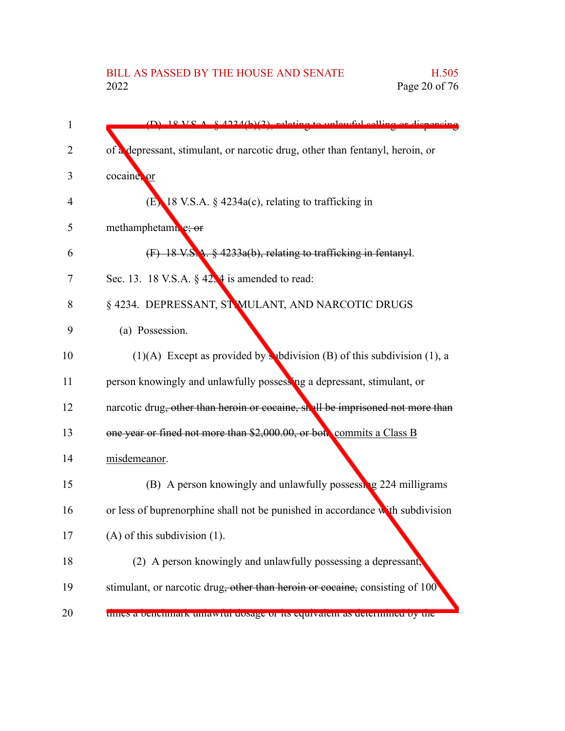(D) 18 V.S.A. § 4234(b)(3), relating to unlawful selling or dispensing of a depressant, stimulant, or narcotic drug, other than fentanyl, heroin, or cocaine, or

(E) 18 V.S.A. § 4234a(c), relating to trafficking in methamphetamine; or

~~(F) 18 V.S.A. § 4233a(b), relating to trafficking in fentanyl~~.

Sec. 13. 18 V.S.A. § 4234 is amended to read:

§ 4234. DEPRESSANT, STIMULANT, AND NARCOTIC DRUGS

(a) Possession.

(1)(A) Except as provided by subdivision (B) of this subdivision (1), a person knowingly and unlawfully possessing a depressant, stimulant, or narcotic drug~~, other than heroin or cocaine, shall be imprisoned not more than one year or fined not more than $2,000.00, or both~~ commits a Class B misdemeanor.

(B) A person knowingly and unlawfully possessing 224 milligrams or less of buprenorphine shall not be punished in accordance with subdivision (A) of this subdivision (1).

(2) A person knowingly and unlawfully possessing a depressant, stimulant, or narcotic drug~~, other than heroin or cocaine,~~ consisting of 100 times a benchmark unlawful dosage or its equivalent as determined by the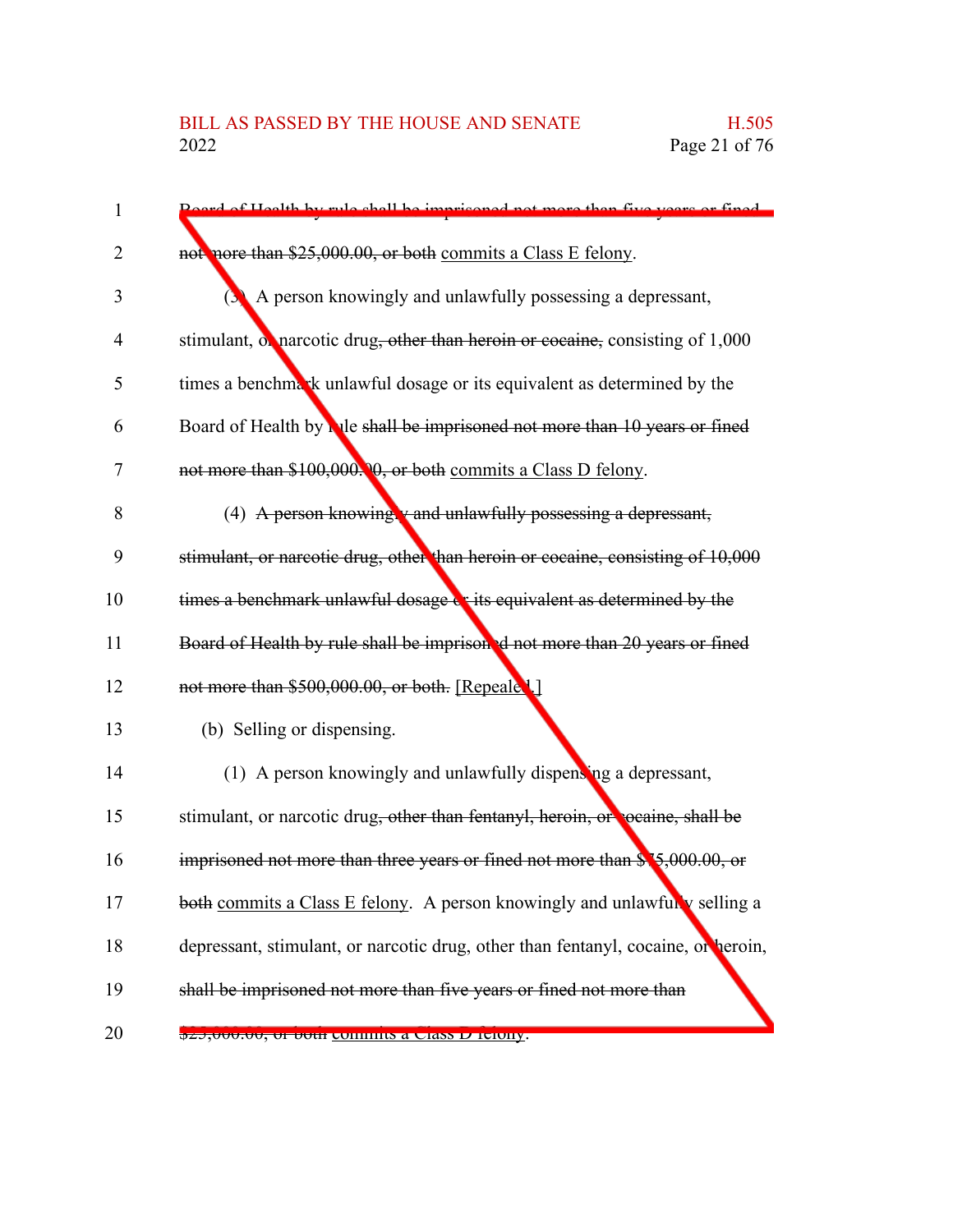Board of Health by rule shall be imprisoned not more than five years or fined not more than $25,000.00, or both commits a Class E felony.

(3) A person knowingly and unlawfully possessing a depressant, stimulant, or narcotic drug, other than heroin or cocaine, consisting of 1,000 times a benchmark unlawful dosage or its equivalent as determined by the Board of Health by rule shall be imprisoned not more than 10 years or fined not more than $100,000.00, or both commits a Class D felony.

(4) A person knowingly and unlawfully possessing a depressant, stimulant, or narcotic drug, other than heroin or cocaine, consisting of 10,000 times a benchmark unlawful dosage or its equivalent as determined by the Board of Health by rule shall be imprisoned not more than 20 years or fined not more than $500,000.00, or both. [Repealed.]

(b) Selling or dispensing.

(1) A person knowingly and unlawfully dispensing a depressant, stimulant, or narcotic drug, other than fentanyl, heroin, or cocaine, shall be imprisoned not more than three years or fined not more than $75,000.00, or both commits a Class E felony. A person knowingly and unlawfully selling a depressant, stimulant, or narcotic drug, other than fentanyl, cocaine, or heroin, shall be imprisoned not more than five years or fined not more than $25,000.00, or both commits a Class D felony.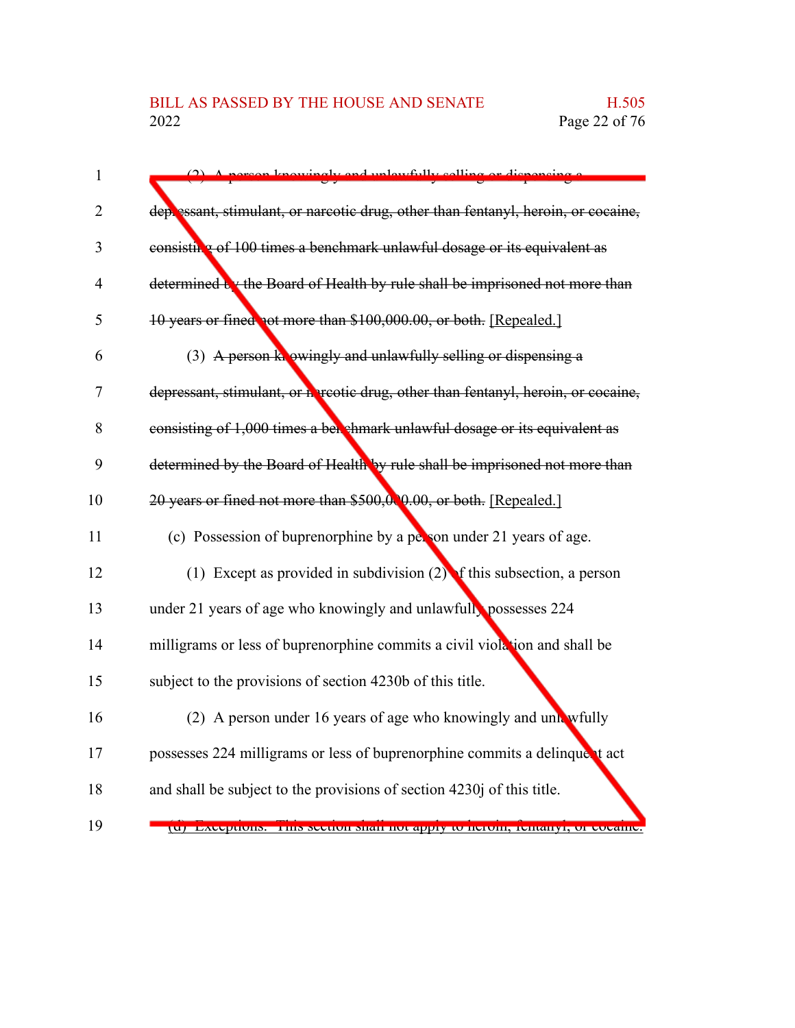~~(2) A person knowingly and unlawfully selling or dispensing a depressant, stimulant, or narcotic drug, other than fentanyl, heroin, or cocaine, consisting of 100 times a benchmark unlawful dosage or its equivalent as determined by the Board of Health by rule shall be imprisoned not more than 10 years or fined not more than $100,000.00, or both.~~ [Repealed.]

(3) ~~A person knowingly and unlawfully selling or dispensing a depressant, stimulant, or narcotic drug, other than fentanyl, heroin, or cocaine, consisting of 1,000 times a benchmark unlawful dosage or its equivalent as determined by the Board of Health by rule shall be imprisoned not more than 20 years or fined not more than $500,000.00, or both.~~ [Repealed.]

(c) Possession of buprenorphine by a person under 21 years of age.

(1) Except as provided in subdivision (2) of this subsection, a person under 21 years of age who knowingly and unlawfully possesses 224 milligrams or less of buprenorphine commits a civil violation and shall be subject to the provisions of section 4230b of this title.

(2) A person under 16 years of age who knowingly and unlawfully possesses 224 milligrams or less of buprenorphine commits a delinquent act and shall be subject to the provisions of section 4230j of this title.

(d) Exceptions. This section shall not apply to heroin, fentanyl, or cocaine.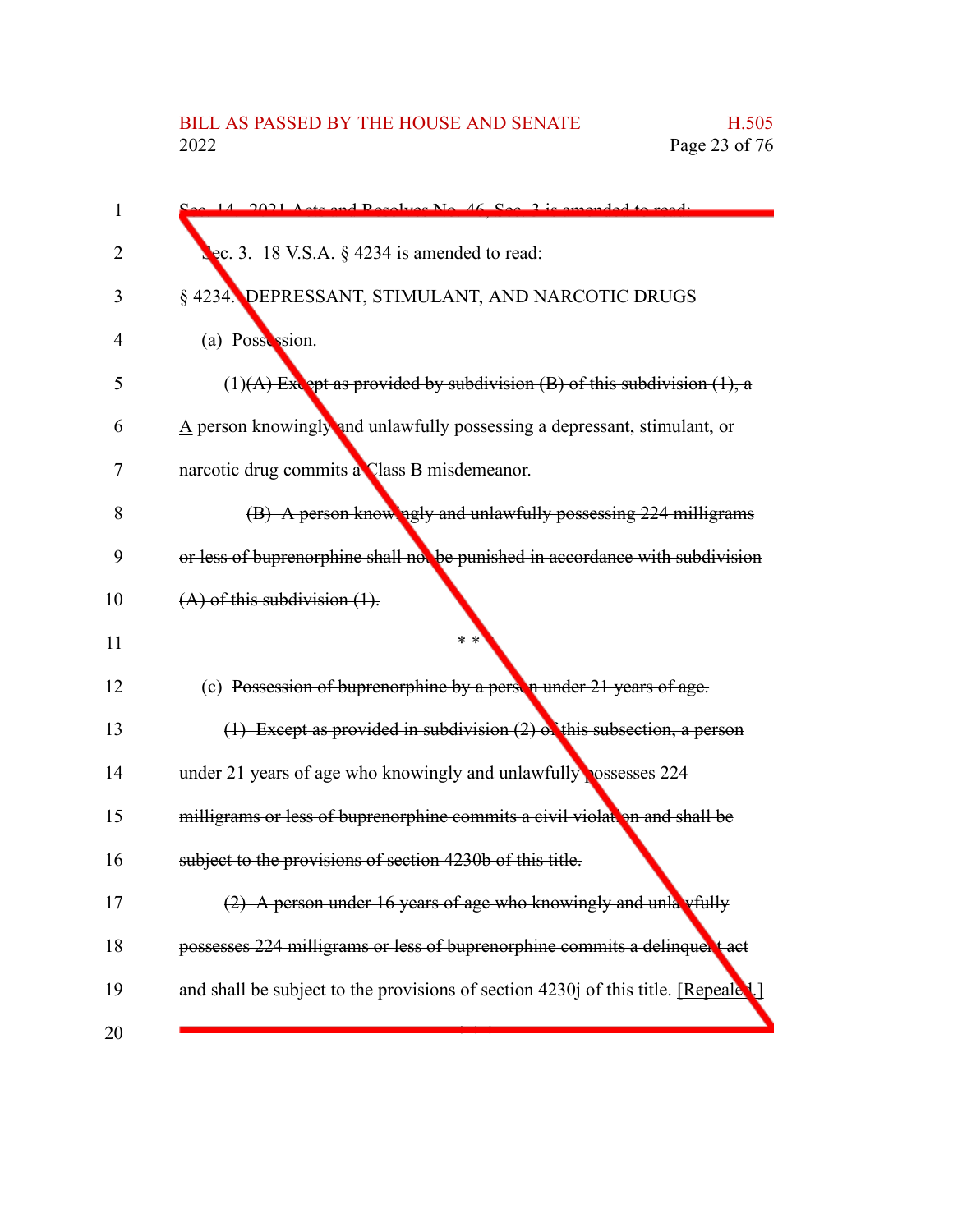Sec. 14. 2021 Acts and Resolves No. 46, Sec. 3 is amended to read:

Sec. 3. 18 V.S.A. § 4234 is amended to read:

§ 4234. DEPRESSANT, STIMULANT, AND NARCOTIC DRUGS

(a) Possession.

(1)~~(A) Except as provided by subdivision (B) of this subdivision (1), a~~ A person knowingly and unlawfully possessing a depressant, stimulant, or narcotic drug commits a Class B misdemeanor.

~~(B) A person knowingly and unlawfully possessing 224 milligrams or less of buprenorphine shall not be punished in accordance with subdivision (A) of this subdivision (1).~~

\* \* \*

(c) ~~Possession of buprenorphine by a person under 21 years of age.~~

~~(1) Except as provided in subdivision (2) of this subsection, a person under 21 years of age who knowingly and unlawfully possesses 224 milligrams or less of buprenorphine commits a civil violation and shall be subject to the provisions of section 4230b of this title.~~

~~(2) A person under 16 years of age who knowingly and unlawfully possesses 224 milligrams or less of buprenorphine commits a delinquent act and shall be subject to the provisions of section 4230j of this title.~~ [Repealed.]

\* \* \*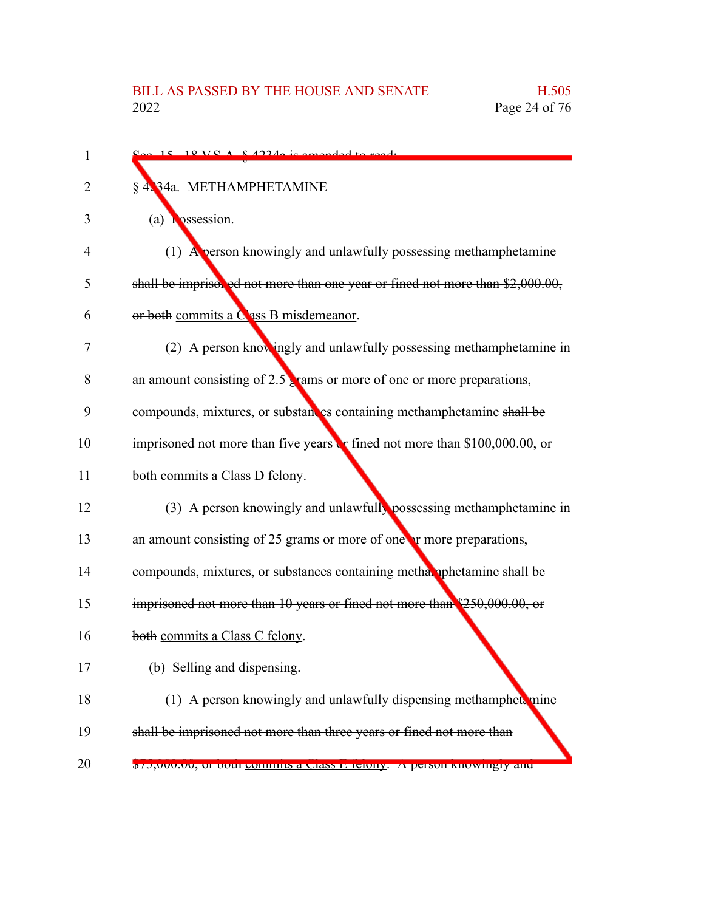Sec. 15. 18 V.S.A. § 4234a is amended to read:

§ 4234a. METHAMPHETAMINE

(a) Possession.

(1) A person knowingly and unlawfully possessing methamphetamine ~~shall be imprisoned not more than one year or fined not more than $2,000.00, or both~~ commits a Class B misdemeanor.

(2) A person knowingly and unlawfully possessing methamphetamine in an amount consisting of 2.5 grams or more of one or more preparations, compounds, mixtures, or substances containing methamphetamine ~~shall be imprisoned not more than five years or fined not more than $100,000.00, or both~~ commits a Class D felony.

(3) A person knowingly and unlawfully possessing methamphetamine in an amount consisting of 25 grams or more of one or more preparations, compounds, mixtures, or substances containing methamphetamine ~~shall be imprisoned not more than 10 years or fined not more than $250,000.00, or both~~ commits a Class C felony.

(b) Selling and dispensing.

(1) A person knowingly and unlawfully dispensing methamphetamine ~~shall be imprisoned not more than three years or fined not more than $75,000.00, or both~~ commits a Class E felony. A person knowingly and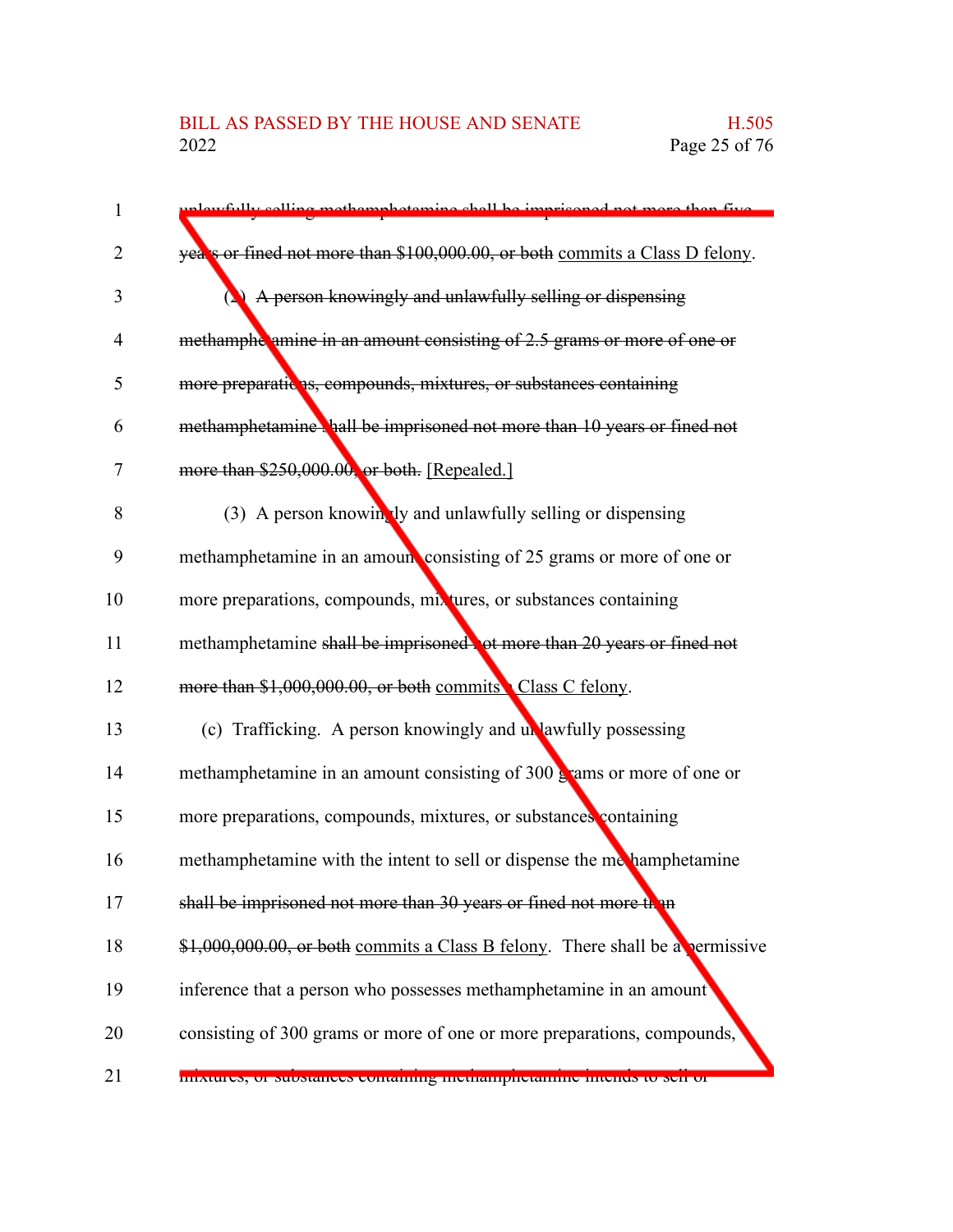unlawfully selling methamphetamine shall be imprisoned not more than five years or fined not more than $100,000.00, or both commits a Class D felony.

(2) A person knowingly and unlawfully selling or dispensing methamphetamine in an amount consisting of 2.5 grams or more of one or more preparations, compounds, mixtures, or substances containing methamphetamine shall be imprisoned not more than 10 years or fined not more than $250,000.00, or both. [Repealed.]

(3) A person knowingly and unlawfully selling or dispensing methamphetamine in an amount consisting of 25 grams or more of one or more preparations, compounds, mixtures, or substances containing methamphetamine shall be imprisoned not more than 20 years or fined not more than $1,000,000.00, or both commits a Class C felony.

(c) Trafficking. A person knowingly and unlawfully possessing methamphetamine in an amount consisting of 300 grams or more of one or more preparations, compounds, mixtures, or substances containing methamphetamine with the intent to sell or dispense the methamphetamine shall be imprisoned not more than 30 years or fined not more than $1,000,000.00, or both commits a Class B felony. There shall be a permissive inference that a person who possesses methamphetamine in an amount consisting of 300 grams or more of one or more preparations, compounds, mixtures, or substances containing methamphetamine intends to sell or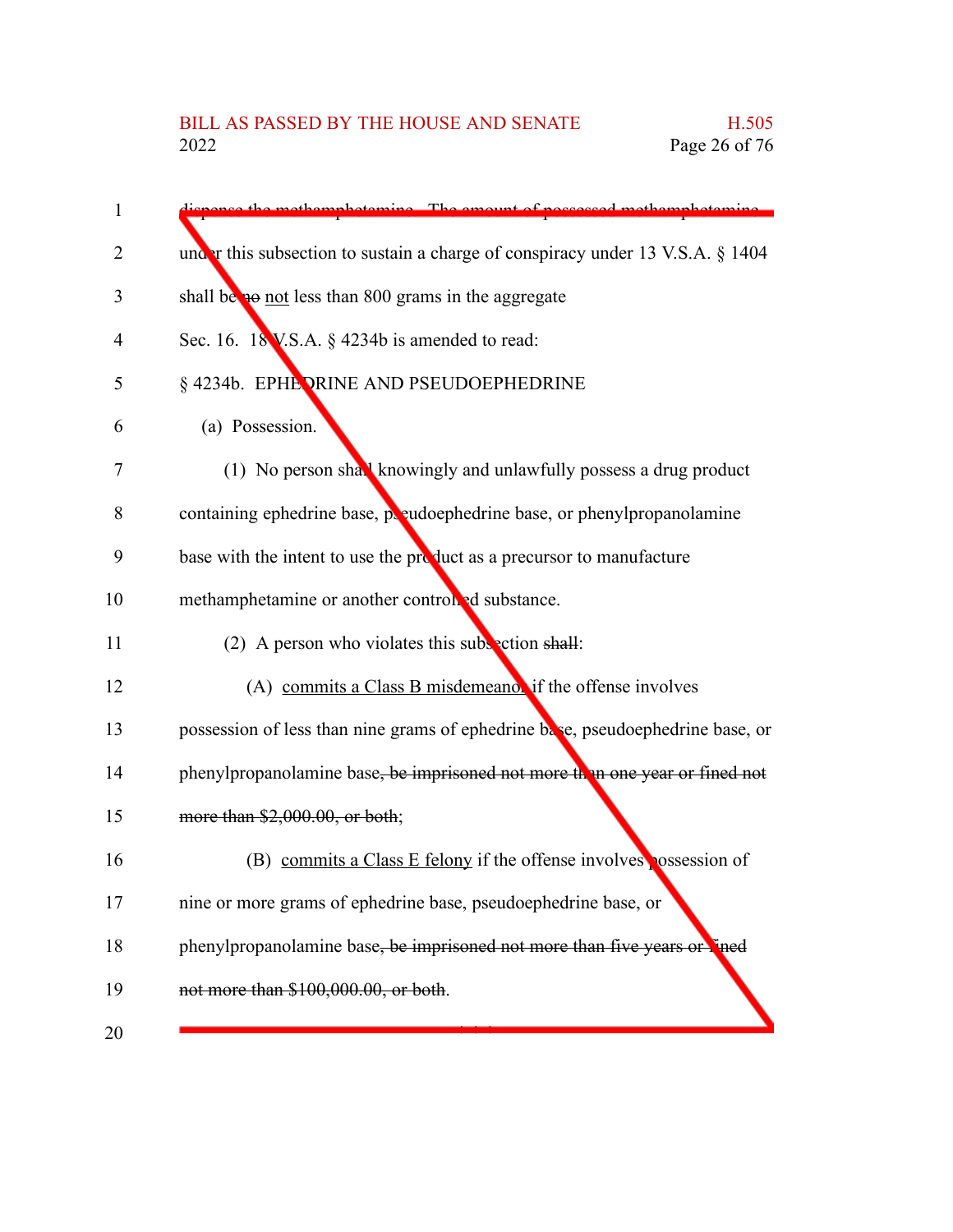dispense the methamphetamine. The amount of possessed methamphetamine under this subsection to sustain a charge of conspiracy under 13 V.S.A. § 1404 shall be ~~no~~ not less than 800 grams in the aggregate

Sec. 16. 18 V.S.A. § 4234b is amended to read:

§ 4234b. EPHEDRINE AND PSEUDOEPHEDRINE

(a) Possession.

(1) No person shall knowingly and unlawfully possess a drug product containing ephedrine base, pseudoephedrine base, or phenylpropanolamine base with the intent to use the product as a precursor to manufacture methamphetamine or another controlled substance.

(2) A person who violates this subsection ~~shall~~:

(A) commits a Class B misdemeanor if the offense involves possession of less than nine grams of ephedrine base, pseudoephedrine base, or phenylpropanolamine base~~, be imprisoned not more than one year or fined not more than $2,000.00, or both~~;

(B) commits a Class E felony if the offense involves possession of nine or more grams of ephedrine base, pseudoephedrine base, or phenylpropanolamine base~~, be imprisoned not more than five years or fined not more than $100,000.00, or both~~.

\* \* \*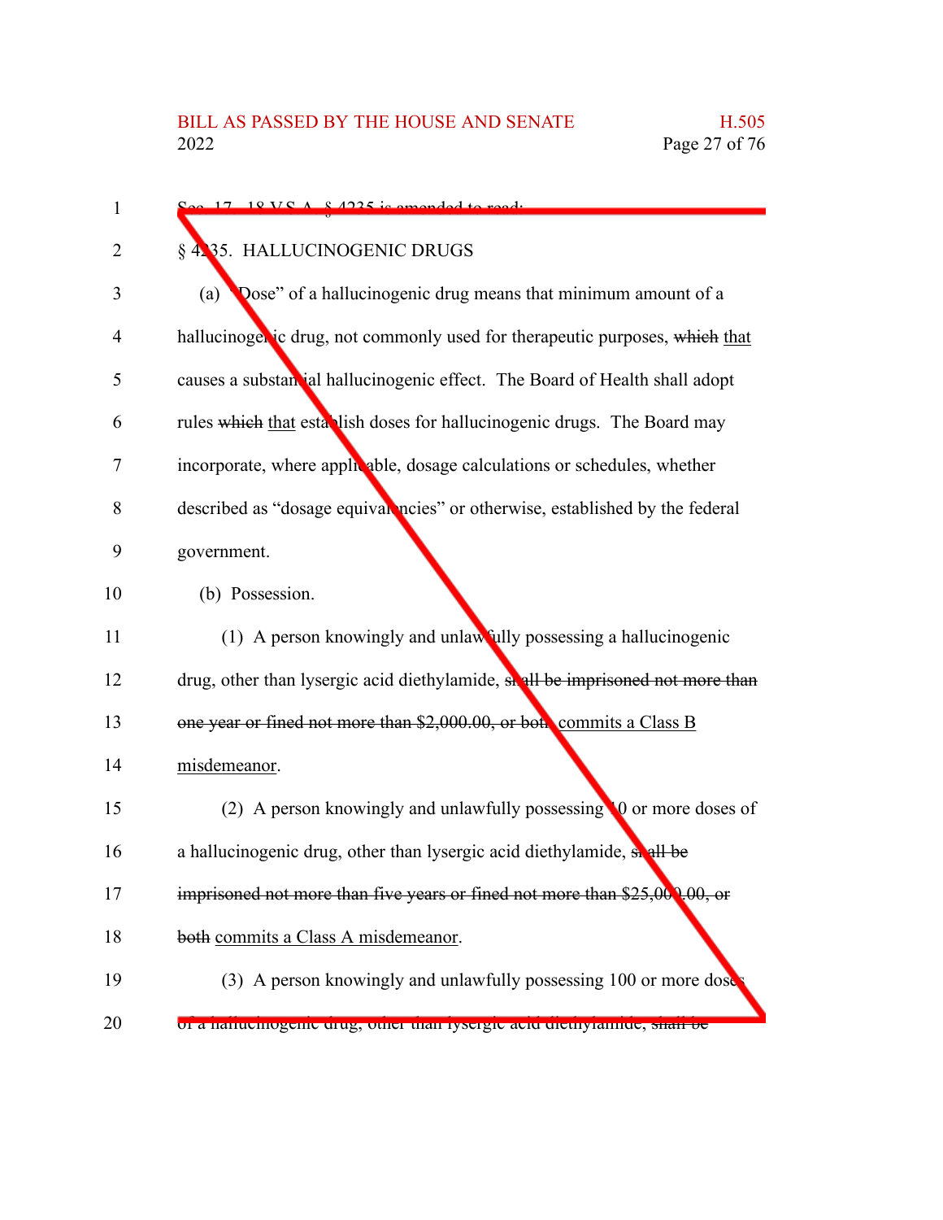Sec. 17. 18 V.S.A. § 4235 is amended to read:

§ 4235. HALLUCINOGENIC DRUGS

(a) "Dose" of a hallucinogenic drug means that minimum amount of a hallucinogenic drug, not commonly used for therapeutic purposes, ~~which~~ that causes a substantial hallucinogenic effect. The Board of Health shall adopt rules ~~which~~ that establish doses for hallucinogenic drugs. The Board may incorporate, where applicable, dosage calculations or schedules, whether described as "dosage equivalencies" or otherwise, established by the federal government.

(b) Possession.

(1) A person knowingly and unlawfully possessing a hallucinogenic drug, other than lysergic acid diethylamide, ~~shall be imprisoned not more than one year or fined not more than $2,000.00, or both~~ commits a Class B misdemeanor.

(2) A person knowingly and unlawfully possessing 10 or more doses of a hallucinogenic drug, other than lysergic acid diethylamide, ~~shall be imprisoned not more than five years or fined not more than $25,000.00, or both~~ commits a Class A misdemeanor.

(3) A person knowingly and unlawfully possessing 100 or more doses of a hallucinogenic drug, other than lysergic acid diethylamide, ~~shall be~~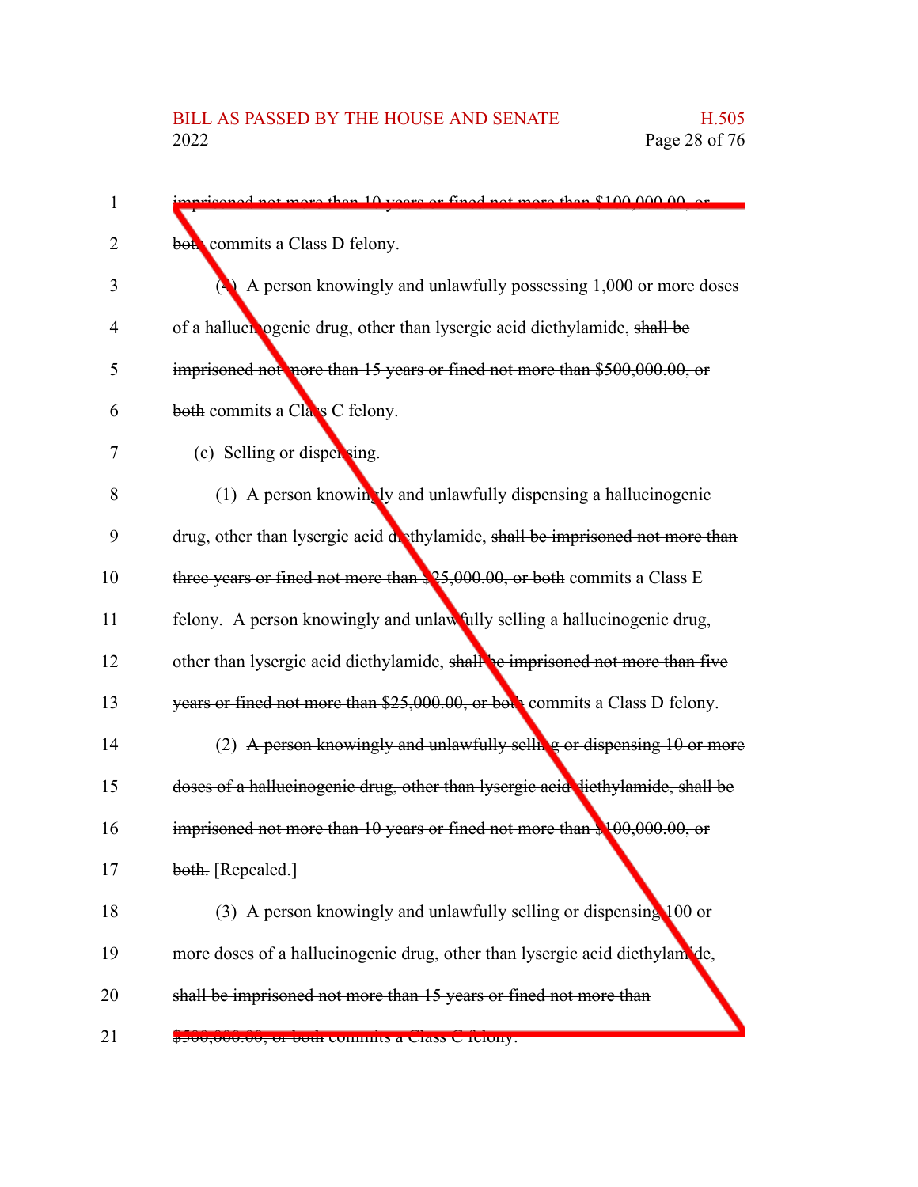imprisoned not more than 10 years or fined not more than $100,000.00, or both commits a Class D felony.

(4) A person knowingly and unlawfully possessing 1,000 or more doses of a hallucinogenic drug, other than lysergic acid diethylamide, shall be imprisoned not more than 15 years or fined not more than $500,000.00, or both commits a Class C felony.

(c) Selling or dispensing.

(1) A person knowingly and unlawfully dispensing a hallucinogenic drug, other than lysergic acid diethylamide, shall be imprisoned not more than three years or fined not more than $25,000.00, or both commits a Class E felony. A person knowingly and unlawfully selling a hallucinogenic drug, other than lysergic acid diethylamide, shall be imprisoned not more than five years or fined not more than $25,000.00, or both commits a Class D felony.

(2) A person knowingly and unlawfully selling or dispensing 10 or more doses of a hallucinogenic drug, other than lysergic acid diethylamide, shall be imprisoned not more than 10 years or fined not more than $100,000.00, or both. [Repealed.]

(3) A person knowingly and unlawfully selling or dispensing 100 or more doses of a hallucinogenic drug, other than lysergic acid diethylamide, shall be imprisoned not more than 15 years or fined not more than $500,000.00, or both commits a Class C felony.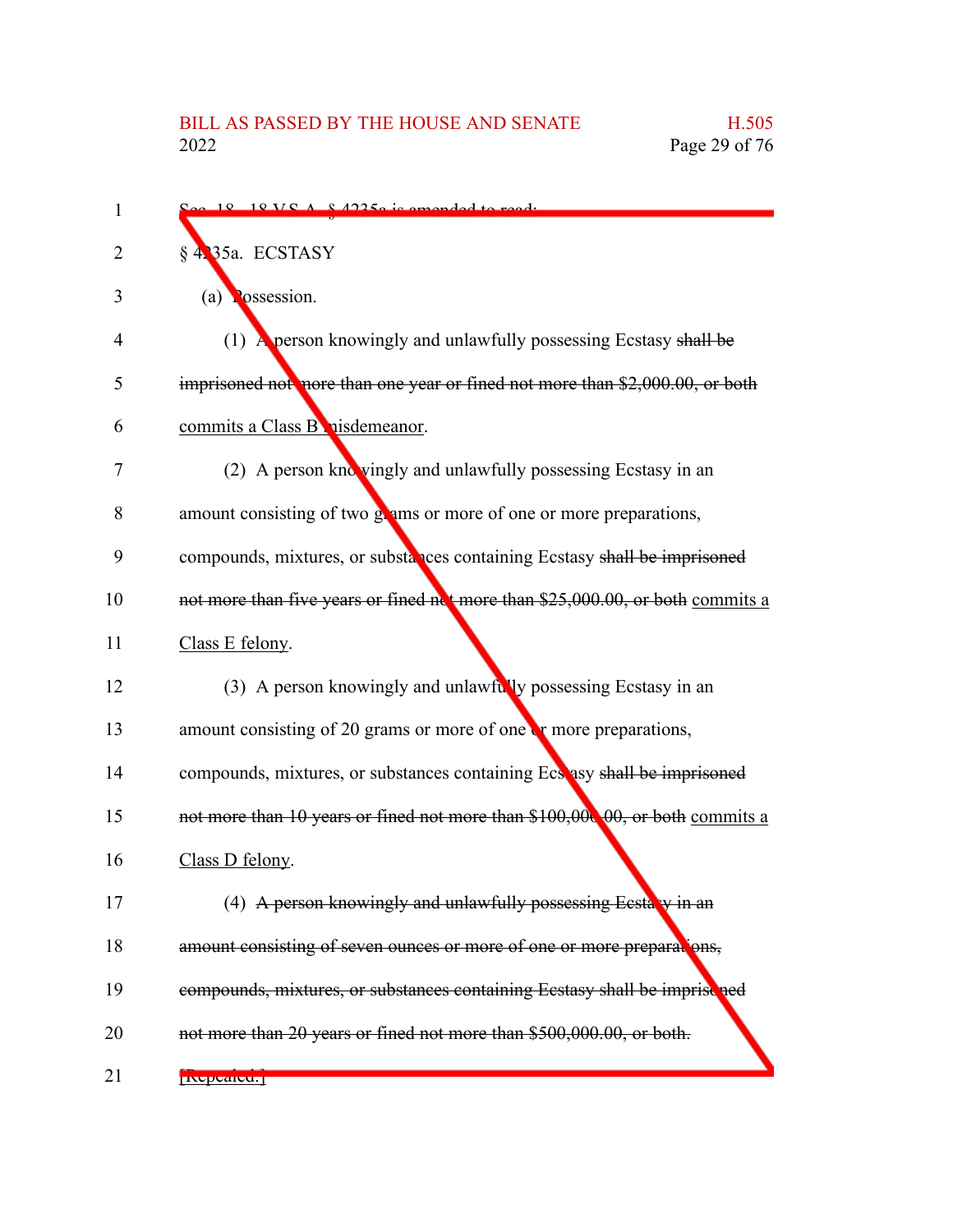Sec. 18. 18 V.S.A. § 4235a is amended to read:

§ 4235a. ECSTASY

(a) Possession.

(1) A person knowingly and unlawfully possessing Ecstasy ~~shall be imprisoned not more than one year or fined not more than $2,000.00, or both~~ commits a Class B misdemeanor.

(2) A person knowingly and unlawfully possessing Ecstasy in an amount consisting of two grams or more of one or more preparations, compounds, mixtures, or substances containing Ecstasy ~~shall be imprisoned not more than five years or fined not more than $25,000.00, or both~~ commits a Class E felony.

(3) A person knowingly and unlawfully possessing Ecstasy in an amount consisting of 20 grams or more of one or more preparations, compounds, mixtures, or substances containing Ecstasy ~~shall be imprisoned not more than 10 years or fined not more than $100,000.00, or both~~ commits a Class D felony.

(4) ~~A person knowingly and unlawfully possessing Ecstasy in an amount consisting of seven ounces or more of one or more preparations, compounds, mixtures, or substances containing Ecstasy shall be imprisoned not more than 20 years or fined not more than $500,000.00, or both.~~ [Repealed.]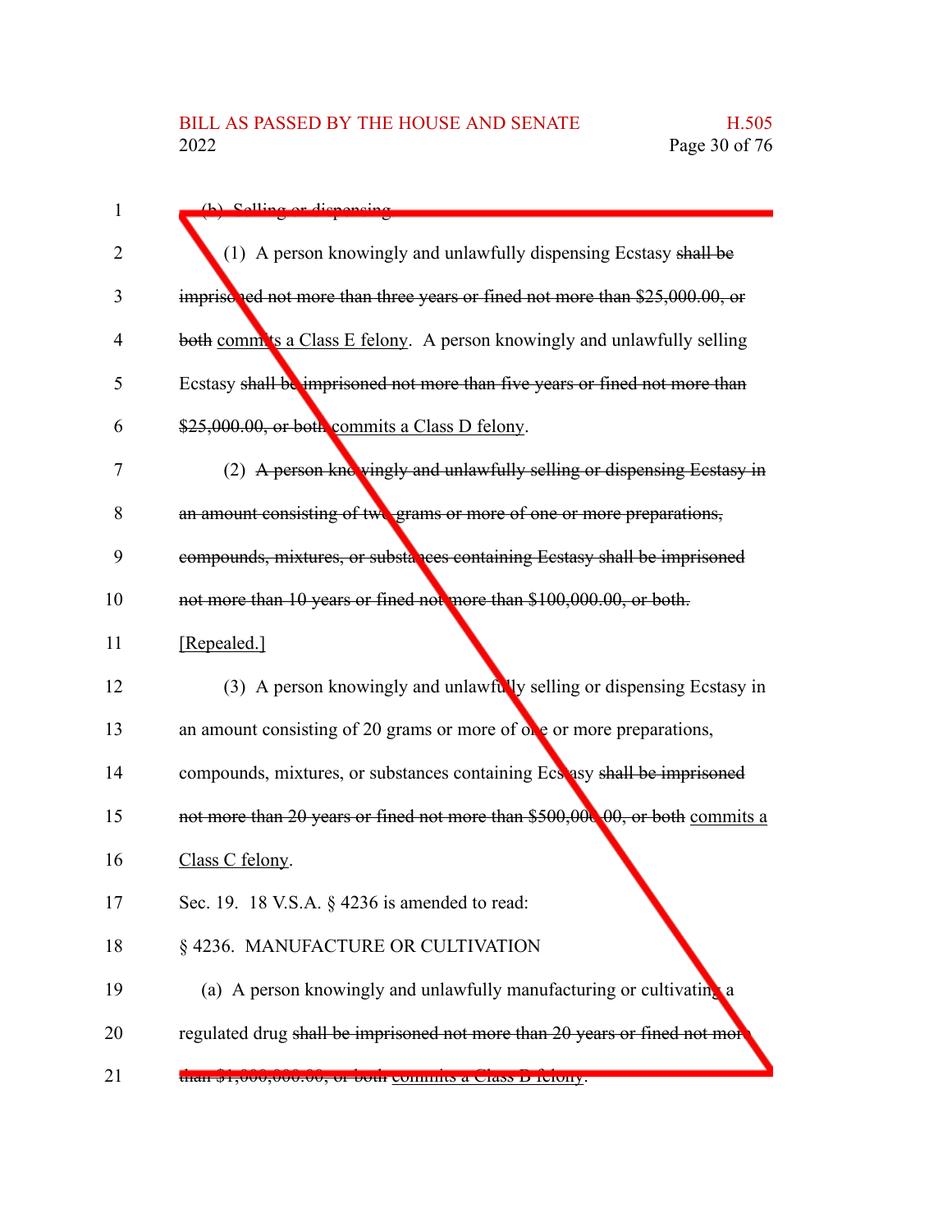(b) Selling or dispensing.

(1) A person knowingly and unlawfully dispensing Ecstasy ~~shall be imprisoned not more than three years or fined not more than $25,000.00, or both~~ commits a Class E felony. A person knowingly and unlawfully selling Ecstasy ~~shall be imprisoned not more than five years or fined not more than $25,000.00, or both~~ commits a Class D felony.

(2) ~~A person knowingly and unlawfully selling or dispensing Ecstasy in an amount consisting of two grams or more of one or more preparations, compounds, mixtures, or substances containing Ecstasy shall be imprisoned not more than 10 years or fined not more than $100,000.00, or both.~~ [Repealed.]

(3) A person knowingly and unlawfully selling or dispensing Ecstasy in an amount consisting of 20 grams or more of one or more preparations, compounds, mixtures, or substances containing Ecstasy ~~shall be imprisoned not more than 20 years or fined not more than $500,000.00, or both~~ commits a Class C felony.

Sec. 19. 18 V.S.A. § 4236 is amended to read:

§ 4236. MANUFACTURE OR CULTIVATION

(a) A person knowingly and unlawfully manufacturing or cultivating a regulated drug ~~shall be imprisoned not more than 20 years or fined not more than $1,000,000.00, or both~~ commits a Class D felony.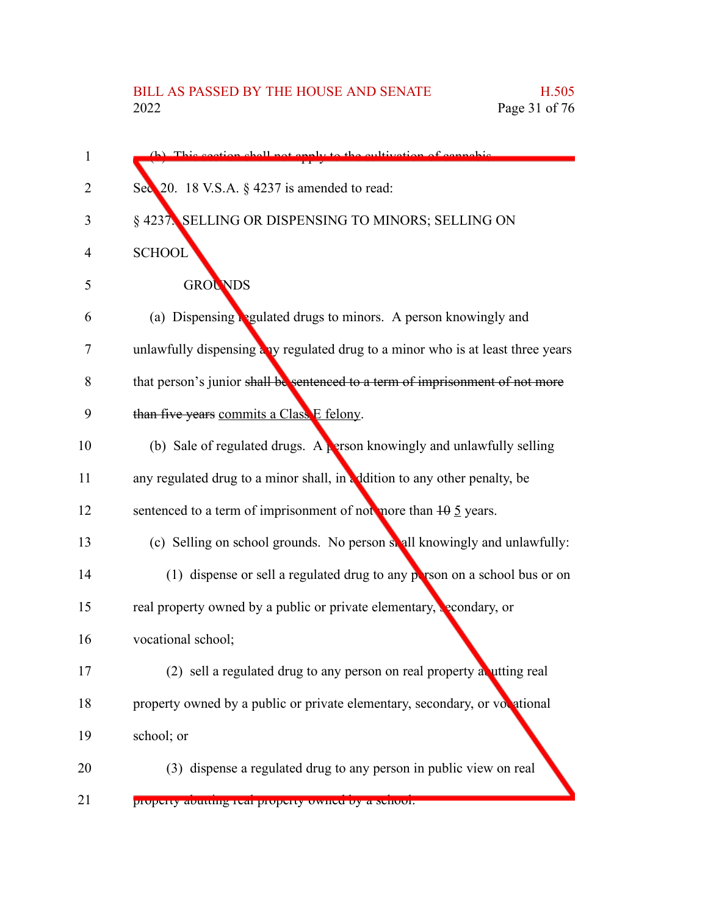(b) This section shall not apply to the cultivation of cannabis.

Sec. 20. 18 V.S.A. § 4237 is amended to read:

§ 4237. SELLING OR DISPENSING TO MINORS; SELLING ON SCHOOL

GROUNDS

(a) Dispensing regulated drugs to minors. A person knowingly and unlawfully dispensing any regulated drug to a minor who is at least three years that person's junior ~~shall be sentenced to a term of imprisonment of not more than five years~~ commits a Class E felony.

(b) Sale of regulated drugs. A person knowingly and unlawfully selling any regulated drug to a minor shall, in addition to any other penalty, be sentenced to a term of imprisonment of not more than ~~10~~ 5 years.

(c) Selling on school grounds. No person shall knowingly and unlawfully:

(1) dispense or sell a regulated drug to any person on a school bus or on real property owned by a public or private elementary, secondary, or vocational school;

(2) sell a regulated drug to any person on real property abutting real property owned by a public or private elementary, secondary, or vocational school; or

(3) dispense a regulated drug to any person in public view on real property abutting real property owned by a school.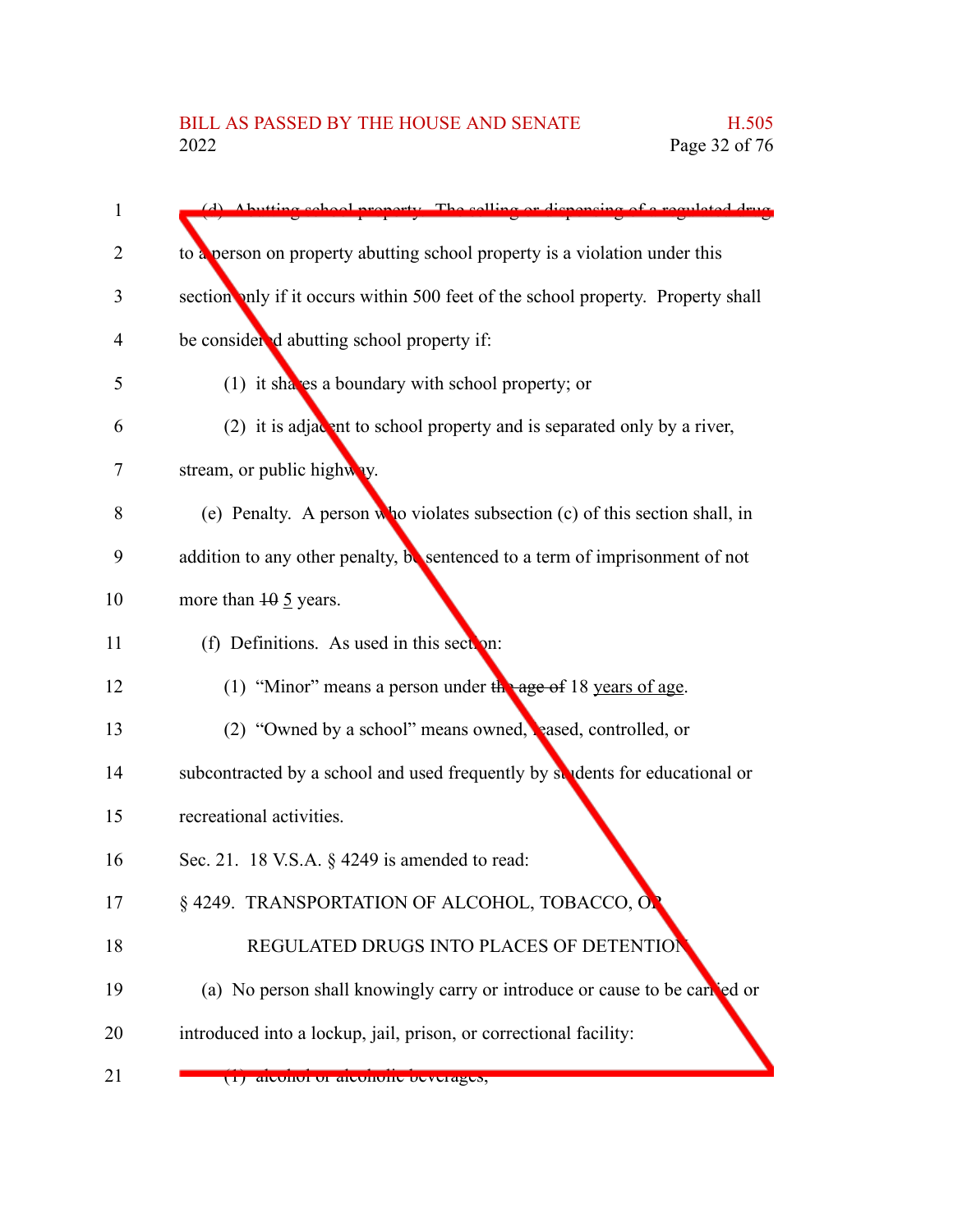(d) Abutting school property. The selling or dispensing of a regulated drug to a person on property abutting school property is a violation under this section only if it occurs within 500 feet of the school property. Property shall be considered abutting school property if:

(1) it shares a boundary with school property; or

(2) it is adjacent to school property and is separated only by a river, stream, or public highway.

(e) Penalty. A person who violates subsection (c) of this section shall, in addition to any other penalty, be sentenced to a term of imprisonment of not more than ~~10~~ 5 years.

(f) Definitions. As used in this section:

(1) "Minor" means a person under ~~the age of~~ 18 years of age.

(2) "Owned by a school" means owned, leased, controlled, or subcontracted by a school and used frequently by students for educational or recreational activities.

Sec. 21. 18 V.S.A. § 4249 is amended to read:

§ 4249. TRANSPORTATION OF ALCOHOL, TOBACCO, OR REGULATED DRUGS INTO PLACES OF DETENTION

(a) No person shall knowingly carry or introduce or cause to be carried or introduced into a lockup, jail, prison, or correctional facility:

(1) alcohol or alcoholic beverages;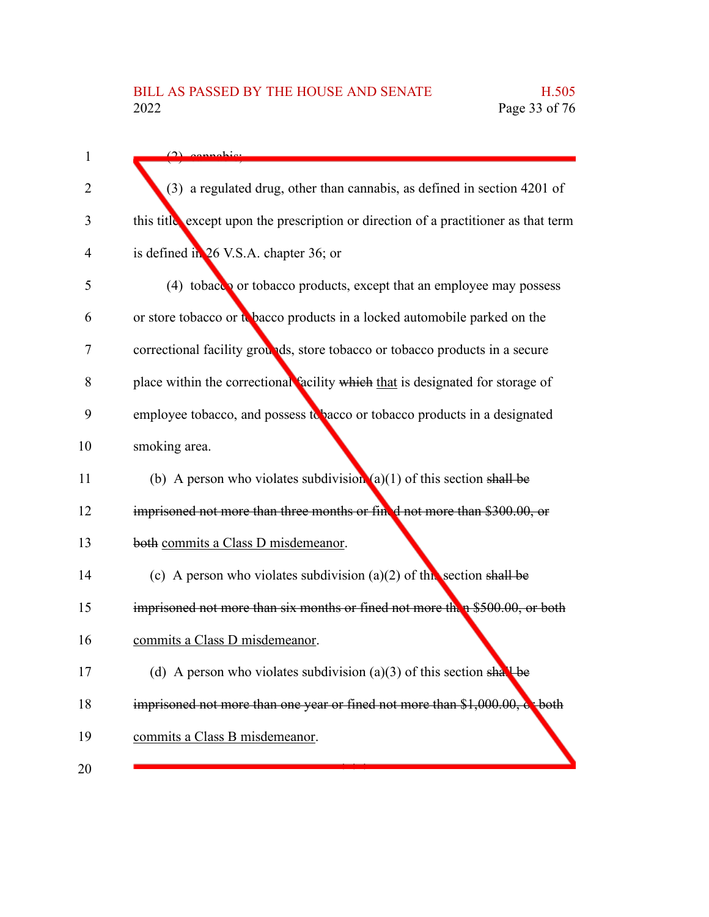(2) cannabis;

(3) a regulated drug, other than cannabis, as defined in section 4201 of this title, except upon the prescription or direction of a practitioner as that term is defined in 26 V.S.A. chapter 36; or

(4) tobacco or tobacco products, except that an employee may possess or store tobacco or tobacco products in a locked automobile parked on the correctional facility grounds, store tobacco or tobacco products in a secure place within the correctional facility ~~which~~ that is designated for storage of employee tobacco, and possess tobacco or tobacco products in a designated smoking area.

(b) A person who violates subdivision (a)(1) of this section ~~shall be imprisoned not more than three months or fined not more than $300.00, or both~~ commits a Class D misdemeanor.

(c) A person who violates subdivision (a)(2) of this section ~~shall be imprisoned not more than six months or fined not more than $500.00, or both~~ commits a Class D misdemeanor.

(d) A person who violates subdivision (a)(3) of this section ~~shall be imprisoned not more than one year or fined not more than $1,000.00, or both~~ commits a Class B misdemeanor.

\* \* \*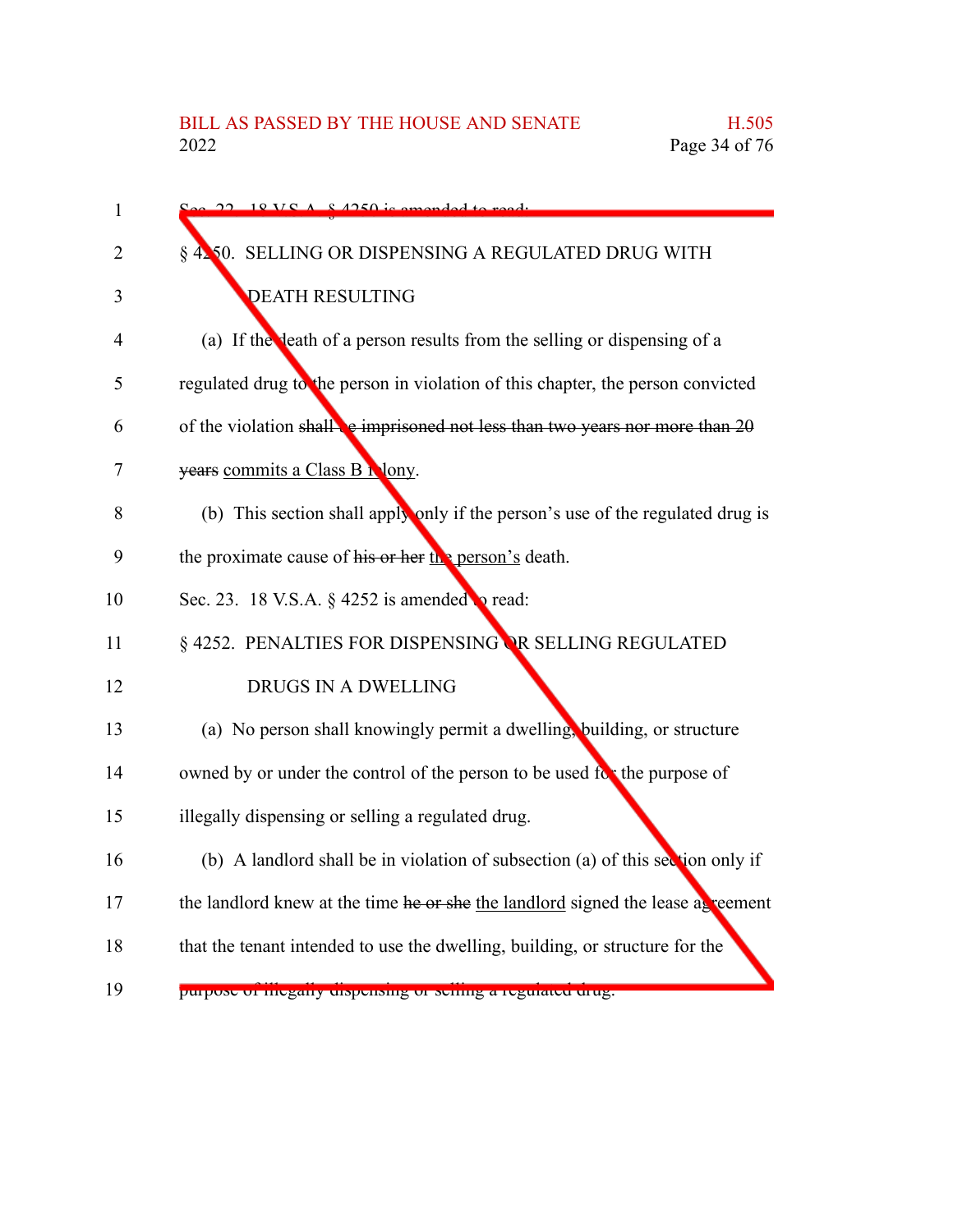Sec. 22. 18 V.S.A. § 4250 is amended to read:

§ 4250. SELLING OR DISPENSING A REGULATED DRUG WITH DEATH RESULTING

(a) If the death of a person results from the selling or dispensing of a regulated drug to the person in violation of this chapter, the person convicted of the violation ~~shall be imprisoned not less than two years nor more than 20 years~~ commits a Class B felony.

(b) This section shall apply only if the person's use of the regulated drug is the proximate cause of ~~his or her~~ the person's death.

Sec. 23. 18 V.S.A. § 4252 is amended to read:

§ 4252. PENALTIES FOR DISPENSING OR SELLING REGULATED DRUGS IN A DWELLING

(a) No person shall knowingly permit a dwelling, building, or structure owned by or under the control of the person to be used for the purpose of illegally dispensing or selling a regulated drug.

(b) A landlord shall be in violation of subsection (a) of this section only if the landlord knew at the time ~~he or she~~ the landlord signed the lease agreement that the tenant intended to use the dwelling, building, or structure for the purpose of illegally dispensing or selling a regulated drug.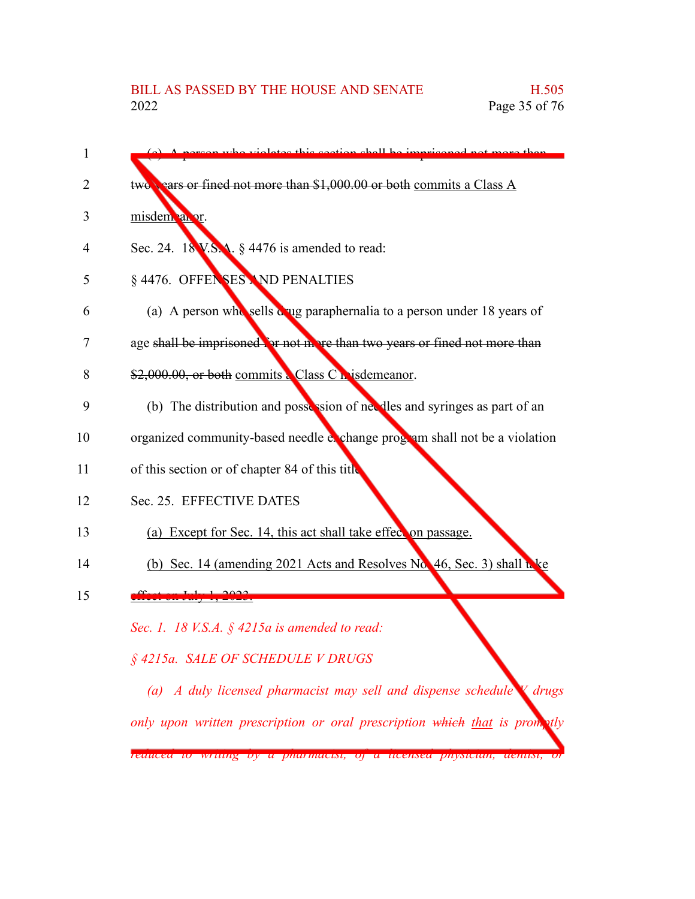(c) A person who violates this section shall be imprisoned not more than two years or fined not more than $1,000.00 or both commits a Class A misdemeanor.

Sec. 24. 18 V.S.A. § 4476 is amended to read:

§ 4476. OFFENSES AND PENALTIES

(a) A person who sells drug paraphernalia to a person under 18 years of age shall be imprisoned for not more than two years or fined not more than $2,000.00, or both commits a Class C misdemeanor.

(b) The distribution and possession of needles and syringes as part of an organized community-based needle exchange program shall not be a violation of this section or of chapter 84 of this title.

Sec. 25. EFFECTIVE DATES

(a) Except for Sec. 14, this act shall take effect on passage.

(b) Sec. 14 (amending 2021 Acts and Resolves No. 46, Sec. 3) shall take effect on July 1, 2023.

*Sec. 1. 18 V.S.A. § 4215a is amended to read:*

*§ 4215a. SALE OF SCHEDULE V DRUGS*

*(a) A duly licensed pharmacist may sell and dispense schedule V drugs only upon written prescription or oral prescription ~~which~~ that is promptly reduced to writing by a pharmacist, of a licensed physician, dentist, or*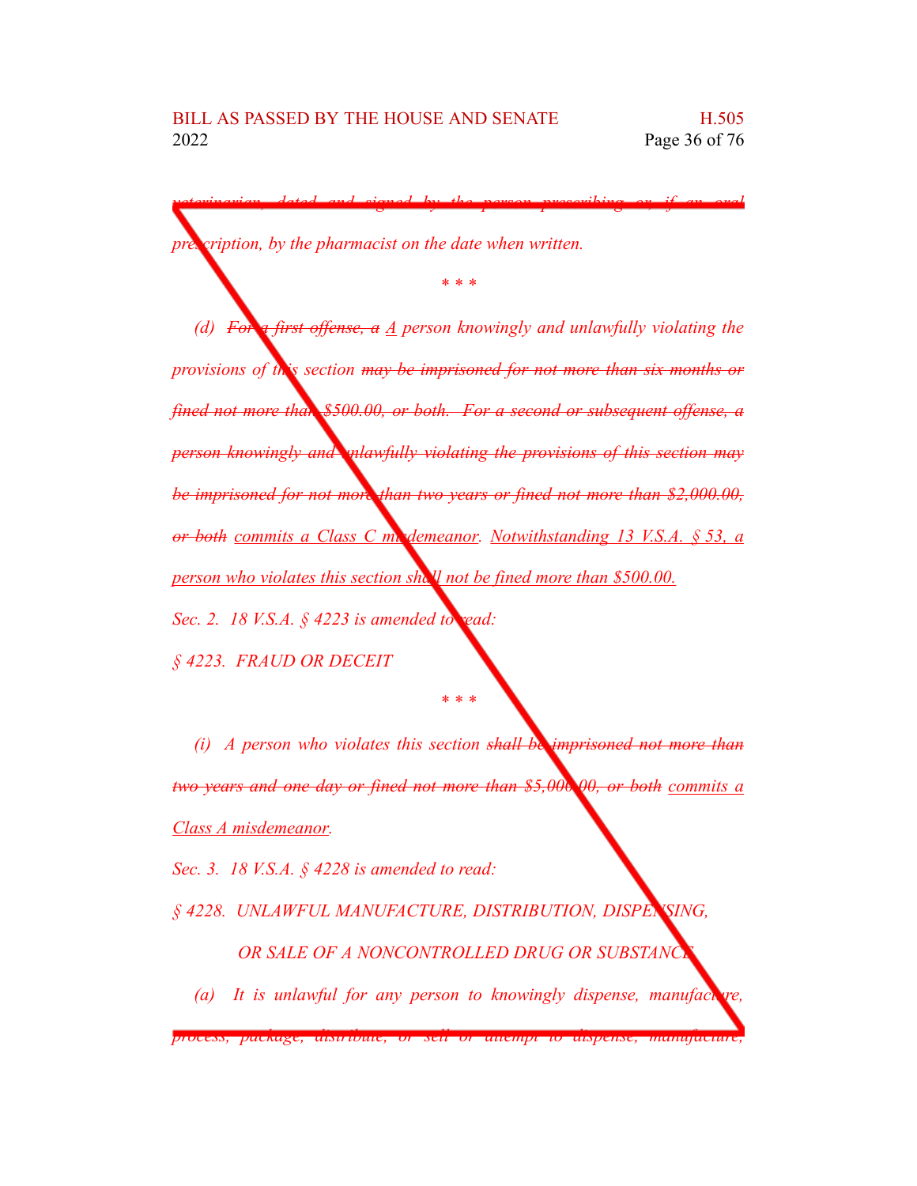*veterinarian, dated and signed by the person prescribing or, if an oral prescription, by the pharmacist on the date when written.*

*\* \* \**

*(d) ~~For a first offense, a~~ A person knowingly and unlawfully violating the provisions of this section ~~may be imprisoned for not more than six months or fined not more than $500.00, or both. For a second or subsequent offense, a person knowingly and unlawfully violating the provisions of this section may be imprisoned for not more than two years or fined not more than $2,000.00, or both~~ commits a Class C misdemeanor. Notwithstanding 13 V.S.A. § 53, a person who violates this section shall not be fined more than $500.00.*

*Sec. 2. 18 V.S.A. § 4223 is amended to read:*

*§ 4223. FRAUD OR DECEIT*

*\* \* \**

*(i) A person who violates this section ~~shall be imprisoned not more than two years and one day or fined not more than $5,000.00, or both~~ commits a Class A misdemeanor.*

*Sec. 3. 18 V.S.A. § 4228 is amended to read:*

*§ 4228. UNLAWFUL MANUFACTURE, DISTRIBUTION, DISPENSING, OR SALE OF A NONCONTROLLED DRUG OR SUBSTANCE*

*(a) It is unlawful for any person to knowingly dispense, manufacture, process, package, distribute, or sell or attempt to dispense, manufacture,*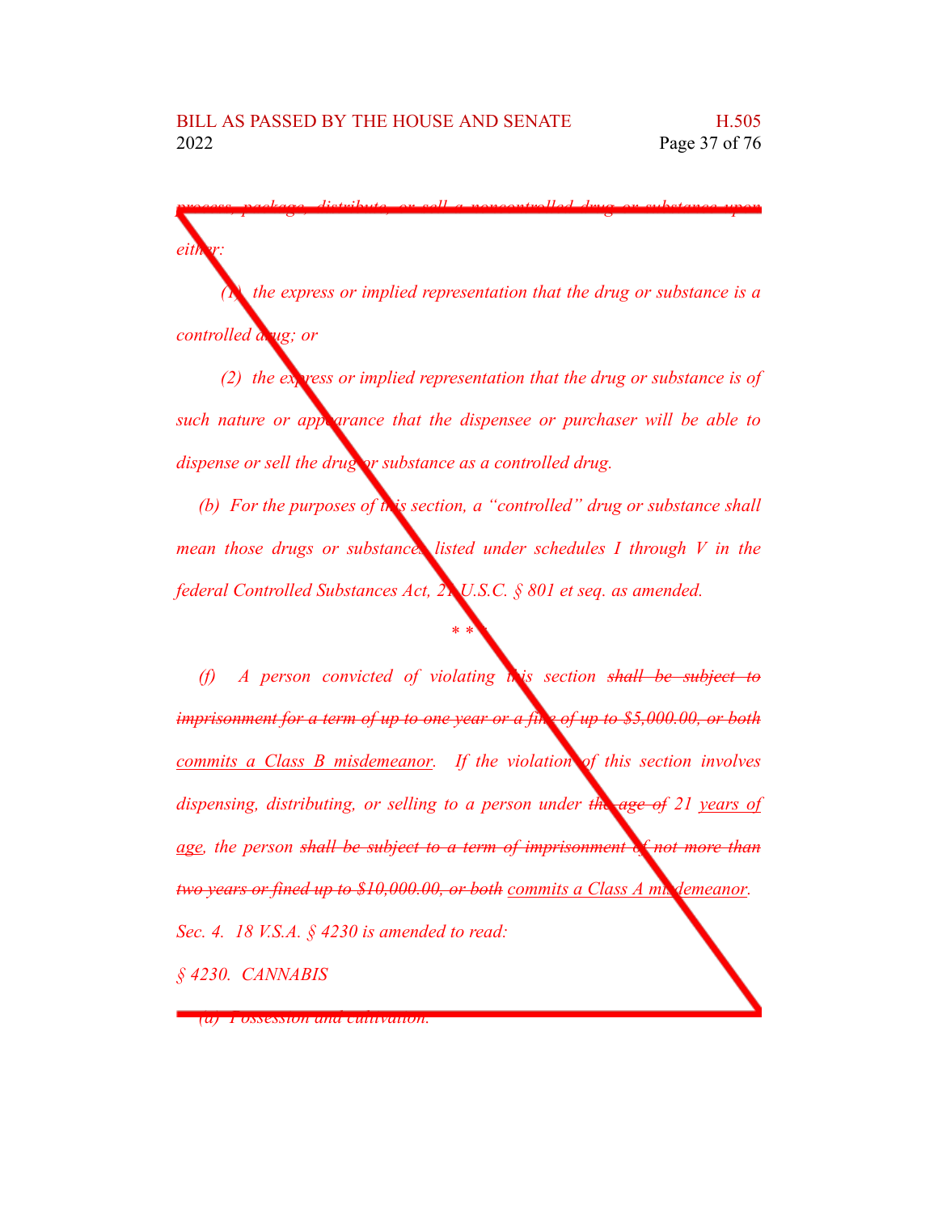*process, package, distribute, or sell a noncontrolled drug or substance upon either:*

*(1) the express or implied representation that the drug or substance is a controlled drug; or*

*(2) the express or implied representation that the drug or substance is of such nature or appearance that the dispensee or purchaser will be able to dispense or sell the drug or substance as a controlled drug.*

*(b) For the purposes of this section, a "controlled" drug or substance shall mean those drugs or substances listed under schedules I through V in the federal Controlled Substances Act, 21 U.S.C. § 801 et seq. as amended.*

\* \* \*

*(f) A person convicted of violating this section ~~shall be subject to imprisonment for a term of up to one year or a fine of up to $5,000.00, or both~~ commits a Class B misdemeanor. If the violation of this section involves dispensing, distributing, or selling to a person under ~~the age of~~ 21 years of age, the person ~~shall be subject to a term of imprisonment of not more than two years or fined up to $10,000.00, or both~~ commits a Class A misdemeanor.*

*Sec. 4. 18 V.S.A. § 4230 is amended to read:*

*§ 4230. CANNABIS*

*(a) Possession and cultivation.*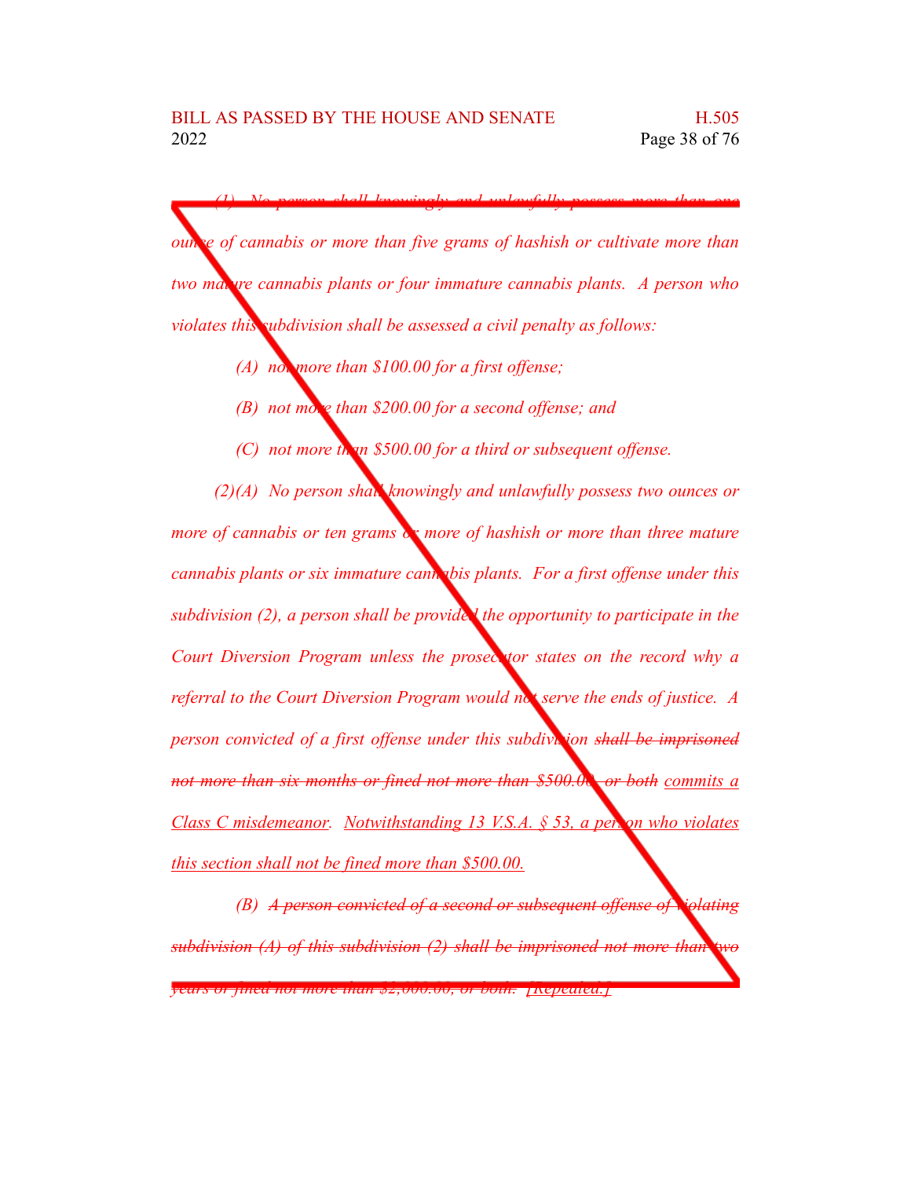*(1) No person shall knowingly and unlawfully possess more than one ounce of cannabis or more than five grams of hashish or cultivate more than two mature cannabis plants or four immature cannabis plants. A person who violates this subdivision shall be assessed a civil penalty as follows:*

*(A) not more than $100.00 for a first offense;*

*(B) not more than $200.00 for a second offense; and*

*(C) not more than $500.00 for a third or subsequent offense.*

*(2)(A) No person shall knowingly and unlawfully possess two ounces or more of cannabis or ten grams or more of hashish or more than three mature cannabis plants or six immature cannabis plants. For a first offense under this subdivision (2), a person shall be provided the opportunity to participate in the Court Diversion Program unless the prosecutor states on the record why a referral to the Court Diversion Program would not serve the ends of justice. A person convicted of a first offense under this subdivision ~~shall be imprisoned not more than six months or fined not more than $500.00, or both~~ commits a Class C misdemeanor. Notwithstanding 13 V.S.A. § 53, a person who violates this section shall not be fined more than $500.00.*

*(B) ~~A person convicted of a second or subsequent offense of violating subdivision (A) of this subdivision (2) shall be imprisoned not more than two years or fined not more than $2,000.00, or both.~~ [Repealed.]*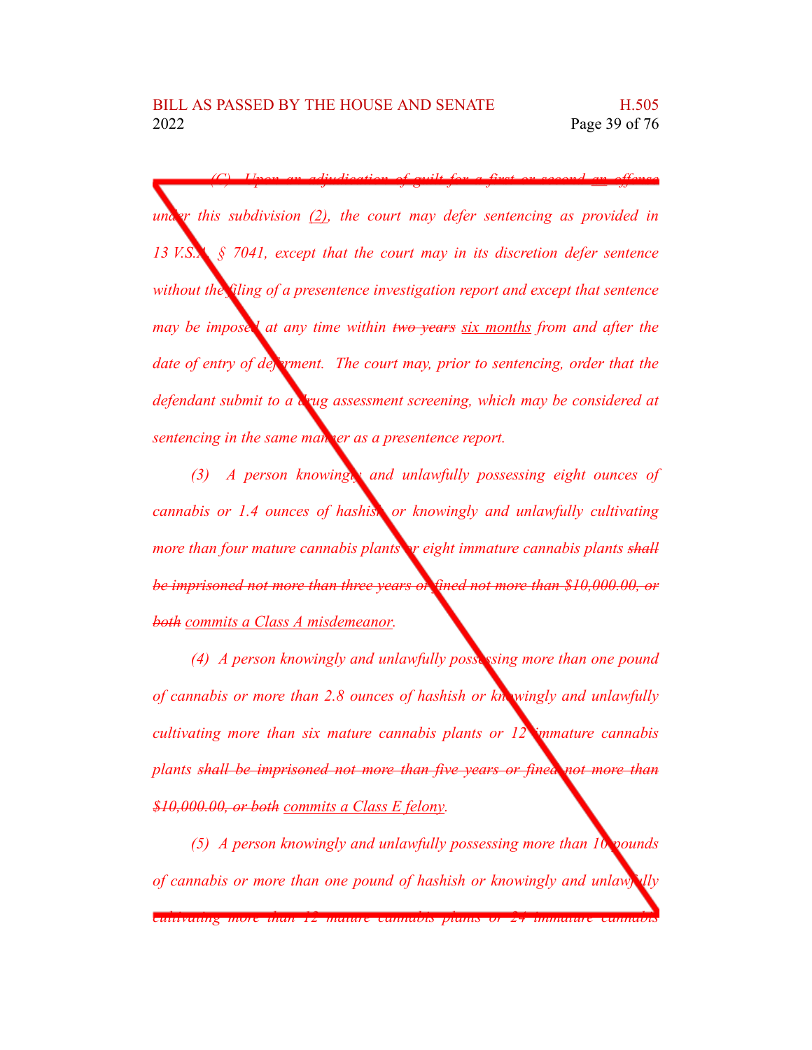(C) Upon an adjudication of guilt for a ~~first or second~~ an offense under this subdivision (2), the court may defer sentencing as provided in 13 V.S.A. § 7041, except that the court may in its discretion defer sentence without the filing of a presentence investigation report and except that sentence may be imposed at any time within ~~two years~~ six months from and after the date of entry of deferment. The court may, prior to sentencing, order that the defendant submit to a drug assessment screening, which may be considered at sentencing in the same manner as a presentence report.

(3) A person knowingly and unlawfully possessing eight ounces of cannabis or 1.4 ounces of hashish or knowingly and unlawfully cultivating more than four mature cannabis plants or eight immature cannabis plants ~~shall be imprisoned not more than three years or fined not more than $10,000.00, or both~~ commits a Class A misdemeanor.

(4) A person knowingly and unlawfully possessing more than one pound of cannabis or more than 2.8 ounces of hashish or knowingly and unlawfully cultivating more than six mature cannabis plants or 12 immature cannabis plants ~~shall be imprisoned not more than five years or fined not more than $10,000.00, or both~~ commits a Class E felony.

(5) A person knowingly and unlawfully possessing more than 10 pounds of cannabis or more than one pound of hashish or knowingly and unlawfully cultivating more than 12 mature cannabis plants or 24 immature cannabis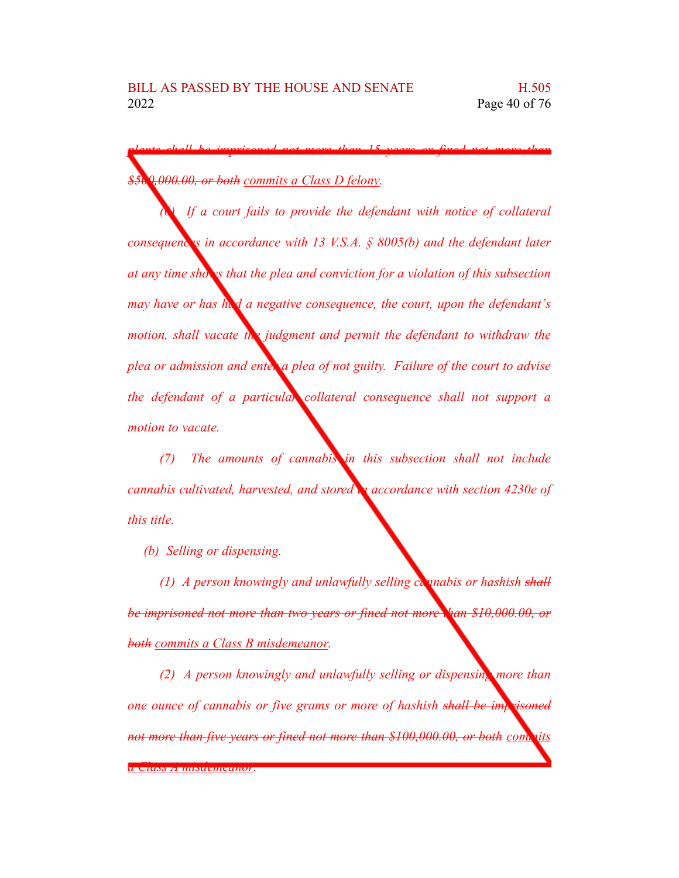~~*plants shall be imprisoned not more than 15 years or fined not more than $500,000.00, or both*~~ *commits a Class D felony.*

*(6) If a court fails to provide the defendant with notice of collateral consequences in accordance with 13 V.S.A. § 8005(b) and the defendant later at any time shows that the plea and conviction for a violation of this subsection may have or has had a negative consequence, the court, upon the defendant's motion, shall vacate the judgment and permit the defendant to withdraw the plea or admission and enter a plea of not guilty. Failure of the court to advise the defendant of a particular collateral consequence shall not support a motion to vacate.*

*(7) The amounts of cannabis in this subsection shall not include cannabis cultivated, harvested, and stored in accordance with section 4230e of this title.*

*(b) Selling or dispensing.*

*(1) A person knowingly and unlawfully selling cannabis or hashish* ~~*shall be imprisoned not more than two years or fined not more than $10,000.00, or both*~~ *commits a Class B misdemeanor.*

*(2) A person knowingly and unlawfully selling or dispensing more than one ounce of cannabis or five grams or more of hashish* ~~*shall be imprisoned not more than five years or fined not more than $100,000.00, or both*~~ *commits a Class A misdemeanor.*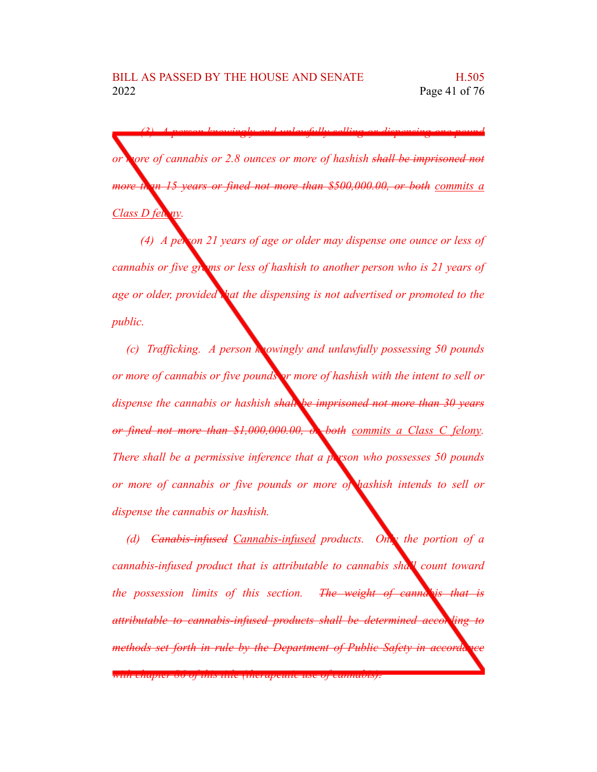(3) A person knowingly and unlawfully selling or dispensing one pound or more of cannabis or 2.8 ounces or more of hashish ~~shall be imprisoned not more than 15 years or fined not more than $500,000.00, or both~~ <u>commits a Class D felony</u>.

(4) A person 21 years of age or older may dispense one ounce or less of cannabis or five grams or less of hashish to another person who is 21 years of age or older, provided that the dispensing is not advertised or promoted to the public.

(c) Trafficking. A person knowingly and unlawfully possessing 50 pounds or more of cannabis or five pounds or more of hashish with the intent to sell or dispense the cannabis or hashish ~~shall be imprisoned not more than 30 years or fined not more than $1,000,000.00, or both~~ <u>commits a Class C felony</u>. There shall be a permissive inference that a person who possesses 50 pounds or more of cannabis or five pounds or more of hashish intends to sell or dispense the cannabis or hashish.

(d) ~~Canabis-infused~~ <u>Cannabis-infused</u> products. Only the portion of a cannabis-infused product that is attributable to cannabis shall count toward the possession limits of this section. ~~The weight of cannabis that is attributable to cannabis-infused products shall be determined according to methods set forth in rule by the Department of Public Safety in accordance with chapter 86 of this title (therapeutic use of cannabis).~~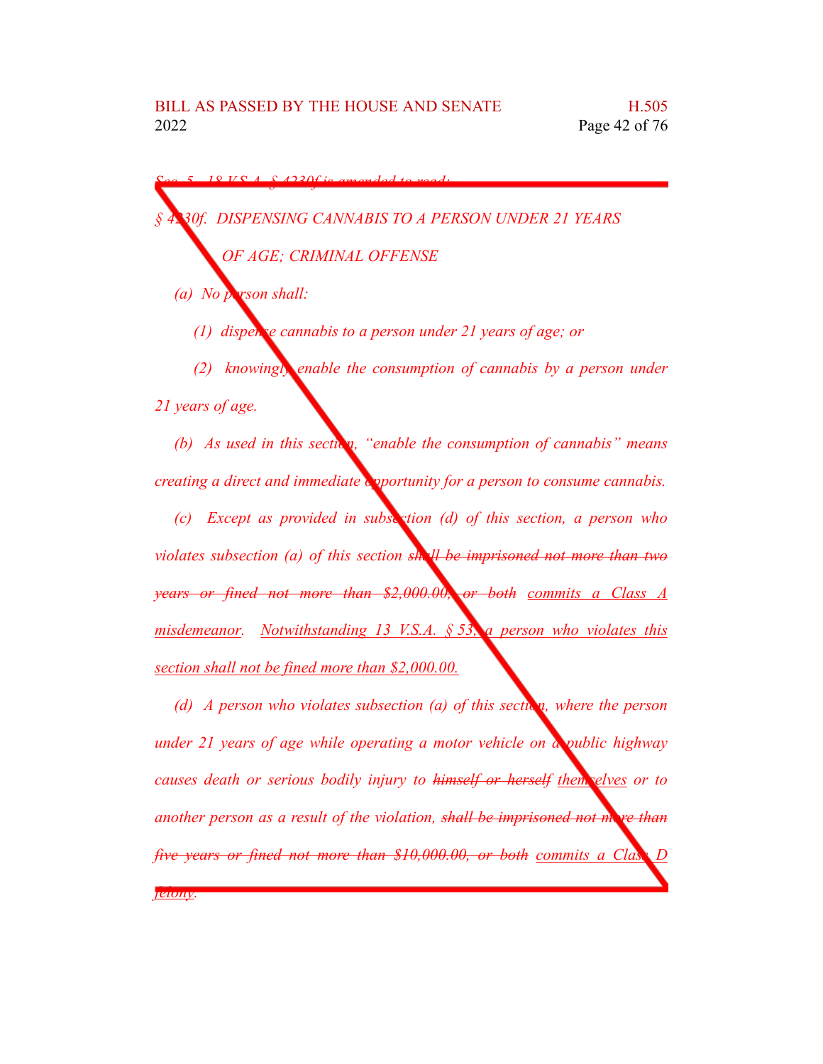*Sec. 5. 18 V.S.A. § 4230f is amended to read:*

*§ 4230f. DISPENSING CANNABIS TO A PERSON UNDER 21 YEARS OF AGE; CRIMINAL OFFENSE*

*(a) No person shall:*

*(1) dispense cannabis to a person under 21 years of age; or*

*(2) knowingly enable the consumption of cannabis by a person under 21 years of age.*

*(b) As used in this section, "enable the consumption of cannabis" means creating a direct and immediate opportunity for a person to consume cannabis.*

*(c) Except as provided in subsection (d) of this section, a person who violates subsection (a) of this section ~~shall be imprisoned not more than two years or fined not more than $2,000.00, or both~~ commits a Class A misdemeanor. Notwithstanding 13 V.S.A. § 53, a person who violates this section shall not be fined more than $2,000.00.*

*(d) A person who violates subsection (a) of this section, where the person under 21 years of age while operating a motor vehicle on a public highway causes death or serious bodily injury to ~~himself or herself~~ themselves or to another person as a result of the violation, ~~shall be imprisoned not more than five years or fined not more than $10,000.00, or both~~ commits a Class D felony.*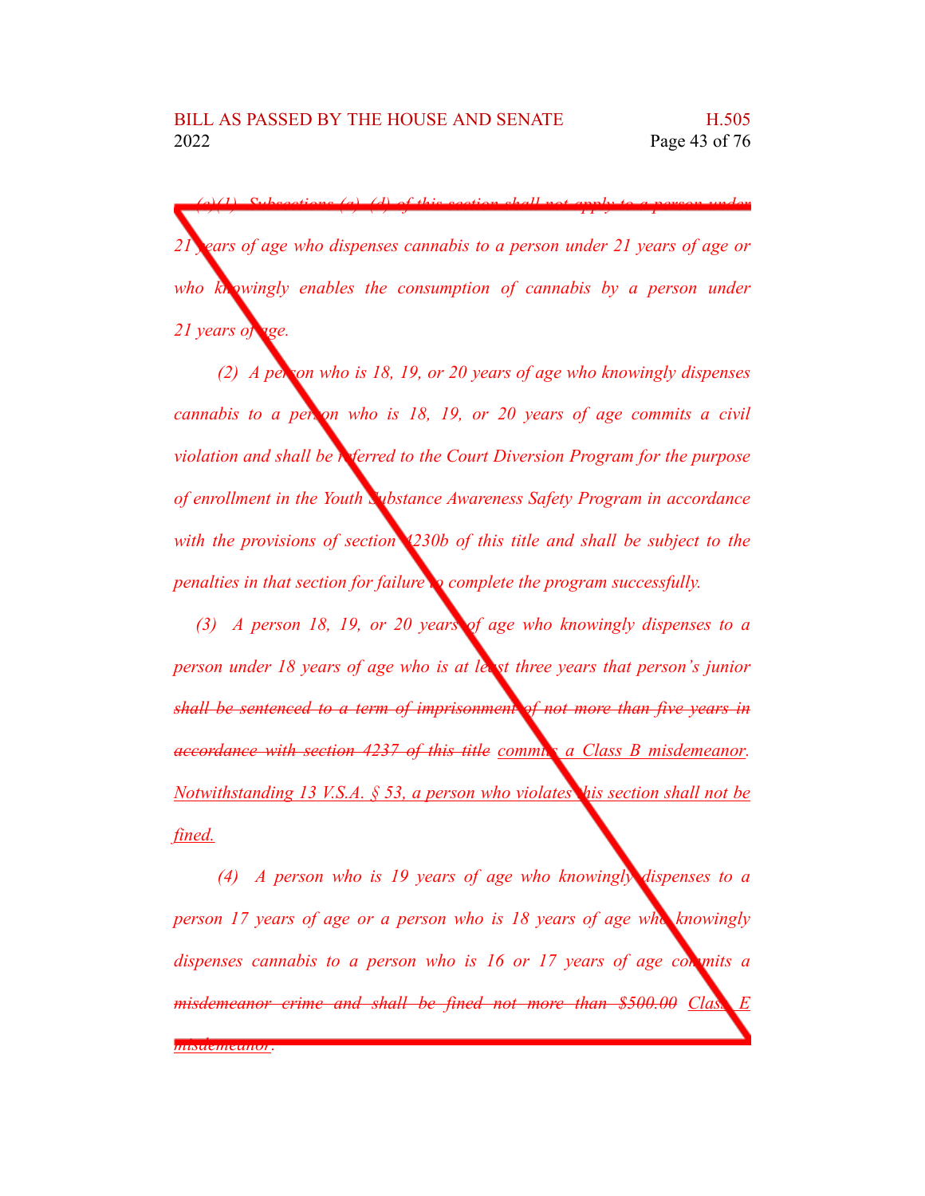*(e)(1) Subsections (a)–(d) of this section shall not apply to a person under 21 years of age who dispenses cannabis to a person under 21 years of age or who knowingly enables the consumption of cannabis by a person under 21 years of age.*

*(2) A person who is 18, 19, or 20 years of age who knowingly dispenses cannabis to a person who is 18, 19, or 20 years of age commits a civil violation and shall be referred to the Court Diversion Program for the purpose of enrollment in the Youth Substance Awareness Safety Program in accordance with the provisions of section 4230b of this title and shall be subject to the penalties in that section for failure to complete the program successfully.*

*(3) A person 18, 19, or 20 years of age who knowingly dispenses to a person under 18 years of age who is at least three years that person's junior ~~shall be sentenced to a term of imprisonment of not more than five years in accordance with section 4237 of this title~~ commits a Class B misdemeanor. Notwithstanding 13 V.S.A. § 53, a person who violates this section shall not be fined.*

*(4) A person who is 19 years of age who knowingly dispenses to a person 17 years of age or a person who is 18 years of age who knowingly dispenses cannabis to a person who is 16 or 17 years of age commits a ~~misdemeanor crime and shall be fined not more than $500.00~~ Class E misdemeanor.*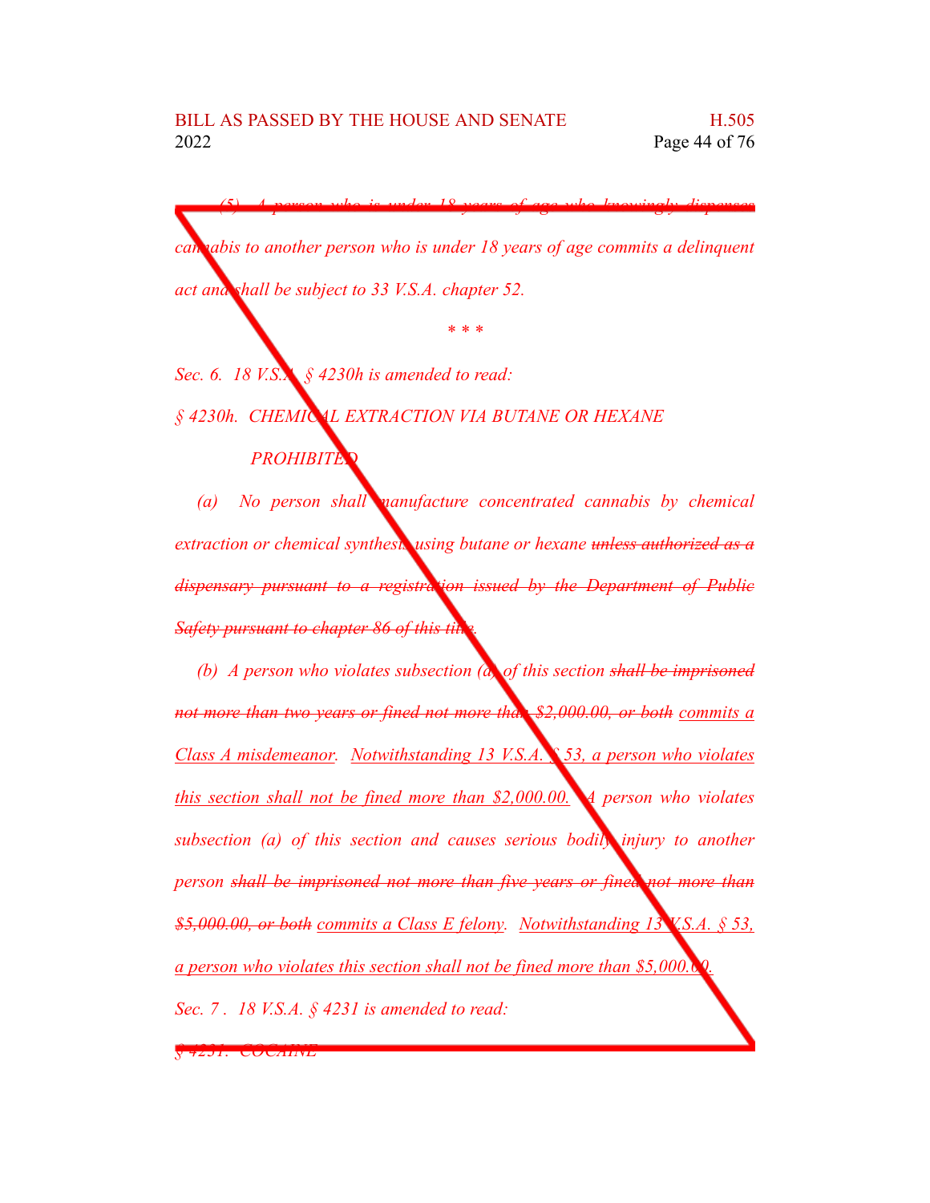*(5) ~~A person who is under 18 years of age who knowingly dispenses~~ cannabis to another person who is under 18 years of age commits a delinquent act and shall be subject to 33 V.S.A. chapter 52.*

*\* \* \**

*Sec. 6. 18 V.S.A. § 4230h is amended to read:*

*§ 4230h. CHEMICAL EXTRACTION VIA BUTANE OR HEXANE PROHIBITED*

*(a) No person shall manufacture concentrated cannabis by chemical extraction or chemical synthesis using butane or hexane ~~unless authorized as a dispensary pursuant to a registration issued by the Department of Public Safety pursuant to chapter 86 of this title~~.*

*(b) A person who violates subsection (a) of this section ~~shall be imprisoned not more than two years or fined not more than $2,000.00, or both~~ <u>commits a Class A misdemeanor</u>. <u>Notwithstanding 13 V.S.A. § 53, a person who violates this section shall not be fined more than $2,000.00.</u> A person who violates subsection (a) of this section and causes serious bodily injury to another person ~~shall be imprisoned not more than five years or fined not more than $5,000.00, or both~~ <u>commits a Class E felony</u>. <u>Notwithstanding 13 V.S.A. § 53, a person who violates this section shall not be fined more than $5,000.00.</u>*

*Sec. 7 . 18 V.S.A. § 4231 is amended to read:*

*~~§ 4231. COCAINE~~*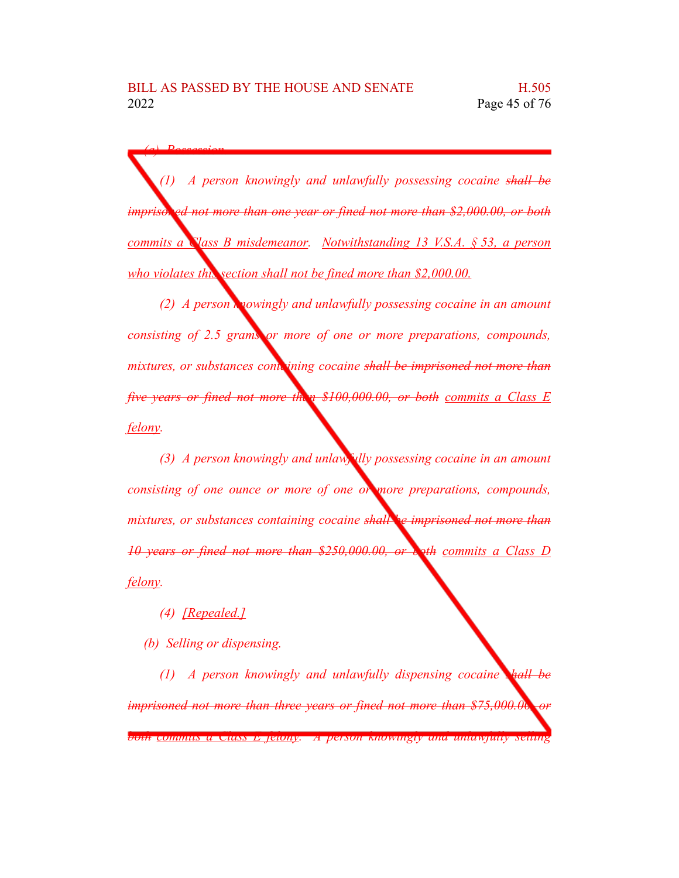(a) Possession.

(1) A person knowingly and unlawfully possessing cocaine ~~shall be imprisoned not more than one year or fined not more than $2,000.00, or both~~ commits a Class B misdemeanor. Notwithstanding 13 V.S.A. § 53, a person who violates this section shall not be fined more than $2,000.00.

(2) A person knowingly and unlawfully possessing cocaine in an amount consisting of 2.5 grams or more of one or more preparations, compounds, mixtures, or substances containing cocaine ~~shall be imprisoned not more than five years or fined not more than $100,000.00, or both~~ commits a Class E felony.

(3) A person knowingly and unlawfully possessing cocaine in an amount consisting of one ounce or more of one or more preparations, compounds, mixtures, or substances containing cocaine ~~shall be imprisoned not more than 10 years or fined not more than $250,000.00, or both~~ commits a Class D felony.

(4) [Repealed.]

(b) Selling or dispensing.

(1) A person knowingly and unlawfully dispensing cocaine ~~shall be imprisoned not more than three years or fined not more than $75,000.00, or both~~ commits a Class E felony. A person knowingly and unlawfully selling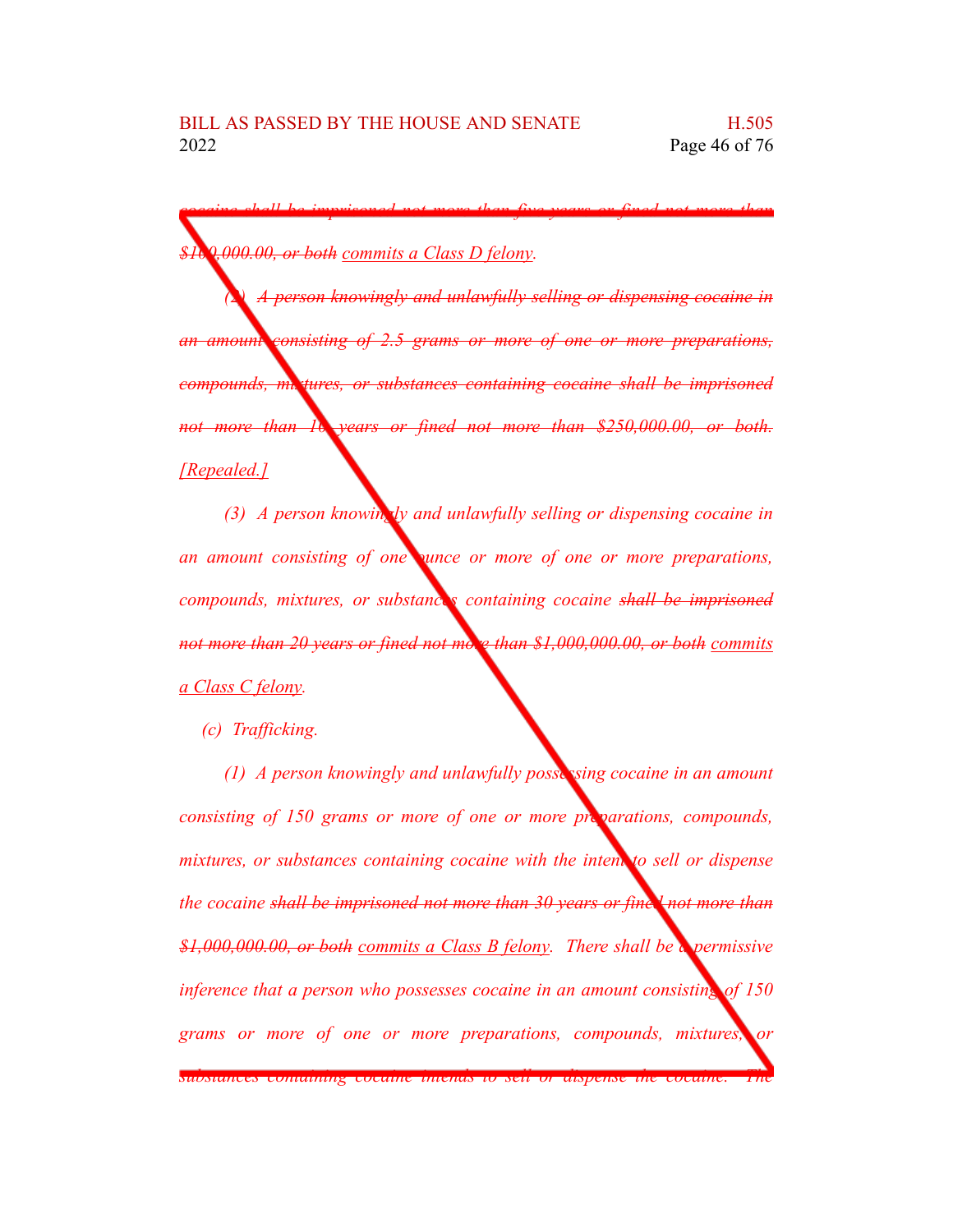~~cocaine shall be imprisoned not more than five years or fined not more than $100,000.00, or both~~ commits a Class D felony.

~~(2) A person knowingly and unlawfully selling or dispensing cocaine in an amount consisting of 2.5 grams or more of one or more preparations, compounds, mixtures, or substances containing cocaine shall be imprisoned not more than 10 years or fined not more than $250,000.00, or both.~~ [Repealed.]

(3) A person knowingly and unlawfully selling or dispensing cocaine in an amount consisting of one ounce or more of one or more preparations, compounds, mixtures, or substances containing cocaine ~~shall be imprisoned not more than 20 years or fined not more than $1,000,000.00, or both~~ commits a Class C felony.

(c) Trafficking.

(1) A person knowingly and unlawfully possessing cocaine in an amount consisting of 150 grams or more of one or more preparations, compounds, mixtures, or substances containing cocaine with the intent to sell or dispense the cocaine ~~shall be imprisoned not more than 30 years or fined not more than $1,000,000.00, or both~~ commits a Class B felony. There shall be a permissive inference that a person who possesses cocaine in an amount consisting of 150 grams or more of one or more preparations, compounds, mixtures, or substances containing cocaine intends to sell or dispense the cocaine. The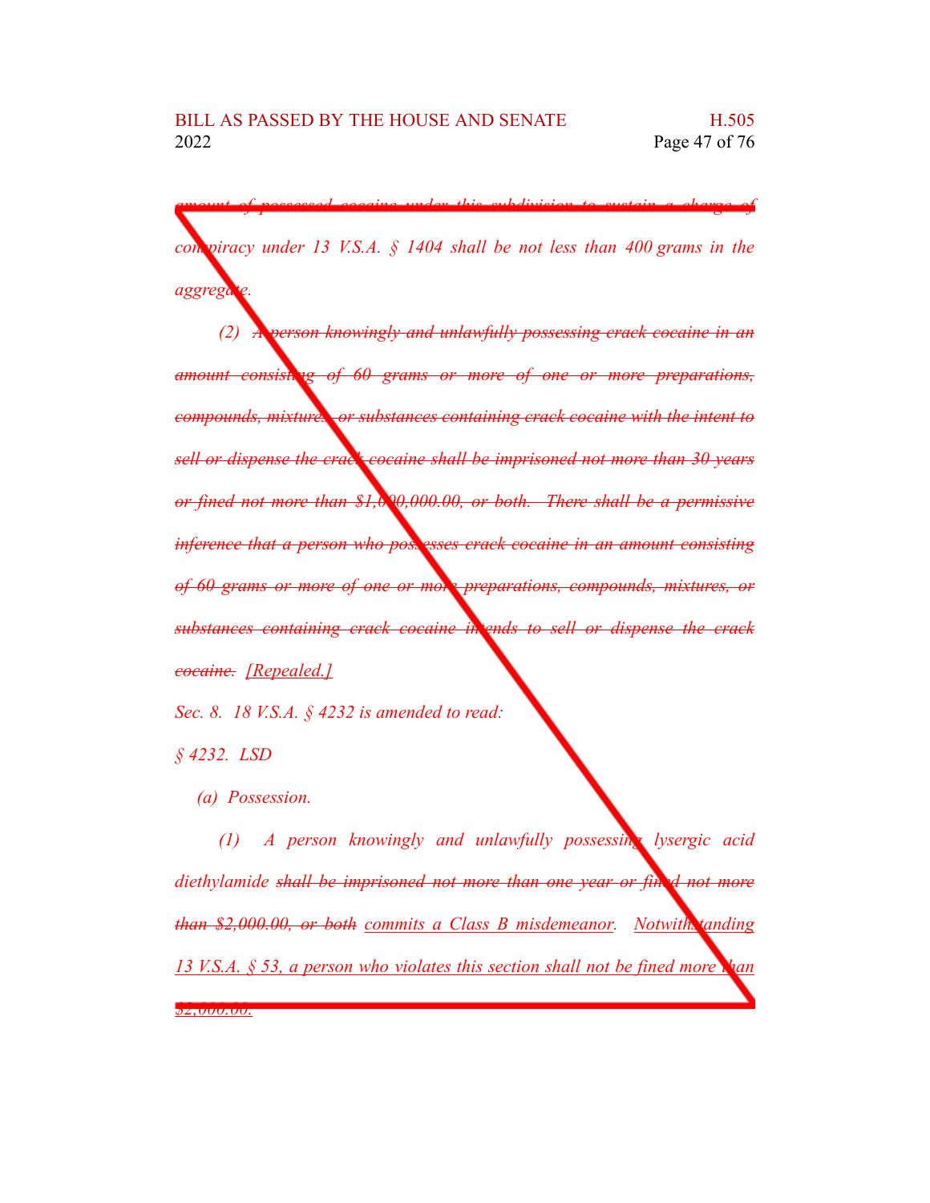~~amount of possessed cocaine under this subdivision to sustain a charge of~~ conspiracy under 13 V.S.A. § 1404 shall be not less than 400 grams in the aggregate.

(2) ~~A person knowingly and unlawfully possessing crack cocaine in an amount consisting of 60 grams or more of one or more preparations, compounds, mixtures, or substances containing crack cocaine with the intent to sell or dispense the crack cocaine shall be imprisoned not more than 30 years or fined not more than $1,000,000.00, or both. There shall be a permissive inference that a person who possesses crack cocaine in an amount consisting of 60 grams or more of one or more preparations, compounds, mixtures, or substances containing crack cocaine intends to sell or dispense the crack cocaine.~~ [Repealed.]

Sec. 8. 18 V.S.A. § 4232 is amended to read:

§ 4232. LSD

(a) Possession.

(1) A person knowingly and unlawfully possessing lysergic acid diethylamide ~~shall be imprisoned not more than one year or fined not more than $2,000.00, or both~~ commits a Class B misdemeanor. Notwithstanding 13 V.S.A. § 53, a person who violates this section shall not be fined more than $2,000.00.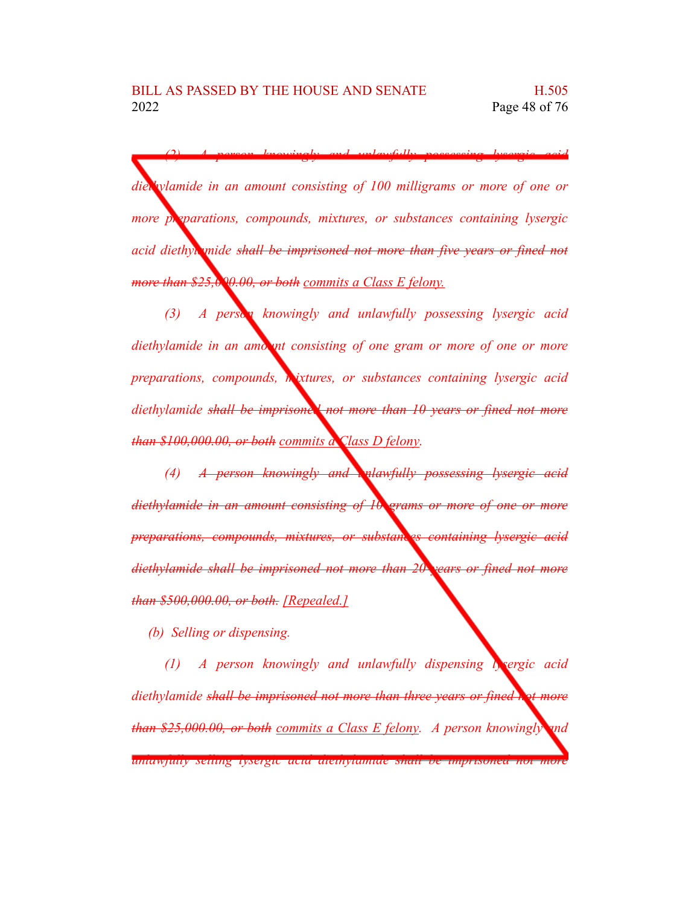*(2) A person knowingly and unlawfully possessing lysergic acid diethylamide in an amount consisting of 100 milligrams or more of one or more preparations, compounds, mixtures, or substances containing lysergic acid diethylamide ~~shall be imprisoned not more than five years or fined not more than $25,000.00, or both~~ <u>commits a Class E felony.</u>*

*(3) A person knowingly and unlawfully possessing lysergic acid diethylamide in an amount consisting of one gram or more of one or more preparations, compounds, mixtures, or substances containing lysergic acid diethylamide ~~shall be imprisoned not more than 10 years or fined not more than $100,000.00, or both~~ <u>commits a Class D felony</u>.*

*(4) ~~A person knowingly and unlawfully possessing lysergic acid diethylamide in an amount consisting of 10 grams or more of one or more preparations, compounds, mixtures, or substances containing lysergic acid diethylamide shall be imprisoned not more than 20 years or fined not more than $500,000.00, or both.~~ <u>[Repealed.]</u>*

*(b) Selling or dispensing.*

*(1) A person knowingly and unlawfully dispensing lysergic acid diethylamide ~~shall be imprisoned not more than three years or fined not more than $25,000.00, or both~~ <u>commits a Class E felony</u>. A person knowingly and ~~unlawfully selling lysergic acid diethylamide shall be imprisoned not more~~*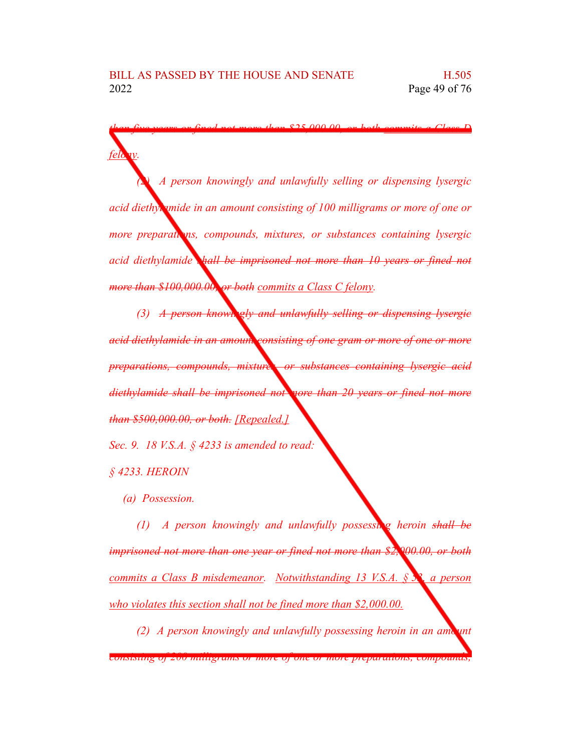~~than five years or fined not more than $25,000.00, or both~~ commits a Class D felony.

*(2) A person knowingly and unlawfully selling or dispensing lysergic acid diethylamide in an amount consisting of 100 milligrams or more of one or more preparations, compounds, mixtures, or substances containing lysergic acid diethylamide ~~shall be imprisoned not more than 10 years or fined not more than $100,000.00, or both~~ commits a Class C felony.*

*(3) ~~A person knowingly and unlawfully selling or dispensing lysergic acid diethylamide in an amount consisting of one gram or more of one or more preparations, compounds, mixtures, or substances containing lysergic acid diethylamide shall be imprisoned not more than 20 years or fined not more than $500,000.00, or both.~~ [Repealed.]*

*Sec. 9. 18 V.S.A. § 4233 is amended to read:*

*§ 4233. HEROIN*

*(a) Possession.*

*(1) A person knowingly and unlawfully possessing heroin ~~shall be imprisoned not more than one year or fined not more than $2,000.00, or both~~ commits a Class B misdemeanor. Notwithstanding 13 V.S.A. § 53, a person who violates this section shall not be fined more than $2,000.00.*

*(2) A person knowingly and unlawfully possessing heroin in an amount consisting of 200 milligrams or more of one or more preparations, compounds,*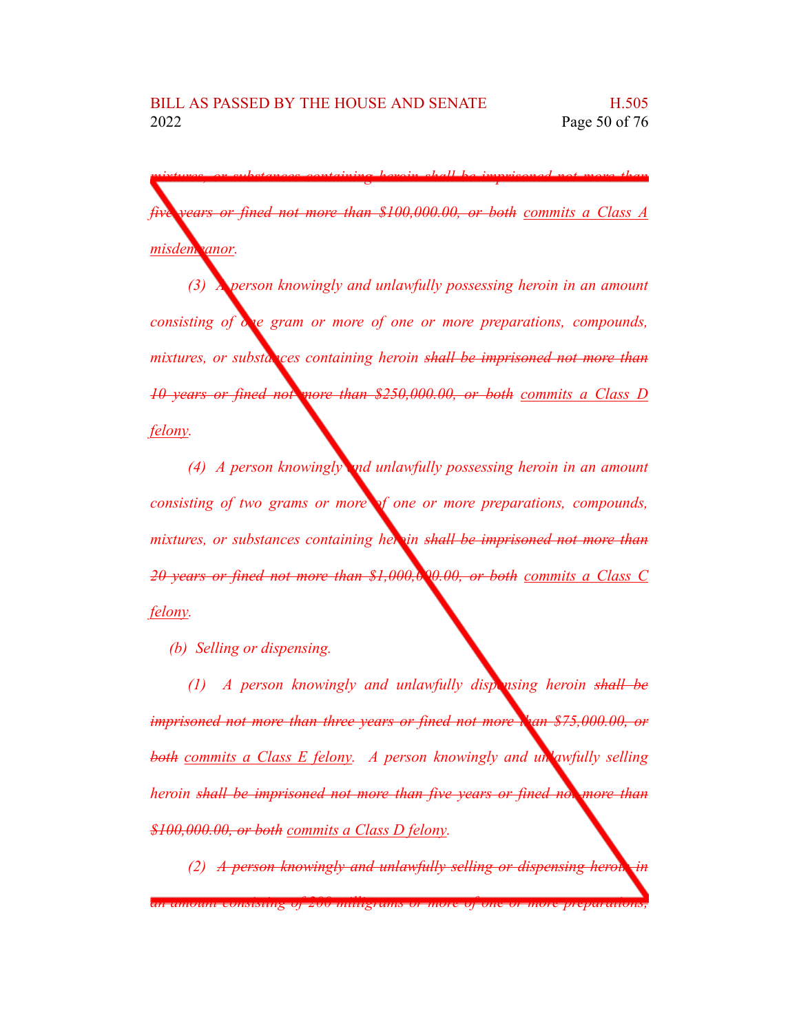~~*mixtures, or substances containing heroin shall be imprisoned not more than five years or fined not more than $100,000.00, or both*~~ <u>*commits a Class A misdemeanor*</u>*.*

*(3) A person knowingly and unlawfully possessing heroin in an amount consisting of one gram or more of one or more preparations, compounds, mixtures, or substances containing heroin* ~~*shall be imprisoned not more than 10 years or fined not more than $250,000.00, or both*~~ <u>*commits a Class D felony*</u>*.*

*(4) A person knowingly and unlawfully possessing heroin in an amount consisting of two grams or more of one or more preparations, compounds, mixtures, or substances containing heroin* ~~*shall be imprisoned not more than 20 years or fined not more than $1,000,000.00, or both*~~ <u>*commits a Class C felony*</u>*.*

*(b) Selling or dispensing.*

*(1) A person knowingly and unlawfully dispensing heroin* ~~*shall be imprisoned not more than three years or fined not more than $75,000.00, or both*~~ <u>*commits a Class E felony*</u>*. A person knowingly and unlawfully selling heroin* ~~*shall be imprisoned not more than five years or fined not more than $100,000.00, or both*~~ <u>*commits a Class D felony*</u>*.*

*(2)* ~~*A person knowingly and unlawfully selling or dispensing heroin in an amount consisting of 200 milligrams or more of one or more preparations,*~~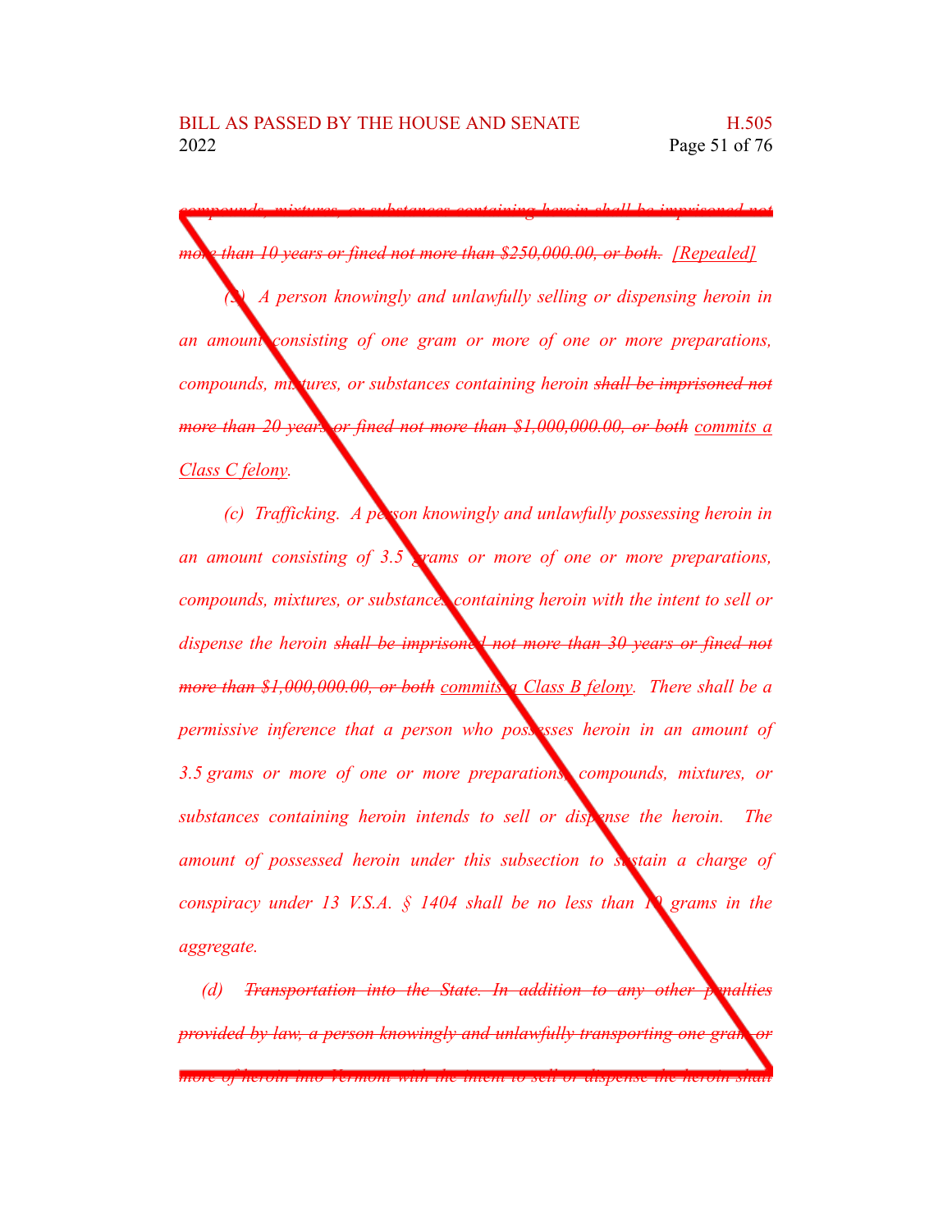~~compounds, mixtures, or substances containing heroin shall be imprisoned not more than 10 years or fined not more than $250,000.00, or both.~~ [Repealed]

*(3) A person knowingly and unlawfully selling or dispensing heroin in an amount consisting of one gram or more of one or more preparations, compounds, mixtures, or substances containing heroin* ~~*shall be imprisoned not more than 20 years or fined not more than $1,000,000.00, or both*~~ <u>commits a Class C felony</u>.

*(c) Trafficking. A person knowingly and unlawfully possessing heroin in an amount consisting of 3.5 grams or more of one or more preparations, compounds, mixtures, or substances containing heroin with the intent to sell or dispense the heroin* ~~*shall be imprisoned not more than 30 years or fined not more than $1,000,000.00, or both*~~ <u>commits a Class B felony</u>. *There shall be a permissive inference that a person who possesses heroin in an amount of 3.5 grams or more of one or more preparations, compounds, mixtures, or substances containing heroin intends to sell or dispense the heroin. The amount of possessed heroin under this subsection to sustain a charge of conspiracy under 13 V.S.A. § 1404 shall be no less than 10 grams in the aggregate.*

*(d)* ~~*Transportation into the State. In addition to any other penalties provided by law, a person knowingly and unlawfully transporting one gram or more of heroin into Vermont with the intent to sell or dispense the heroin shall*~~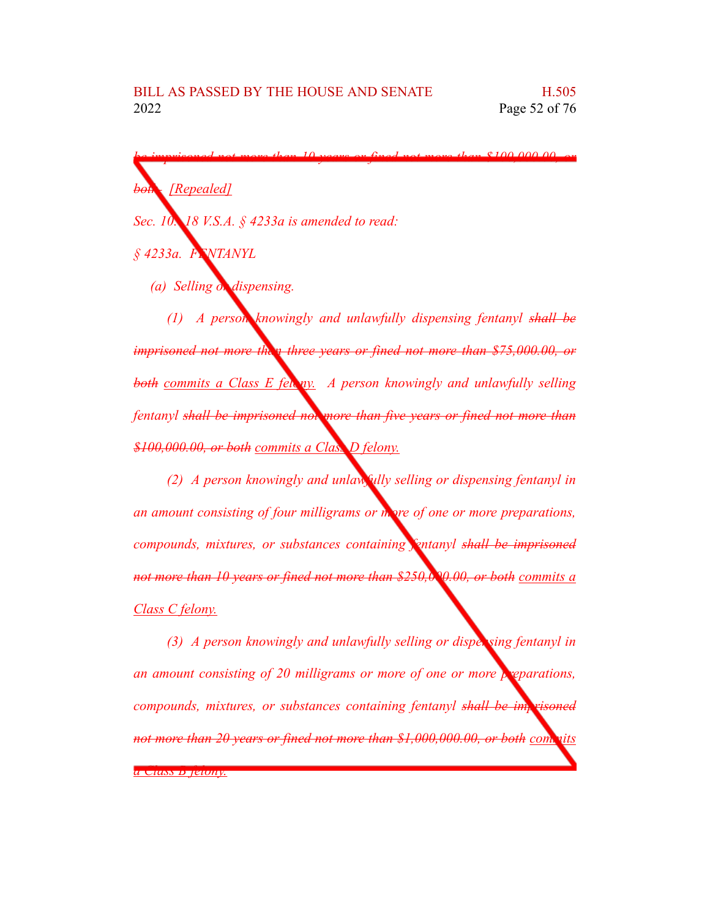~~be imprisoned not more than 10 years or fined not more than $100,000.00, or both.~~ [Repealed]

*Sec. 10. 18 V.S.A. § 4233a is amended to read:*

*§ 4233a. FENTANYL*

*(a) Selling or dispensing.*

*(1) A person knowingly and unlawfully dispensing fentanyl ~~shall be imprisoned not more than three years or fined not more than $75,000.00, or both~~ commits a Class E felony. A person knowingly and unlawfully selling fentanyl ~~shall be imprisoned not more than five years or fined not more than $100,000.00, or both~~ commits a Class D felony.*

*(2) A person knowingly and unlawfully selling or dispensing fentanyl in an amount consisting of four milligrams or more of one or more preparations, compounds, mixtures, or substances containing fentanyl ~~shall be imprisoned not more than 10 years or fined not more than $250,000.00, or both~~ commits a Class C felony.*

*(3) A person knowingly and unlawfully selling or dispensing fentanyl in an amount consisting of 20 milligrams or more of one or more preparations, compounds, mixtures, or substances containing fentanyl ~~shall be imprisoned not more than 20 years or fined not more than $1,000,000.00, or both~~ commits a Class B felony.*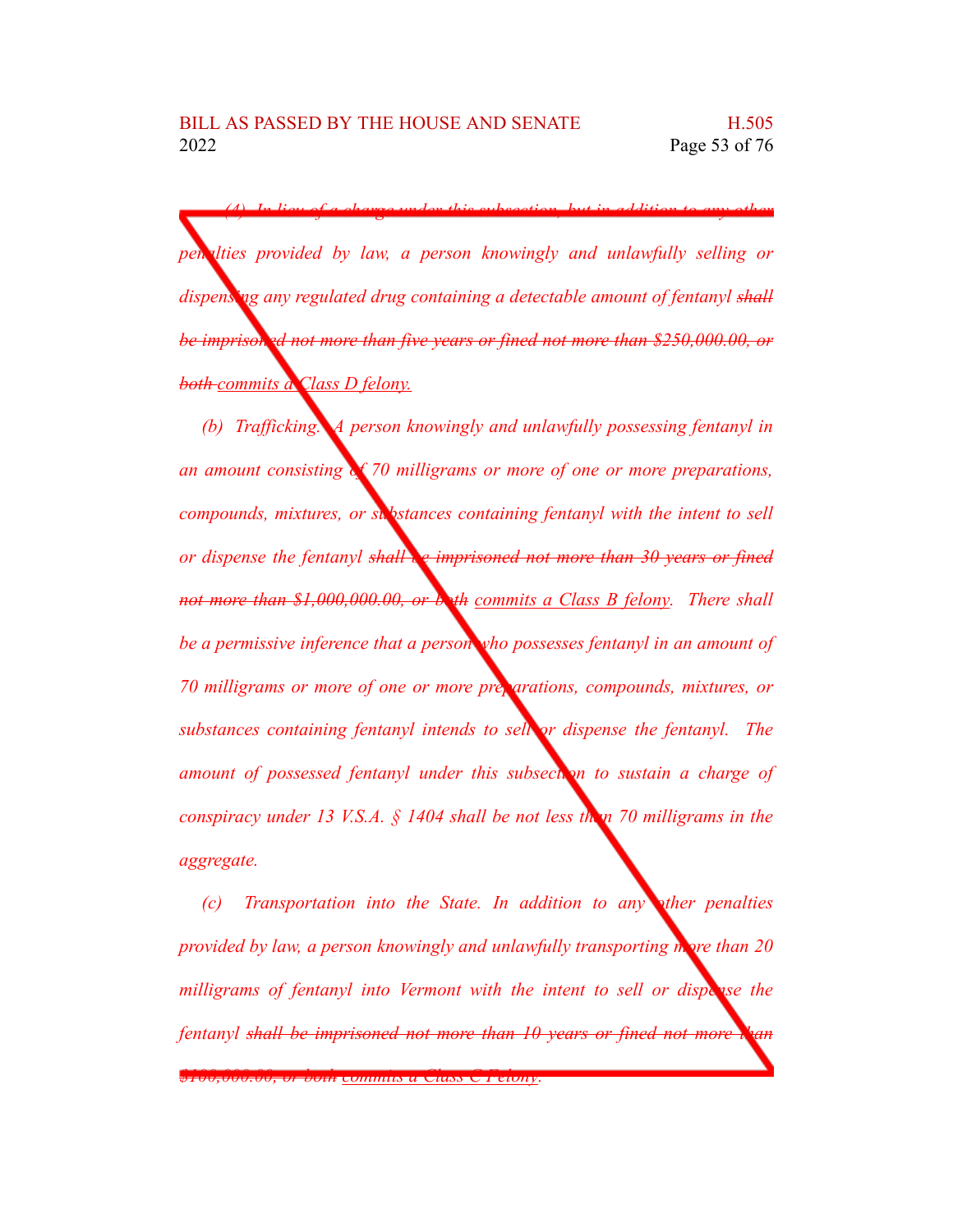*~~(4) In lieu of a charge under this subsection, but in addition to any other~~ penalties provided by law, a person knowingly and unlawfully selling or dispensing any regulated drug containing a detectable amount of fentanyl ~~shall be imprisoned not more than five years or fined not more than $250,000.00, or both~~ commits a Class D felony.*

*(b) Trafficking. A person knowingly and unlawfully possessing fentanyl in an amount consisting of 70 milligrams or more of one or more preparations, compounds, mixtures, or substances containing fentanyl with the intent to sell or dispense the fentanyl ~~shall be imprisoned not more than 30 years or fined not more than $1,000,000.00, or both~~ commits a Class B felony. There shall be a permissive inference that a person who possesses fentanyl in an amount of 70 milligrams or more of one or more preparations, compounds, mixtures, or substances containing fentanyl intends to sell or dispense the fentanyl. The amount of possessed fentanyl under this subsection to sustain a charge of conspiracy under 13 V.S.A. § 1404 shall be not less than 70 milligrams in the aggregate.*

*(c) Transportation into the State. In addition to any other penalties provided by law, a person knowingly and unlawfully transporting more than 20 milligrams of fentanyl into Vermont with the intent to sell or dispense the fentanyl ~~shall be imprisoned not more than 10 years or fined not more than $100,000.00, or both~~ commits a Class C Felony.*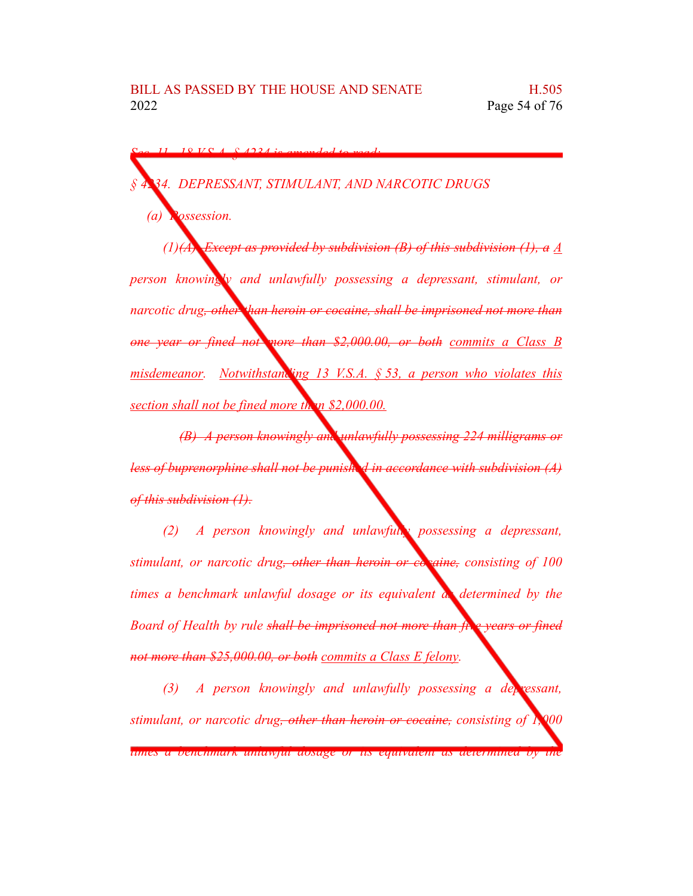*Sec. 11. 18 V.S.A. § 4234 is amended to read:*

*§ 4234. DEPRESSANT, STIMULANT, AND NARCOTIC DRUGS*

*(a) Possession.*

*(1)~~(A) Except as provided by subdivision (B) of this subdivision (1), a~~ A person knowingly and unlawfully possessing a depressant, stimulant, or narcotic drug~~, other than heroin or cocaine, shall be imprisoned not more than one year or fined not more than $2,000.00, or both~~ commits a Class B misdemeanor. Notwithstanding 13 V.S.A. § 53, a person who violates this section shall not be fined more than $2,000.00.*

*~~(B) A person knowingly and unlawfully possessing 224 milligrams or less of buprenorphine shall not be punished in accordance with subdivision (A) of this subdivision (1).~~*

*(2) A person knowingly and unlawfully possessing a depressant, stimulant, or narcotic drug~~, other than heroin or cocaine,~~ consisting of 100 times a benchmark unlawful dosage or its equivalent as determined by the Board of Health by rule ~~shall be imprisoned not more than five years or fined not more than $25,000.00, or both~~ commits a Class E felony.*

*(3) A person knowingly and unlawfully possessing a depressant, stimulant, or narcotic drug~~, other than heroin or cocaine,~~ consisting of 1,000 times a benchmark unlawful dosage or its equivalent as determined by the*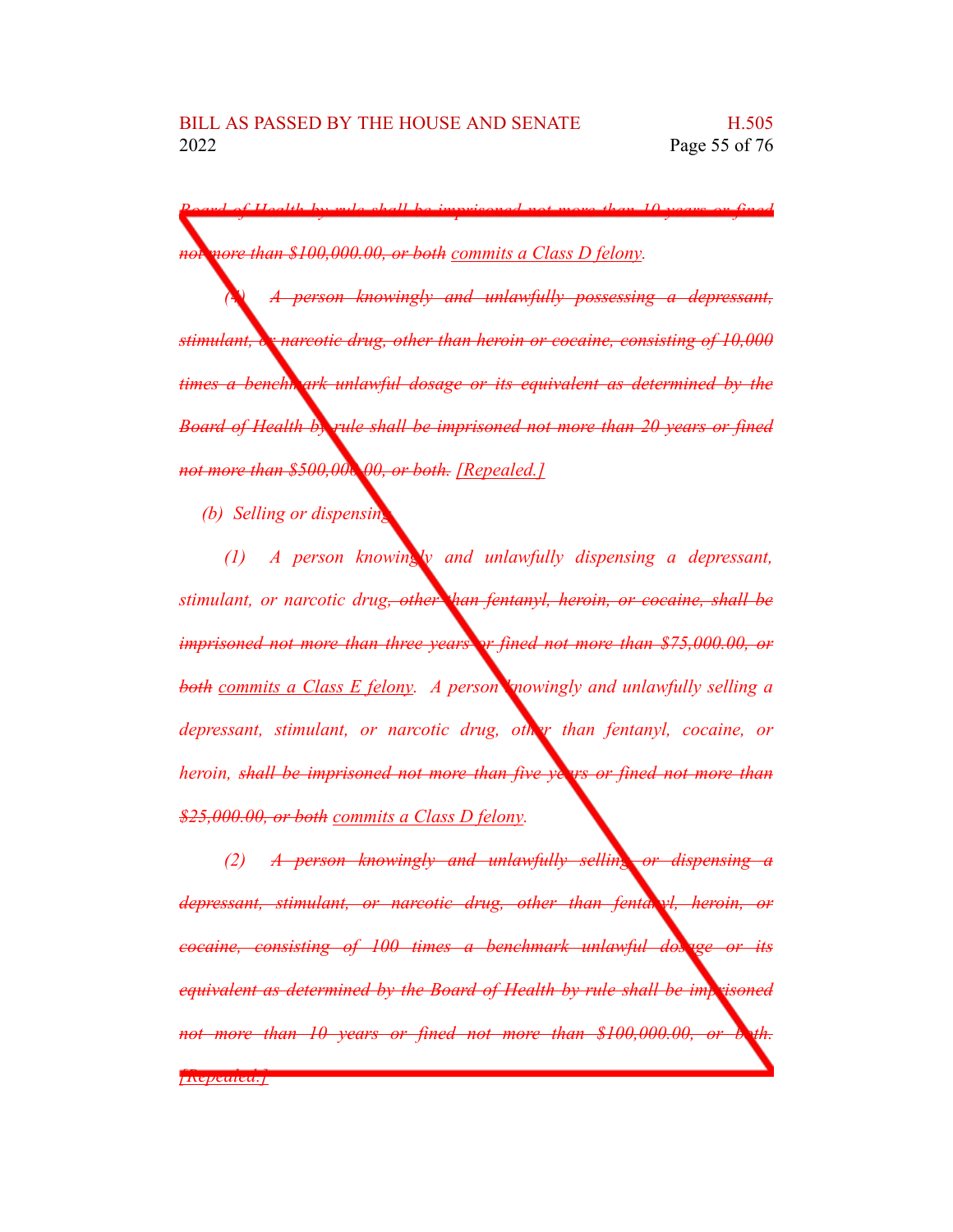~~Board of Health by rule shall be imprisoned not more than 10 years or fined not more than $100,000.00, or both~~ commits a Class D felony.

(4) ~~A person knowingly and unlawfully possessing a depressant, stimulant, or narcotic drug, other than heroin or cocaine, consisting of 10,000 times a benchmark unlawful dosage or its equivalent as determined by the Board of Health by rule shall be imprisoned not more than 20 years or fined not more than $500,000.00, or both.~~ [Repealed.]

(b) Selling or dispensing.

(1) A person knowingly and unlawfully dispensing a depressant, stimulant, or narcotic drug~~, other than fentanyl, heroin, or cocaine, shall be imprisoned not more than three years or fined not more than $75,000.00, or both~~ commits a Class E felony. A person knowingly and unlawfully selling a depressant, stimulant, or narcotic drug, other than fentanyl, cocaine, or heroin, ~~shall be imprisoned not more than five years or fined not more than $25,000.00, or both~~ commits a Class D felony.

(2) ~~A person knowingly and unlawfully selling or dispensing a depressant, stimulant, or narcotic drug, other than fentanyl, heroin, or cocaine, consisting of 100 times a benchmark unlawful dosage or its equivalent as determined by the Board of Health by rule shall be imprisoned not more than 10 years or fined not more than $100,000.00, or both.~~ [Repealed.]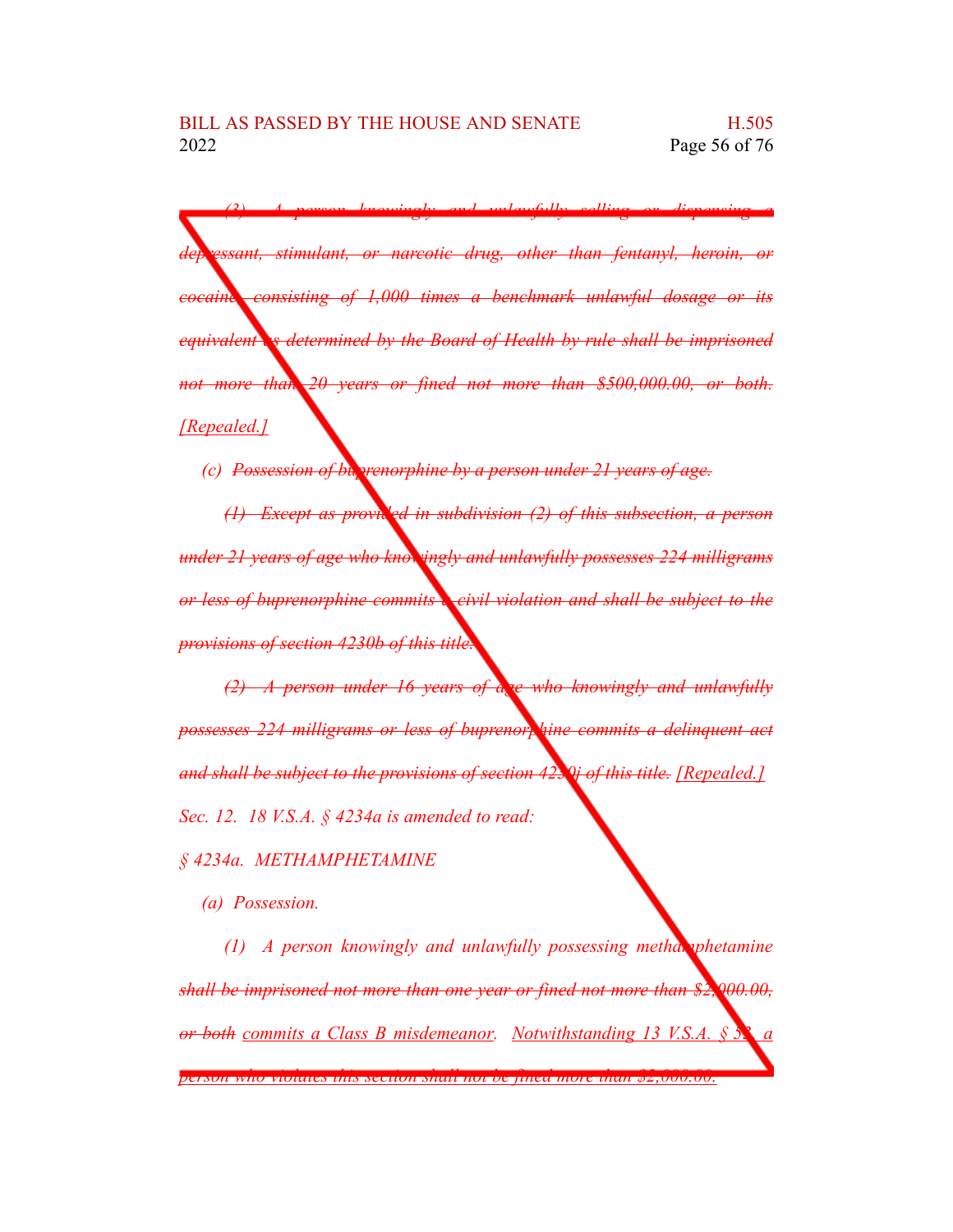~~(3) A person knowingly and unlawfully selling or dispensing a depressant, stimulant, or narcotic drug, other than fentanyl, heroin, or cocaine, consisting of 1,000 times a benchmark unlawful dosage or its equivalent as determined by the Board of Health by rule shall be imprisoned not more than 20 years or fined not more than $500,000.00, or both.~~ <u>[Repealed.]</u>

(c) ~~Possession of buprenorphine by a person under 21 years of age.~~

~~(1) Except as provided in subdivision (2) of this subsection, a person under 21 years of age who knowingly and unlawfully possesses 224 milligrams or less of buprenorphine commits a civil violation and shall be subject to the provisions of section 4230b of this title.~~

~~(2) A person under 16 years of age who knowingly and unlawfully possesses 224 milligrams or less of buprenorphine commits a delinquent act and shall be subject to the provisions of section 4230j of this title.~~ <u>[Repealed.]</u>

Sec. 12. 18 V.S.A. § 4234a is amended to read:

§ 4234a. METHAMPHETAMINE

(a) Possession.

(1) A person knowingly and unlawfully possessing methamphetamine ~~shall be imprisoned not more than one year or fined not more than $2,000.00, or both~~ <u>commits a Class B misdemeanor</u>. <u>Notwithstanding 13 V.S.A. § 52, a person who violates this section shall not be fined more than $2,000.00.</u>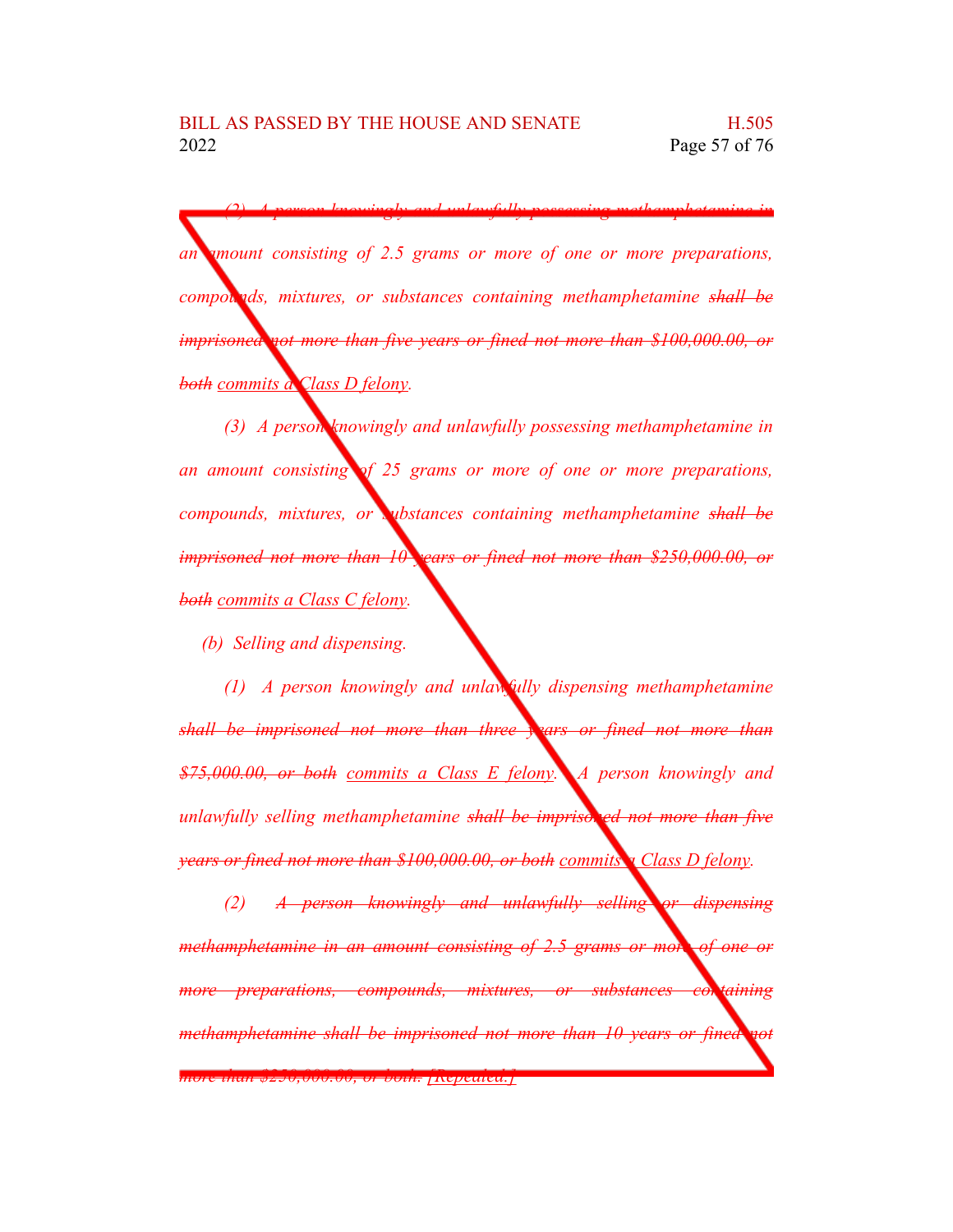*(2) A person knowingly and unlawfully possessing methamphetamine in an amount consisting of 2.5 grams or more of one or more preparations, compounds, mixtures, or substances containing methamphetamine* ~~*shall be imprisoned not more than five years or fined not more than $100,000.00, or both*~~ <u>*commits a Class D felony*</u>*.*

*(3) A person knowingly and unlawfully possessing methamphetamine in an amount consisting of 25 grams or more of one or more preparations, compounds, mixtures, or substances containing methamphetamine* ~~*shall be imprisoned not more than 10 years or fined not more than $250,000.00, or both*~~ <u>*commits a Class C felony*</u>*.*

*(b) Selling and dispensing.*

*(1) A person knowingly and unlawfully dispensing methamphetamine* ~~*shall be imprisoned not more than three years or fined not more than $75,000.00, or both*~~ <u>*commits a Class E felony*</u>*. A person knowingly and unlawfully selling methamphetamine* ~~*shall be imprisoned not more than five years or fined not more than $100,000.00, or both*~~ <u>*commits a Class D felony*</u>*.*

*(2)* ~~*A person knowingly and unlawfully selling or dispensing methamphetamine in an amount consisting of 2.5 grams or more of one or more preparations, compounds, mixtures, or substances containing methamphetamine shall be imprisoned not more than 10 years or fined not more than $250,000.00, or both.*~~ <u>*[Repealed.]*</u>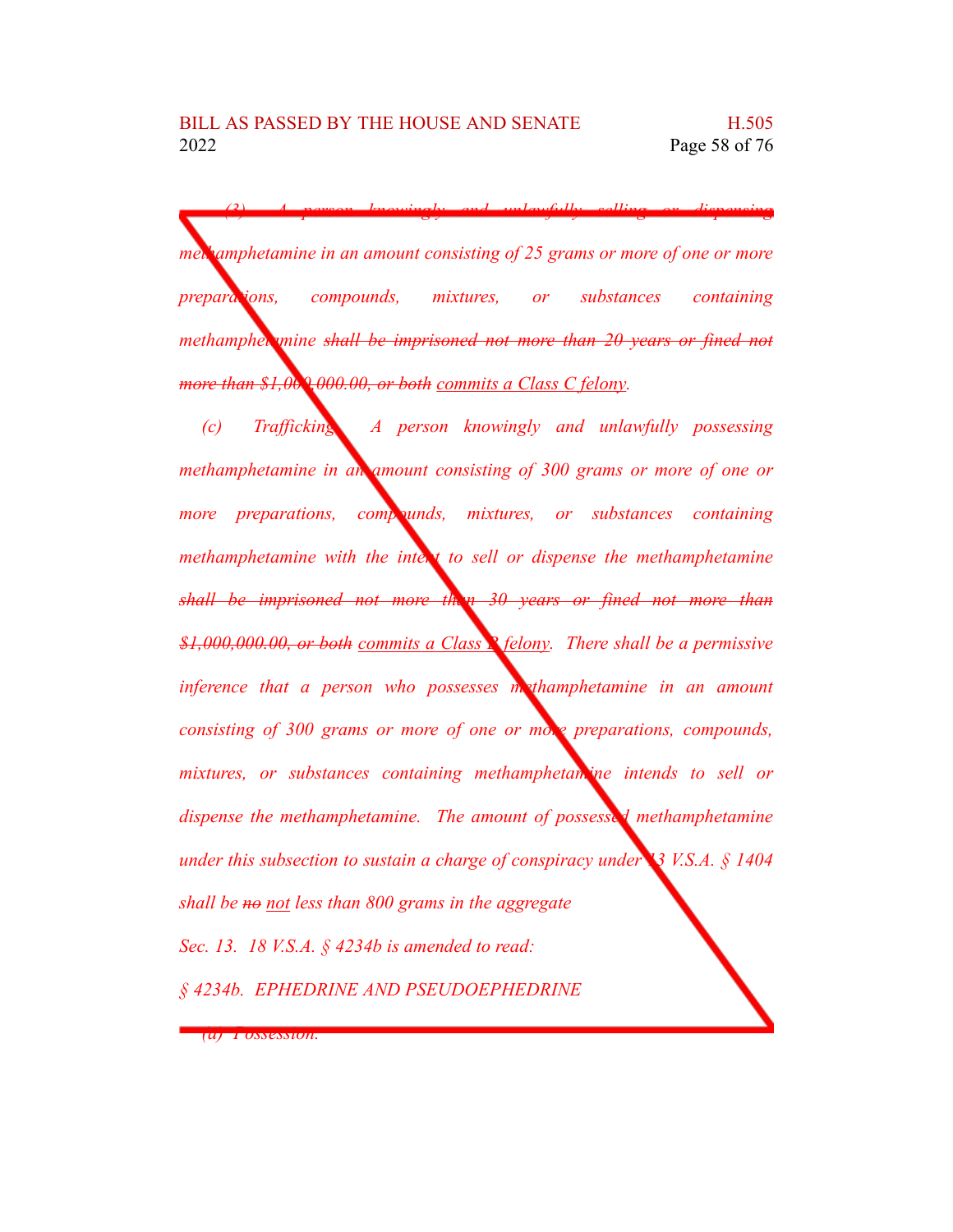*(3) A person knowingly and unlawfully selling or dispensing methamphetamine in an amount consisting of 25 grams or more of one or more preparations, compounds, mixtures, or substances containing methamphetamine ~~shall be imprisoned not more than 20 years or fined not more than $1,000,000.00, or both~~ commits a Class C felony.*

*(c) Trafficking. A person knowingly and unlawfully possessing methamphetamine in an amount consisting of 300 grams or more of one or more preparations, compounds, mixtures, or substances containing methamphetamine with the intent to sell or dispense the methamphetamine ~~shall be imprisoned not more than 30 years or fined not more than $1,000,000.00, or both~~ commits a Class B felony. There shall be a permissive inference that a person who possesses methamphetamine in an amount consisting of 300 grams or more of one or more preparations, compounds, mixtures, or substances containing methamphetamine intends to sell or dispense the methamphetamine. The amount of possessed methamphetamine under this subsection to sustain a charge of conspiracy under 13 V.S.A. § 1404 shall be ~~no~~ not less than 800 grams in the aggregate*

*Sec. 13. 18 V.S.A. § 4234b is amended to read:*

*§ 4234b. EPHEDRINE AND PSEUDOEPHEDRINE*

*(a) Possession.*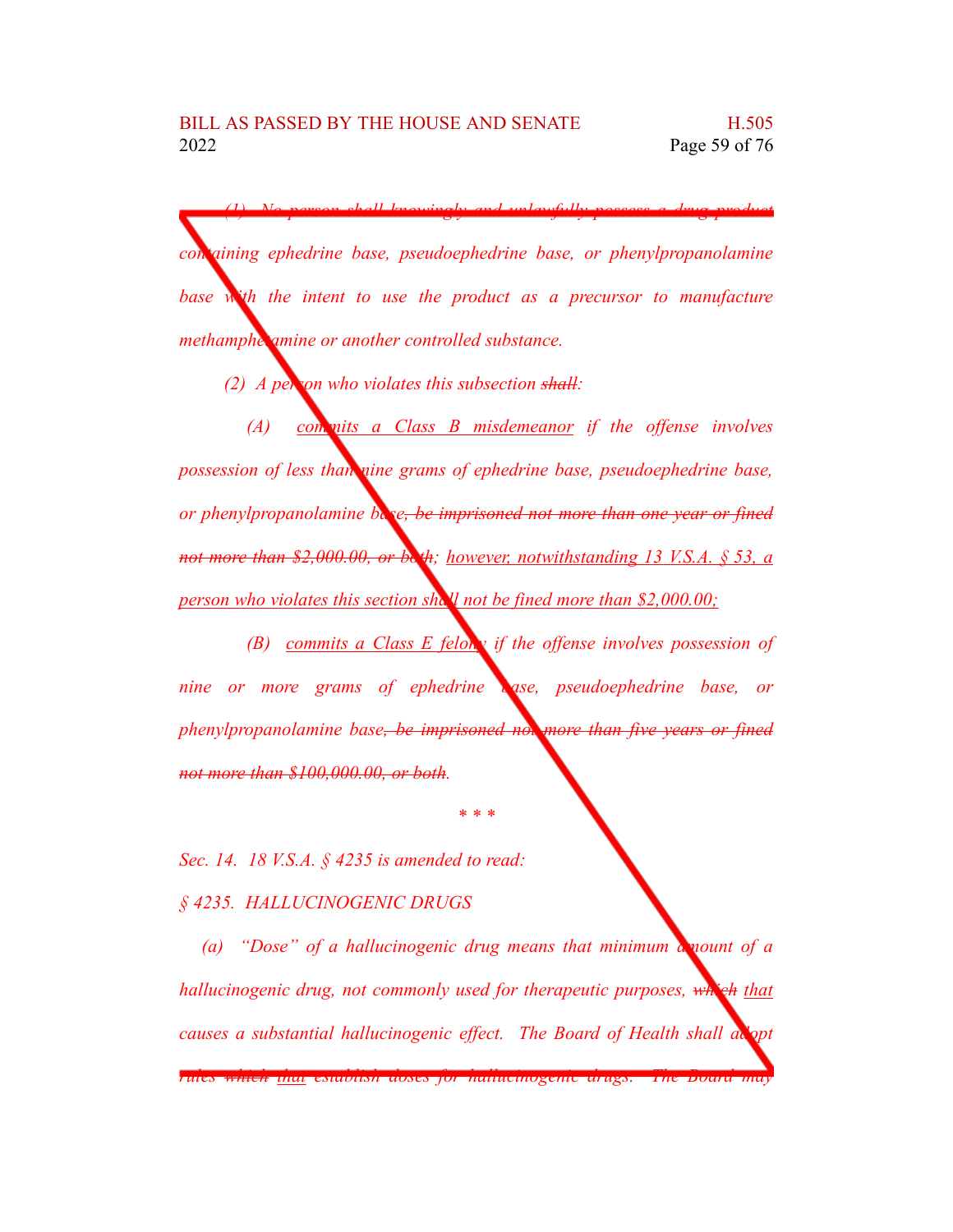(1) No person shall knowingly and unlawfully possess a drug product containing ephedrine base, pseudoephedrine base, or phenylpropanolamine base with the intent to use the product as a precursor to manufacture methamphetamine or another controlled substance.

(2) A person who violates this subsection ~~shall~~:

(A) commits a Class B misdemeanor if the offense involves possession of less than nine grams of ephedrine base, pseudoephedrine base, or phenylpropanolamine base~~, be imprisoned not more than one year or fined not more than $2,000.00, or both~~; however, notwithstanding 13 V.S.A. § 53, a person who violates this section shall not be fined more than $2,000.00;

(B) commits a Class E felony if the offense involves possession of nine or more grams of ephedrine base, pseudoephedrine base, or phenylpropanolamine base~~, be imprisoned not more than five years or fined not more than $100,000.00, or both~~.

\* \* \*

Sec. 14. 18 V.S.A. § 4235 is amended to read:

§ 4235. HALLUCINOGENIC DRUGS

(a) "Dose" of a hallucinogenic drug means that minimum amount of a hallucinogenic drug, not commonly used for therapeutic purposes, ~~which~~ that causes a substantial hallucinogenic effect. The Board of Health shall adopt rules ~~which~~ that establish doses for hallucinogenic drugs. The Board may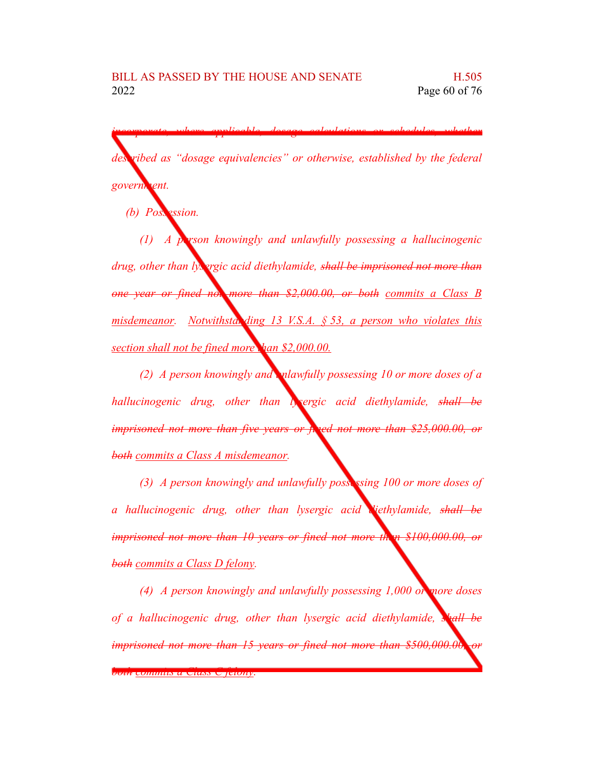*incorporate, where applicable, dosage calculations or schedules, whether described as "dosage equivalencies" or otherwise, established by the federal government.*

*(b) Possession.*

*(1) A person knowingly and unlawfully possessing a hallucinogenic drug, other than lysergic acid diethylamide, ~~shall be imprisoned not more than one year or fined not more than $2,000.00, or both~~ <u>commits a Class B misdemeanor</u>. <u>Notwithstanding 13 V.S.A. § 53, a person who violates this section shall not be fined more than $2,000.00.</u>*

*(2) A person knowingly and unlawfully possessing 10 or more doses of a hallucinogenic drug, other than lysergic acid diethylamide, ~~shall be imprisoned not more than five years or fined not more than $25,000.00, or both~~ <u>commits a Class A misdemeanor</u>.*

*(3) A person knowingly and unlawfully possessing 100 or more doses of a hallucinogenic drug, other than lysergic acid diethylamide, ~~shall be imprisoned not more than 10 years or fined not more than $100,000.00, or both~~ <u>commits a Class D felony</u>.*

*(4) A person knowingly and unlawfully possessing 1,000 or more doses of a hallucinogenic drug, other than lysergic acid diethylamide, ~~shall be imprisoned not more than 15 years or fined not more than $500,000.00, or both~~ <u>commits a Class C felony</u>.*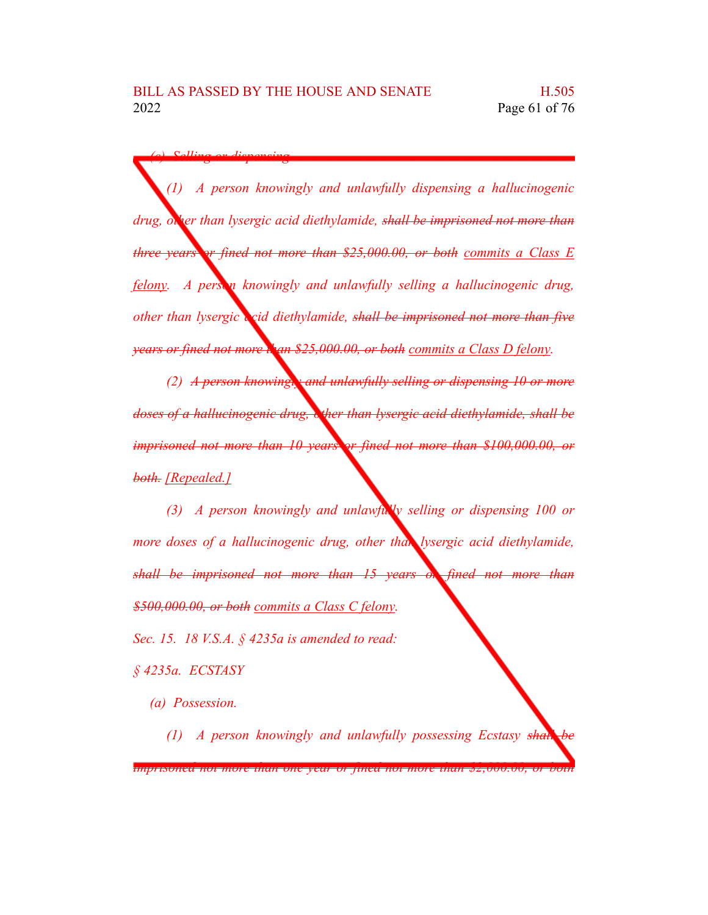*(c) Selling or dispensing.*

*(1) A person knowingly and unlawfully dispensing a hallucinogenic drug, other than lysergic acid diethylamide, ~~shall be imprisoned not more than three years or fined not more than \$25,000.00, or both~~ commits a Class E felony. A person knowingly and unlawfully selling a hallucinogenic drug, other than lysergic acid diethylamide, ~~shall be imprisoned not more than five years or fined not more than \$25,000.00, or both~~ commits a Class D felony.*

*(2) ~~A person knowingly and unlawfully selling or dispensing 10 or more doses of a hallucinogenic drug, other than lysergic acid diethylamide, shall be imprisoned not more than 10 years or fined not more than \$100,000.00, or both.~~ [Repealed.]*

*(3) A person knowingly and unlawfully selling or dispensing 100 or more doses of a hallucinogenic drug, other than lysergic acid diethylamide, ~~shall be imprisoned not more than 15 years or fined not more than \$500,000.00, or both~~ commits a Class C felony.*

*Sec. 15. 18 V.S.A. § 4235a is amended to read:*

*§ 4235a. ECSTASY*

*(a) Possession.*

*(1) A person knowingly and unlawfully possessing Ecstasy ~~shall be imprisoned not more than one year or fined not more than \$2,000.00, or both~~*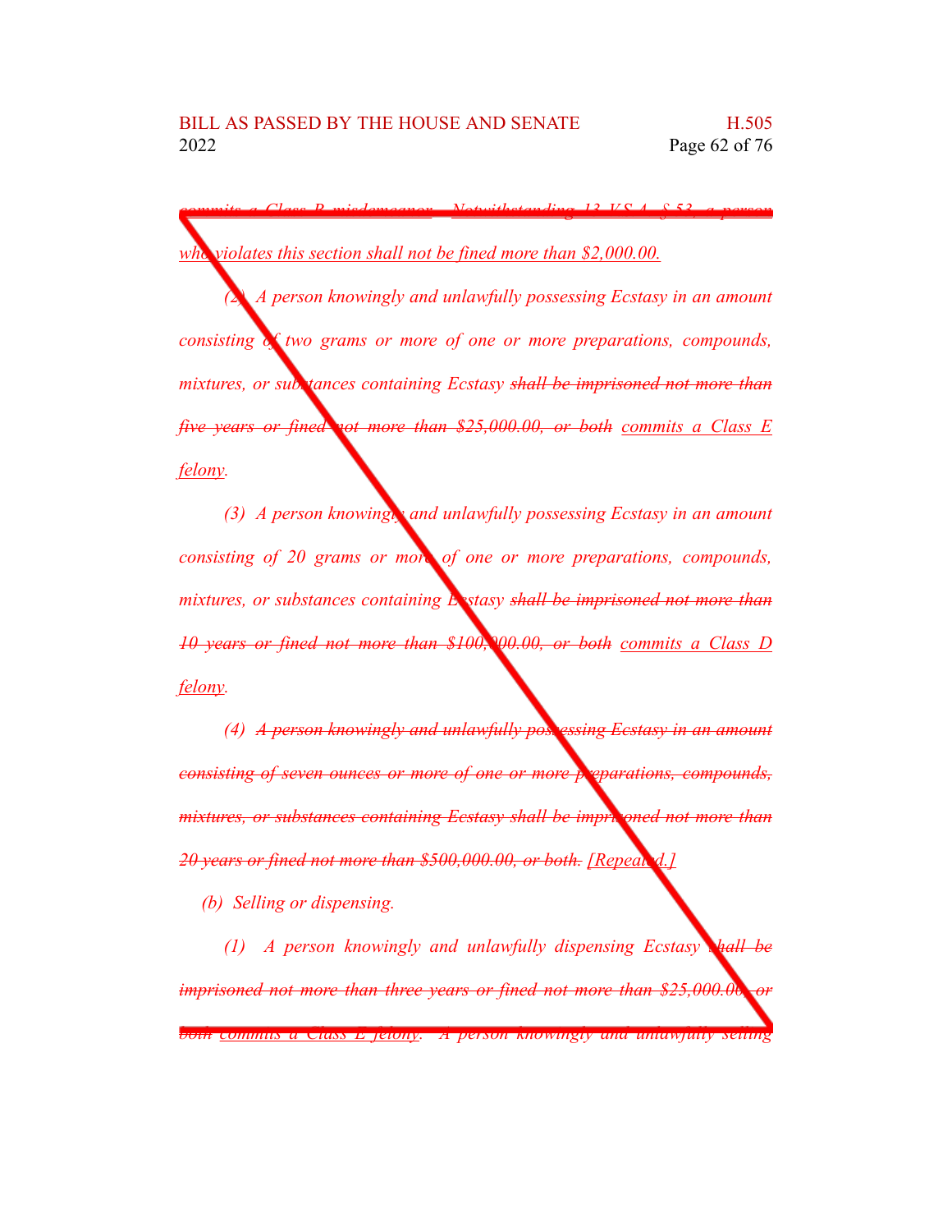~~commits a Class B misdemeanor.~~ Notwithstanding 13 V.S.A. § 53, a person who violates this section shall not be fined more than $2,000.00.

(2) A person knowingly and unlawfully possessing Ecstasy in an amount consisting of two grams or more of one or more preparations, compounds, mixtures, or substances containing Ecstasy ~~shall be imprisoned not more than five years or fined not more than $25,000.00, or both~~ commits a Class E felony.

(3) A person knowingly and unlawfully possessing Ecstasy in an amount consisting of 20 grams or more of one or more preparations, compounds, mixtures, or substances containing Ecstasy ~~shall be imprisoned not more than 10 years or fined not more than $100,000.00, or both~~ commits a Class D felony.

(4) ~~A person knowingly and unlawfully possessing Ecstasy in an amount consisting of seven ounces or more of one or more preparations, compounds, mixtures, or substances containing Ecstasy shall be imprisoned not more than 20 years or fined not more than $500,000.00, or both.~~ [Repealed.]

(b) Selling or dispensing.

(1) A person knowingly and unlawfully dispensing Ecstasy ~~shall be imprisoned not more than three years or fined not more than $25,000.00, or both~~ commits a Class E felony. A person knowingly and unlawfully selling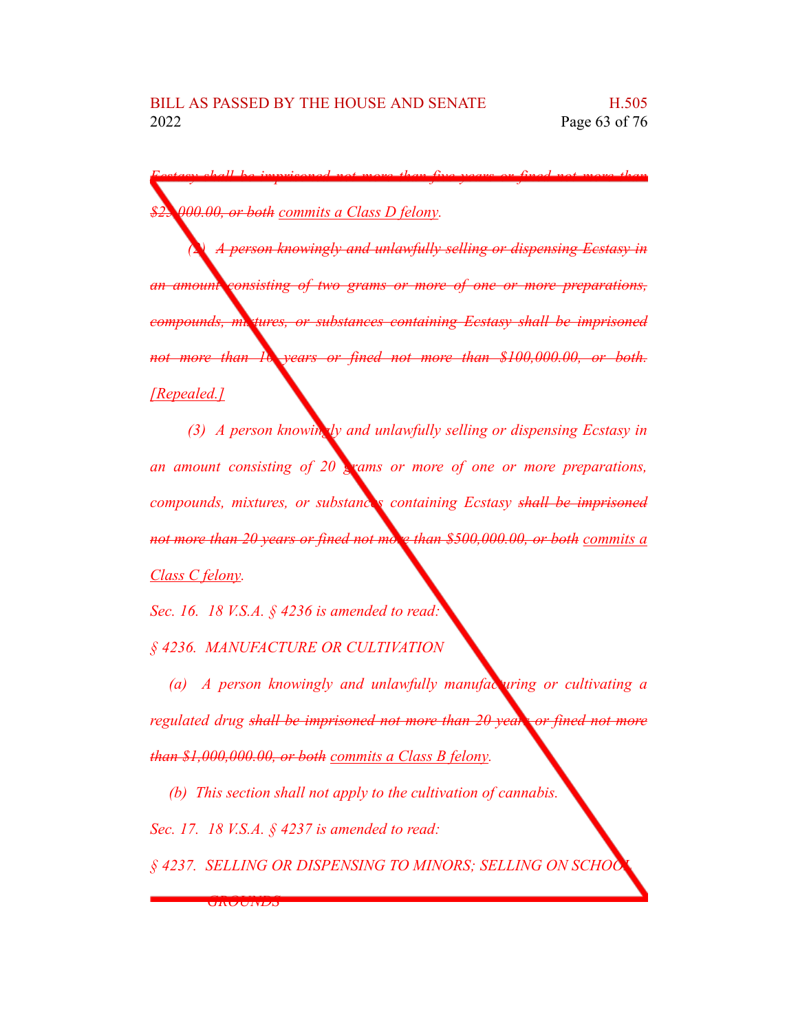~~Ecstasy shall be imprisoned not more than five years or fined not more than $25,000.00, or both~~ commits a Class D felony.

(2) ~~A person knowingly and unlawfully selling or dispensing Ecstasy in an amount consisting of two grams or more of one or more preparations, compounds, mixtures, or substances containing Ecstasy shall be imprisoned not more than 10 years or fined not more than $100,000.00, or both.~~ [Repealed.]

(3) A person knowingly and unlawfully selling or dispensing Ecstasy in an amount consisting of 20 grams or more of one or more preparations, compounds, mixtures, or substances containing Ecstasy ~~shall be imprisoned not more than 20 years or fined not more than $500,000.00, or both~~ commits a Class C felony.

Sec. 16. 18 V.S.A. § 4236 is amended to read:

§ 4236. MANUFACTURE OR CULTIVATION

(a) A person knowingly and unlawfully manufacturing or cultivating a regulated drug ~~shall be imprisoned not more than 20 years or fined not more than $1,000,000.00, or both~~ commits a Class B felony.

(b) This section shall not apply to the cultivation of cannabis.

Sec. 17. 18 V.S.A. § 4237 is amended to read:

§ 4237. SELLING OR DISPENSING TO MINORS; SELLING ON SCHOOL GROUNDS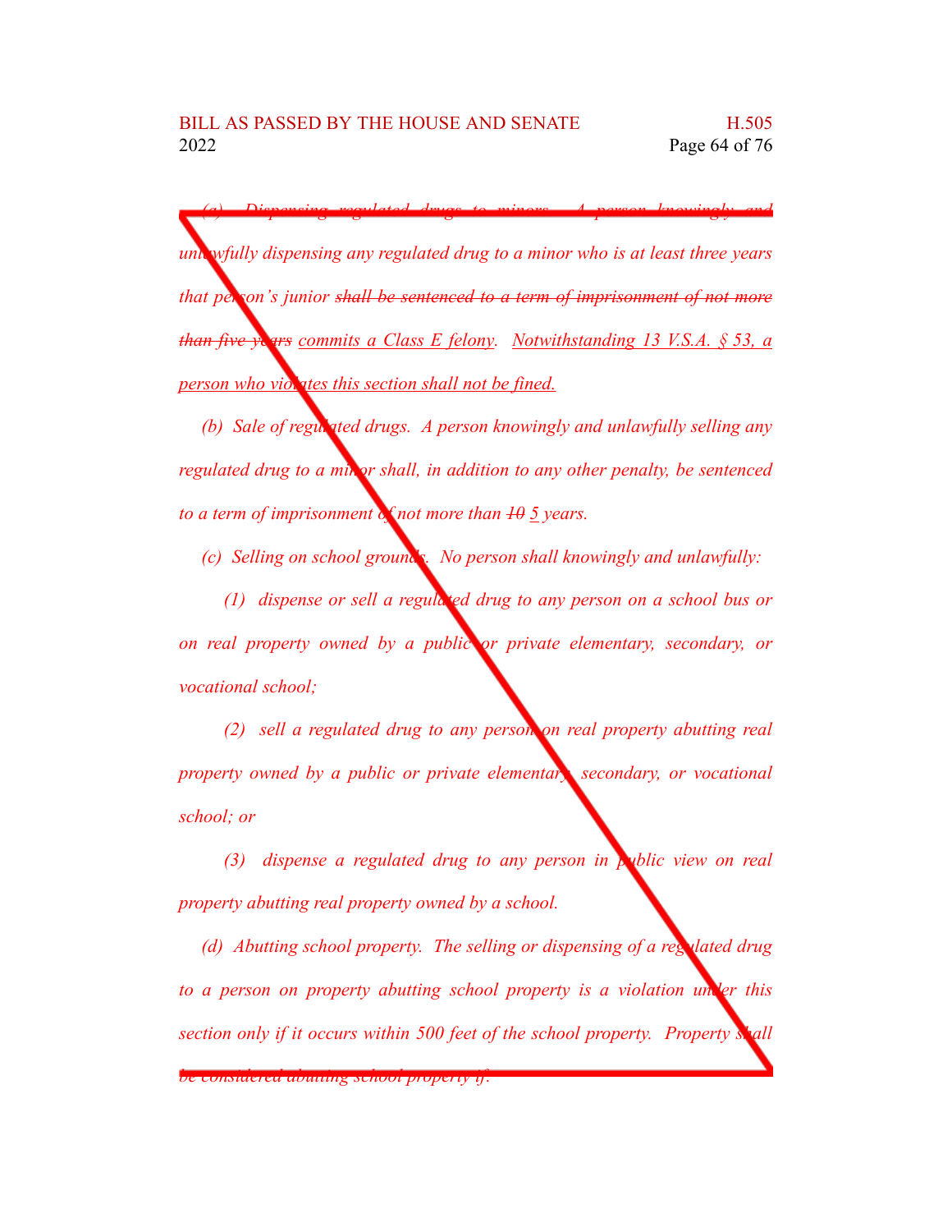*(a) Dispensing regulated drugs to minors. A person knowingly and unlawfully dispensing any regulated drug to a minor who is at least three years that person's junior ~~shall be sentenced to a term of imprisonment of not more than five years~~ commits a Class E felony. Notwithstanding 13 V.S.A. § 53, a person who violates this section shall not be fined.*

*(b) Sale of regulated drugs. A person knowingly and unlawfully selling any regulated drug to a minor shall, in addition to any other penalty, be sentenced to a term of imprisonment of not more than ~~10~~ 5 years.*

*(c) Selling on school grounds. No person shall knowingly and unlawfully:*

*(1) dispense or sell a regulated drug to any person on a school bus or on real property owned by a public or private elementary, secondary, or vocational school;*

*(2) sell a regulated drug to any person on real property abutting real property owned by a public or private elementary, secondary, or vocational school; or*

*(3) dispense a regulated drug to any person in public view on real property abutting real property owned by a school.*

*(d) Abutting school property. The selling or dispensing of a regulated drug to a person on property abutting school property is a violation under this section only if it occurs within 500 feet of the school property. Property shall be considered abutting school property if:*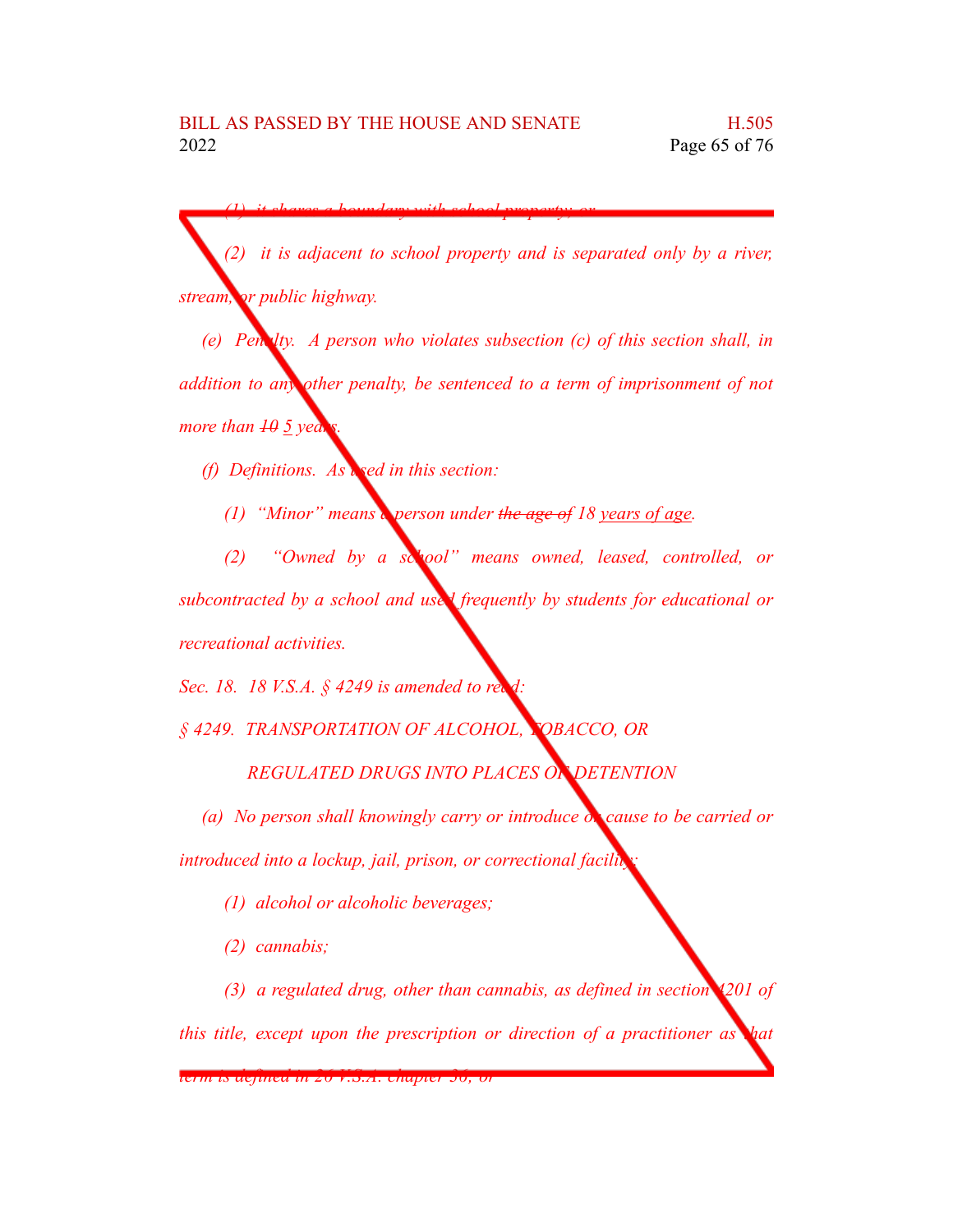*(1) it shares a boundary with school property; or*

*(2) it is adjacent to school property and is separated only by a river, stream, or public highway.*

*(e) Penalty. A person who violates subsection (c) of this section shall, in addition to any other penalty, be sentenced to a term of imprisonment of not more than ~~10~~ 5 years.*

*(f) Definitions. As used in this section:*

*(1) "Minor" means a person under ~~the age of~~ 18 years of age.*

*(2) "Owned by a school" means owned, leased, controlled, or subcontracted by a school and used frequently by students for educational or recreational activities.*

*Sec. 18. 18 V.S.A. § 4249 is amended to read:*

*§ 4249. TRANSPORTATION OF ALCOHOL, TOBACCO, OR REGULATED DRUGS INTO PLACES OF DETENTION*

*(a) No person shall knowingly carry or introduce or cause to be carried or introduced into a lockup, jail, prison, or correctional facility:*

*(1) alcohol or alcoholic beverages;*

*(2) cannabis;*

*(3) a regulated drug, other than cannabis, as defined in section 4201 of this title, except upon the prescription or direction of a practitioner as that term is defined in 26 V.S.A. chapter 36; or*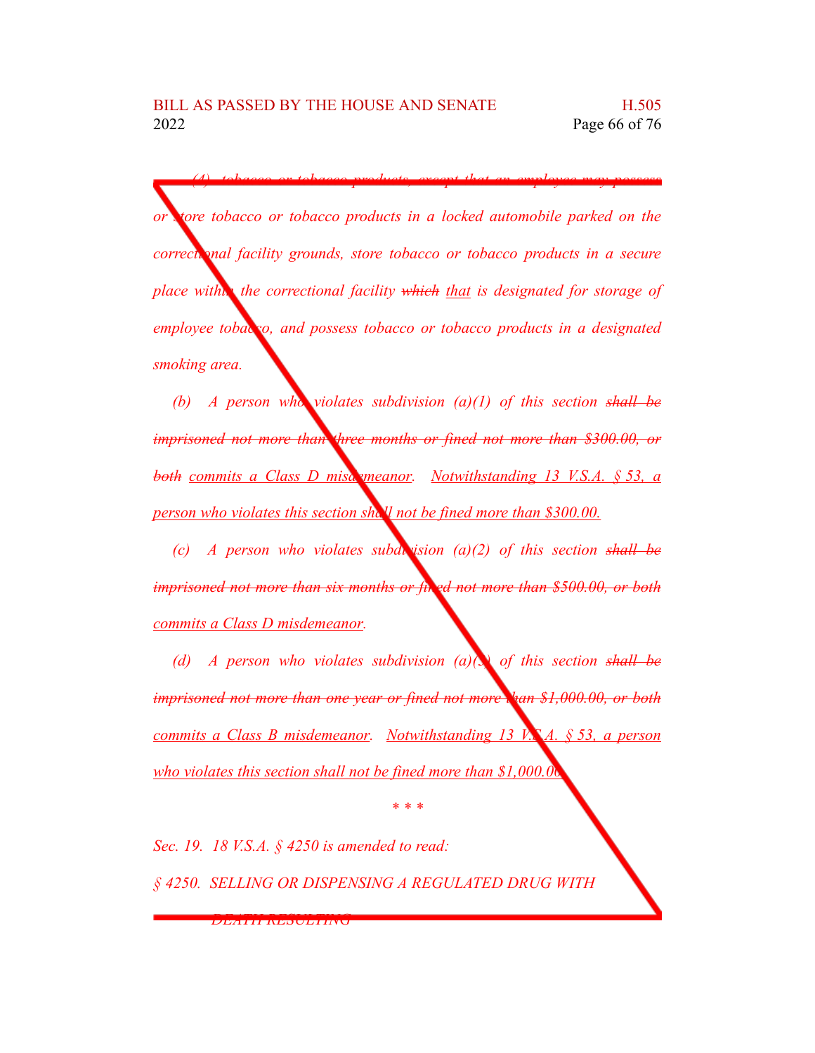*(4) ~~tobacco or tobacco products, except that an employee may possess~~ or store tobacco or tobacco products in a locked automobile parked on the correctional facility grounds, store tobacco or tobacco products in a secure place within the correctional facility ~~which~~ <u>that</u> is designated for storage of employee tobacco, and possess tobacco or tobacco products in a designated smoking area.*

*(b) A person who violates subdivision (a)(1) of this section ~~shall be imprisoned not more than three months or fined not more than $300.00, or both~~ <u>commits a Class D misdemeanor</u>. <u>Notwithstanding 13 V.S.A. § 53, a person who violates this section shall not be fined more than $300.00.</u>*

*(c) A person who violates subdivision (a)(2) of this section ~~shall be imprisoned not more than six months or fined not more than $500.00, or both~~ <u>commits a Class D misdemeanor</u>.*

*(d) A person who violates subdivision (a)(3) of this section ~~shall be imprisoned not more than one year or fined not more than $1,000.00, or both~~ <u>commits a Class B misdemeanor</u>. <u>Notwithstanding 13 V.S.A. § 53, a person who violates this section shall not be fined more than $1,000.00.</u>*

\* \* \*

*Sec. 19. 18 V.S.A. § 4250 is amended to read:*

*§ 4250. SELLING OR DISPENSING A REGULATED DRUG WITH DEATH RESULTING*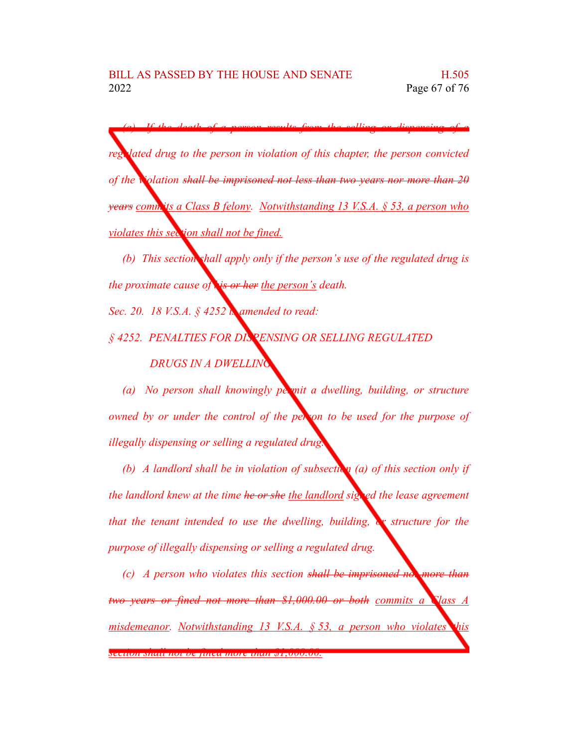(a) ~~If the death of a person results from the selling or dispensing of a~~ regulated drug to the person in violation of this chapter, the person convicted of the violation ~~shall be imprisoned not less than two years nor more than 20 years~~ <u>commits a Class B felony</u>. <u>Notwithstanding 13 V.S.A. § 53, a person who violates this section shall not be fined.</u>

(b) This section shall apply only if the person's use of the regulated drug is the proximate cause of ~~his or her~~ <u>the person's</u> death.

Sec. 20. 18 V.S.A. § 4252 is amended to read:

§ 4252. PENALTIES FOR DISPENSING OR SELLING REGULATED DRUGS IN A DWELLING

(a) No person shall knowingly permit a dwelling, building, or structure owned by or under the control of the person to be used for the purpose of illegally dispensing or selling a regulated drug.

(b) A landlord shall be in violation of subsection (a) of this section only if the landlord knew at the time ~~he or she~~ <u>the landlord</u> signed the lease agreement that the tenant intended to use the dwelling, building, or structure for the purpose of illegally dispensing or selling a regulated drug.

(c) A person who violates this section ~~shall be imprisoned not more than two years or fined not more than $1,000.00 or both~~ <u>commits a Class A misdemeanor</u>. <u>Notwithstanding 13 V.S.A. § 53, a person who violates this section shall not be fined more than $1,000.00.</u>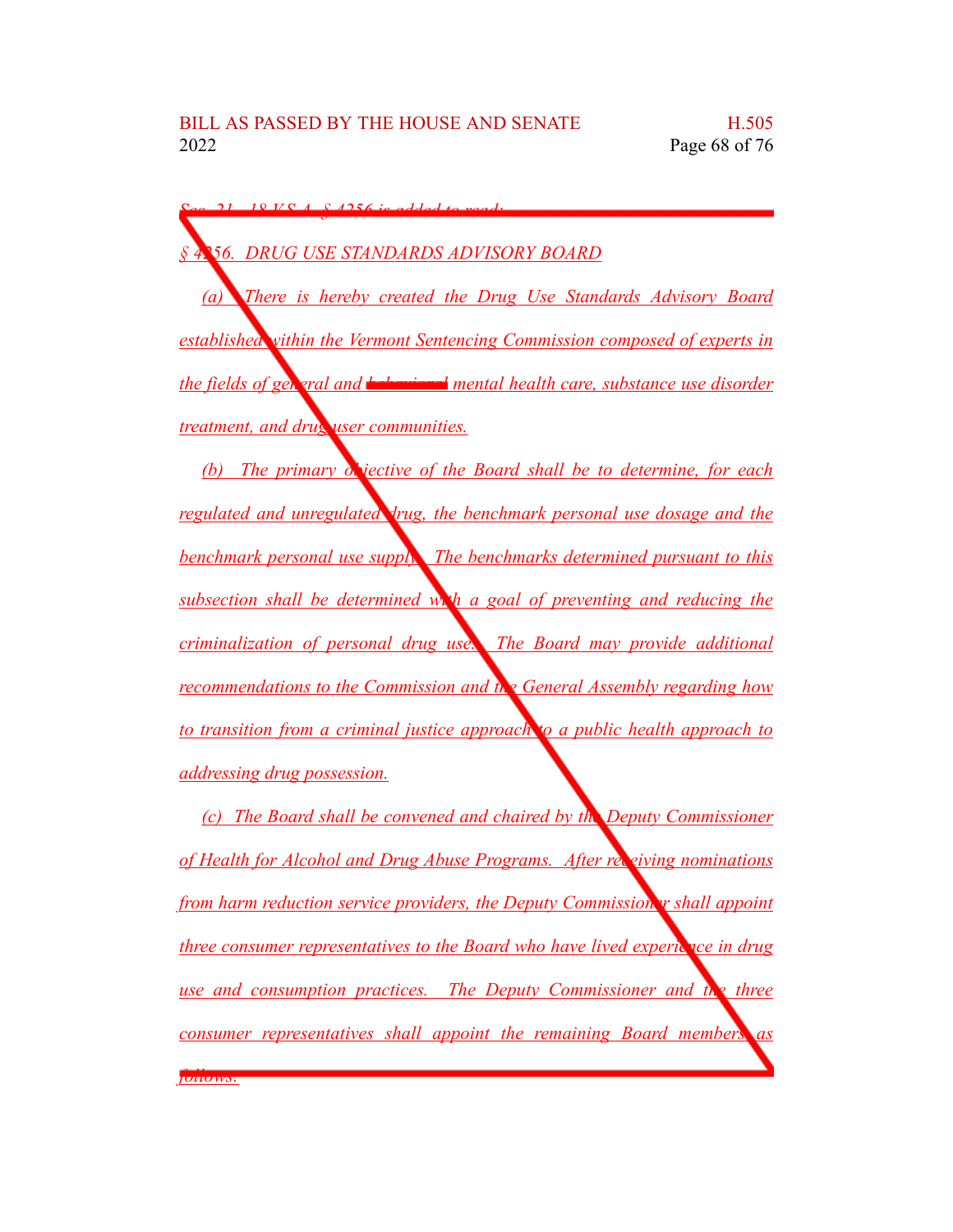Sec. 21. 18 V.S.A. § 4256 is added to read:

§ 4256. DRUG USE STANDARDS ADVISORY BOARD

(a) There is hereby created the Drug Use Standards Advisory Board established within the Vermont Sentencing Commission composed of experts in the fields of general and ~~behavioral~~ mental health care, substance use disorder treatment, and drug user communities.

(b) The primary objective of the Board shall be to determine, for each regulated and unregulated drug, the benchmark personal use dosage and the benchmark personal use supply. The benchmarks determined pursuant to this subsection shall be determined with a goal of preventing and reducing the criminalization of personal drug use. The Board may provide additional recommendations to the Commission and the General Assembly regarding how to transition from a criminal justice approach to a public health approach to addressing drug possession.

(c) The Board shall be convened and chaired by the Deputy Commissioner of Health for Alcohol and Drug Abuse Programs. After receiving nominations from harm reduction service providers, the Deputy Commissioner shall appoint three consumer representatives to the Board who have lived experience in drug use and consumption practices. The Deputy Commissioner and the three consumer representatives shall appoint the remaining Board members as follows: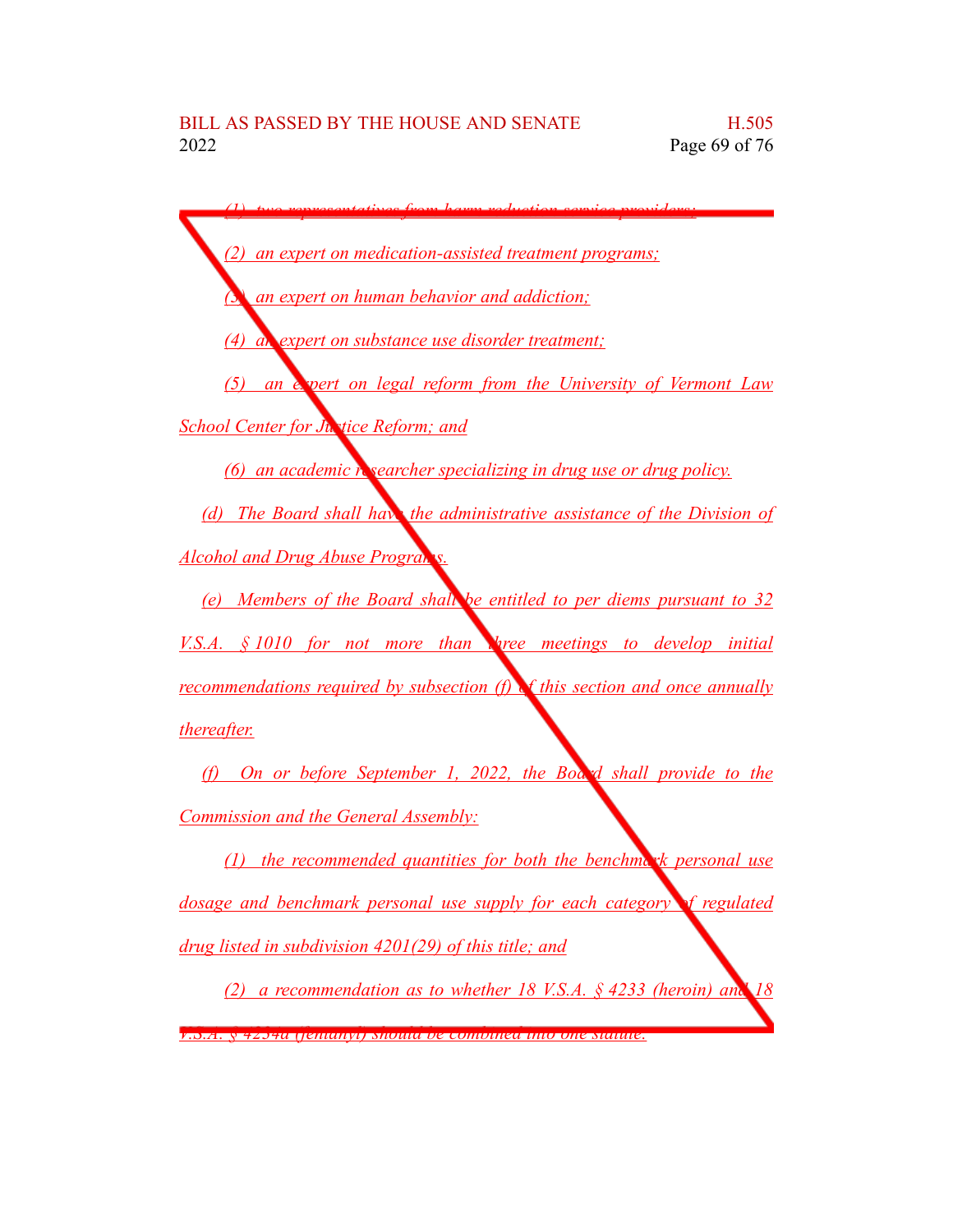*(1) two representatives from harm reduction service providers;*

*(2) an expert on medication-assisted treatment programs;*

*(3) an expert on human behavior and addiction;*

*(4) an expert on substance use disorder treatment;*

*(5) an expert on legal reform from the University of Vermont Law School Center for Justice Reform; and*

*(6) an academic researcher specializing in drug use or drug policy.*

*(d) The Board shall have the administrative assistance of the Division of Alcohol and Drug Abuse Programs.*

*(e) Members of the Board shall be entitled to per diems pursuant to 32 V.S.A. § 1010 for not more than three meetings to develop initial recommendations required by subsection (f) of this section and once annually thereafter.*

*(f) On or before September 1, 2022, the Board shall provide to the Commission and the General Assembly:*

*(1) the recommended quantities for both the benchmark personal use dosage and benchmark personal use supply for each category of regulated drug listed in subdivision 4201(29) of this title; and*

*(2) a recommendation as to whether 18 V.S.A. § 4233 (heroin) and 18 V.S.A. § 4234a (fentanyl) should be combined into one statute.*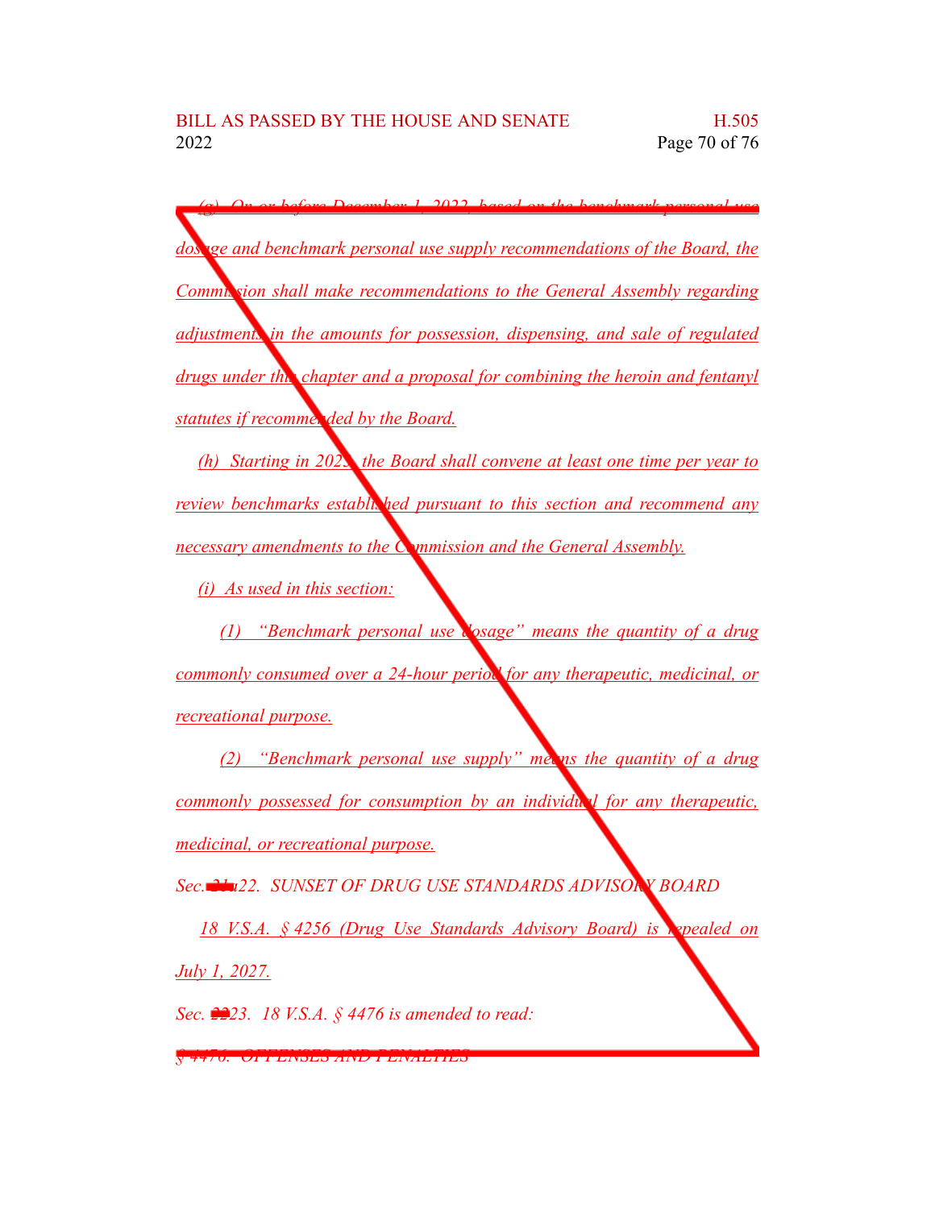(g) On or before December 1, 2022, based on the benchmark personal use dosage and benchmark personal use supply recommendations of the Board, the Commission shall make recommendations to the General Assembly regarding adjustments in the amounts for possession, dispensing, and sale of regulated drugs under this chapter and a proposal for combining the heroin and fentanyl statutes if recommended by the Board.

(h) Starting in 2023, the Board shall convene at least one time per year to review benchmarks established pursuant to this section and recommend any necessary amendments to the Commission and the General Assembly.

(i) As used in this section:

(1) "Benchmark personal use dosage" means the quantity of a drug commonly consumed over a 24-hour period for any therapeutic, medicinal, or recreational purpose.

(2) "Benchmark personal use supply" means the quantity of a drug commonly possessed for consumption by an individual for any therapeutic, medicinal, or recreational purpose.

Sec. 21a22. SUNSET OF DRUG USE STANDARDS ADVISORY BOARD

18 V.S.A. § 4256 (Drug Use Standards Advisory Board) is repealed on July 1, 2027.

Sec. 2223. 18 V.S.A. § 4476 is amended to read:

§ 4476. OFFENSES AND PENALTIES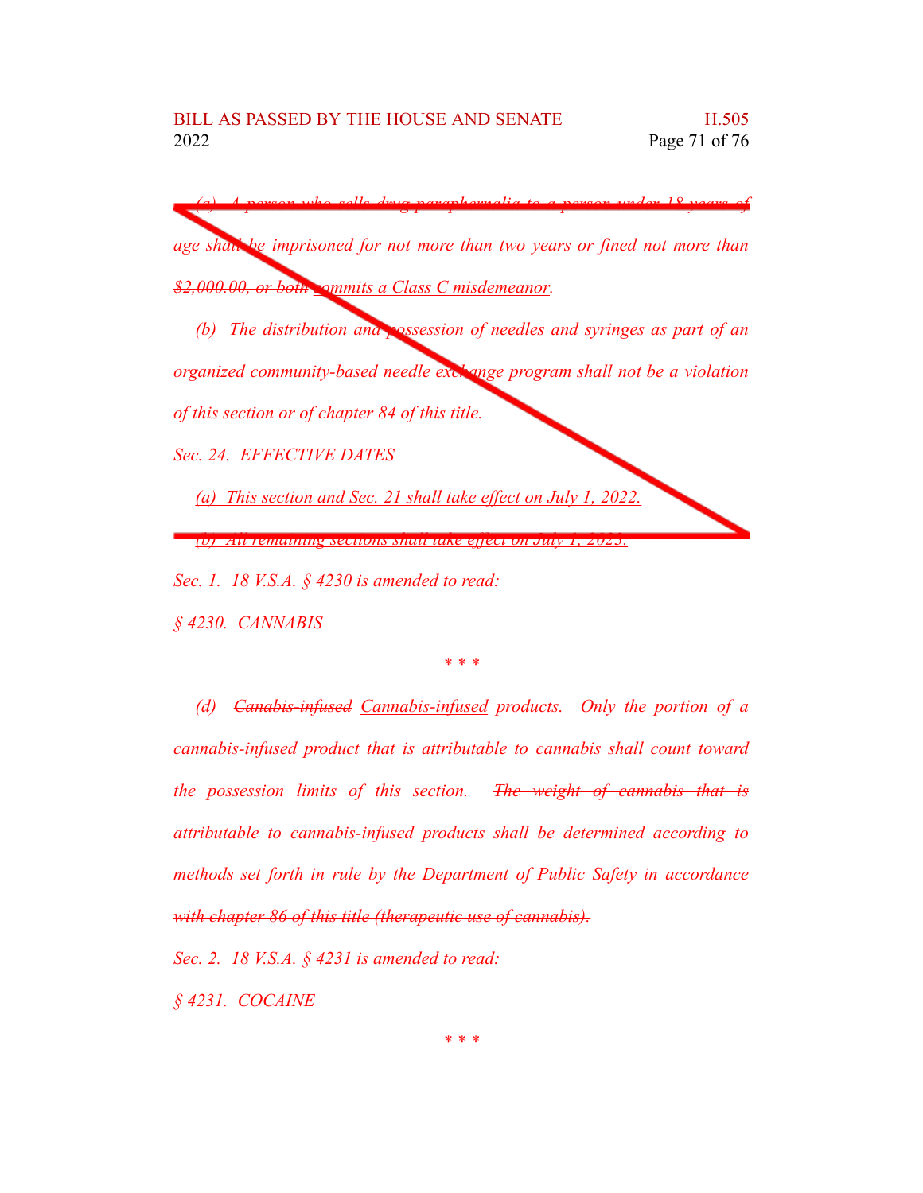*(a) ~~A person who sells drug paraphernalia to a person under 18 years of age shall be imprisoned for not more than two years or fined not more than $2,000.00, or both~~ commits a Class C misdemeanor.*

*(b) The distribution and possession of needles and syringes as part of an organized community-based needle exchange program shall not be a violation of this section or of chapter 84 of this title.*

*Sec. 24. EFFECTIVE DATES*

*(a) This section and Sec. 21 shall take effect on July 1, 2022.*

*(b) All remaining sections shall take effect on July 1, 2023.*

*Sec. 1. 18 V.S.A. § 4230 is amended to read:*

*§ 4230. CANNABIS*

\* \* \*

*(d) ~~Canabis-infused~~ Cannabis-infused products. Only the portion of a cannabis-infused product that is attributable to cannabis shall count toward the possession limits of this section. ~~The weight of cannabis that is attributable to cannabis-infused products shall be determined according to methods set forth in rule by the Department of Public Safety in accordance with chapter 86 of this title (therapeutic use of cannabis).~~*

*Sec. 2. 18 V.S.A. § 4231 is amended to read:*

*§ 4231. COCAINE*

\* \* \*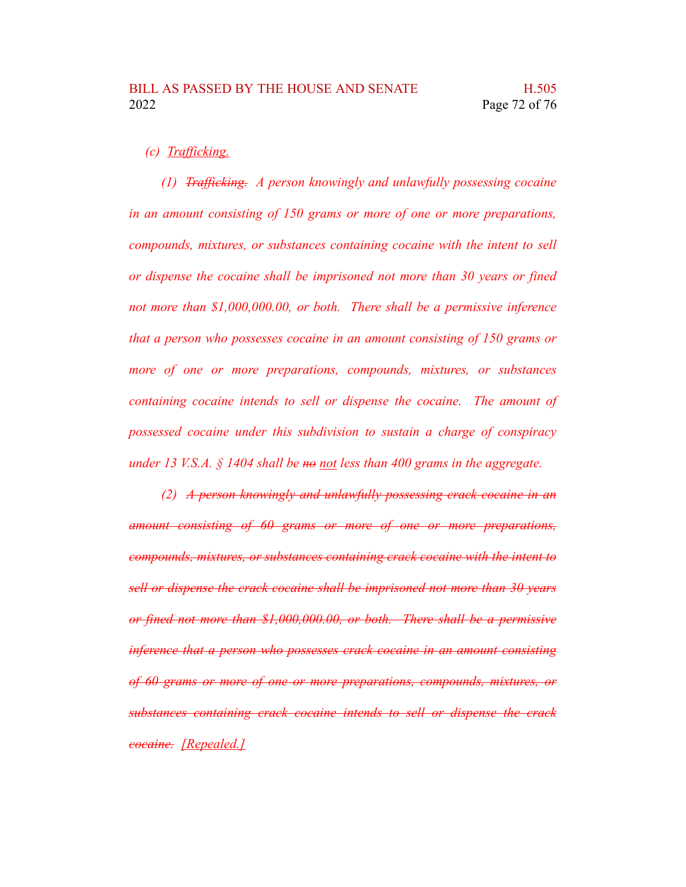*(c) Trafficking.*

*(1) ~~Trafficking.~~ A person knowingly and unlawfully possessing cocaine in an amount consisting of 150 grams or more of one or more preparations, compounds, mixtures, or substances containing cocaine with the intent to sell or dispense the cocaine shall be imprisoned not more than 30 years or fined not more than $1,000,000.00, or both. There shall be a permissive inference that a person who possesses cocaine in an amount consisting of 150 grams or more of one or more preparations, compounds, mixtures, or substances containing cocaine intends to sell or dispense the cocaine. The amount of possessed cocaine under this subdivision to sustain a charge of conspiracy under 13 V.S.A. § 1404 shall be ~~no~~ not less than 400 grams in the aggregate.*

*(2) ~~A person knowingly and unlawfully possessing crack cocaine in an amount consisting of 60 grams or more of one or more preparations, compounds, mixtures, or substances containing crack cocaine with the intent to sell or dispense the crack cocaine shall be imprisoned not more than 30 years or fined not more than $1,000,000.00, or both. There shall be a permissive inference that a person who possesses crack cocaine in an amount consisting of 60 grams or more of one or more preparations, compounds, mixtures, or substances containing crack cocaine intends to sell or dispense the crack cocaine.~~ [Repealed.]*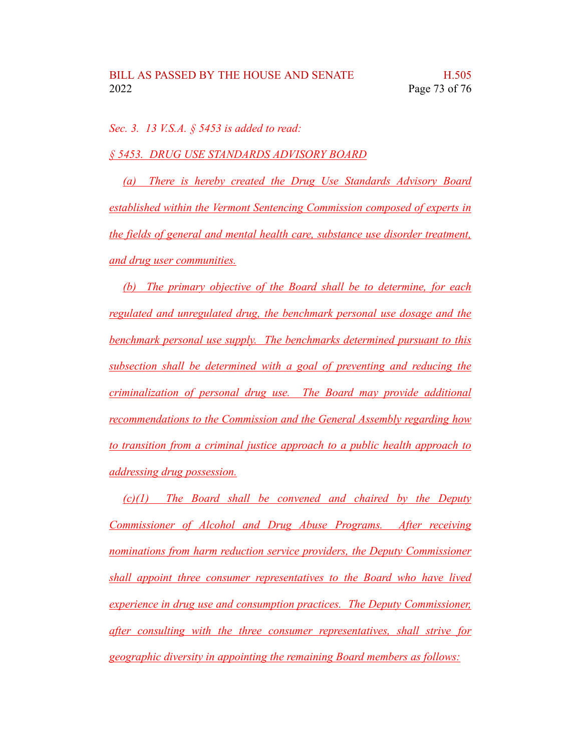*Sec. 3. 13 V.S.A. § 5453 is added to read:*

*§ 5453. DRUG USE STANDARDS ADVISORY BOARD*

*(a) There is hereby created the Drug Use Standards Advisory Board established within the Vermont Sentencing Commission composed of experts in the fields of general and mental health care, substance use disorder treatment, and drug user communities.*

*(b) The primary objective of the Board shall be to determine, for each regulated and unregulated drug, the benchmark personal use dosage and the benchmark personal use supply. The benchmarks determined pursuant to this subsection shall be determined with a goal of preventing and reducing the criminalization of personal drug use. The Board may provide additional recommendations to the Commission and the General Assembly regarding how to transition from a criminal justice approach to a public health approach to addressing drug possession.*

*(c)(1) The Board shall be convened and chaired by the Deputy Commissioner of Alcohol and Drug Abuse Programs. After receiving nominations from harm reduction service providers, the Deputy Commissioner shall appoint three consumer representatives to the Board who have lived experience in drug use and consumption practices. The Deputy Commissioner, after consulting with the three consumer representatives, shall strive for geographic diversity in appointing the remaining Board members as follows:*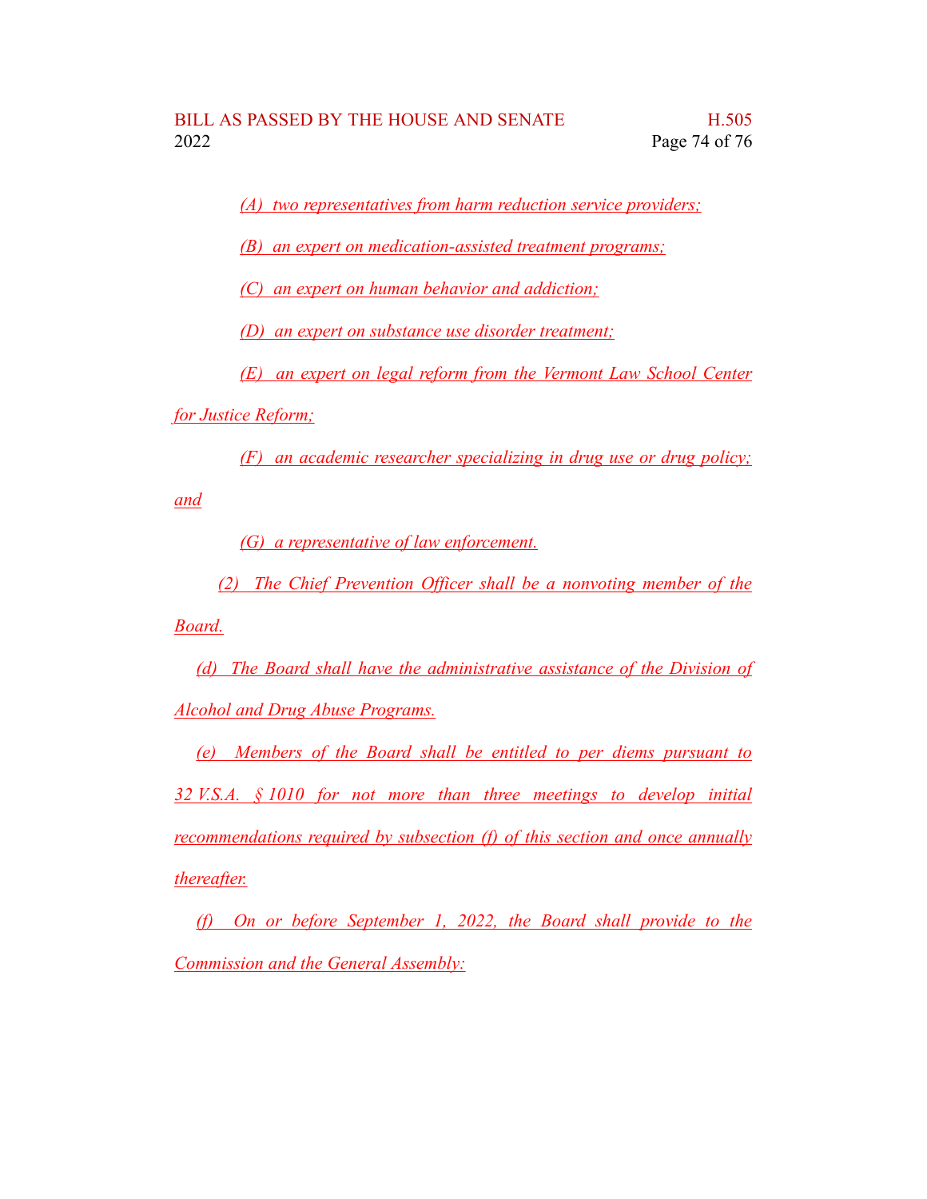(A) two representatives from harm reduction service providers;

(B) an expert on medication-assisted treatment programs;

(C) an expert on human behavior and addiction;

(D) an expert on substance use disorder treatment;

(E) an expert on legal reform from the Vermont Law School Center for Justice Reform;

(F) an academic researcher specializing in drug use or drug policy; and

(G) a representative of law enforcement.

(2) The Chief Prevention Officer shall be a nonvoting member of the Board.

(d) The Board shall have the administrative assistance of the Division of Alcohol and Drug Abuse Programs.

(e) Members of the Board shall be entitled to per diems pursuant to 32 V.S.A. § 1010 for not more than three meetings to develop initial recommendations required by subsection (f) of this section and once annually thereafter.

(f) On or before September 1, 2022, the Board shall provide to the Commission and the General Assembly: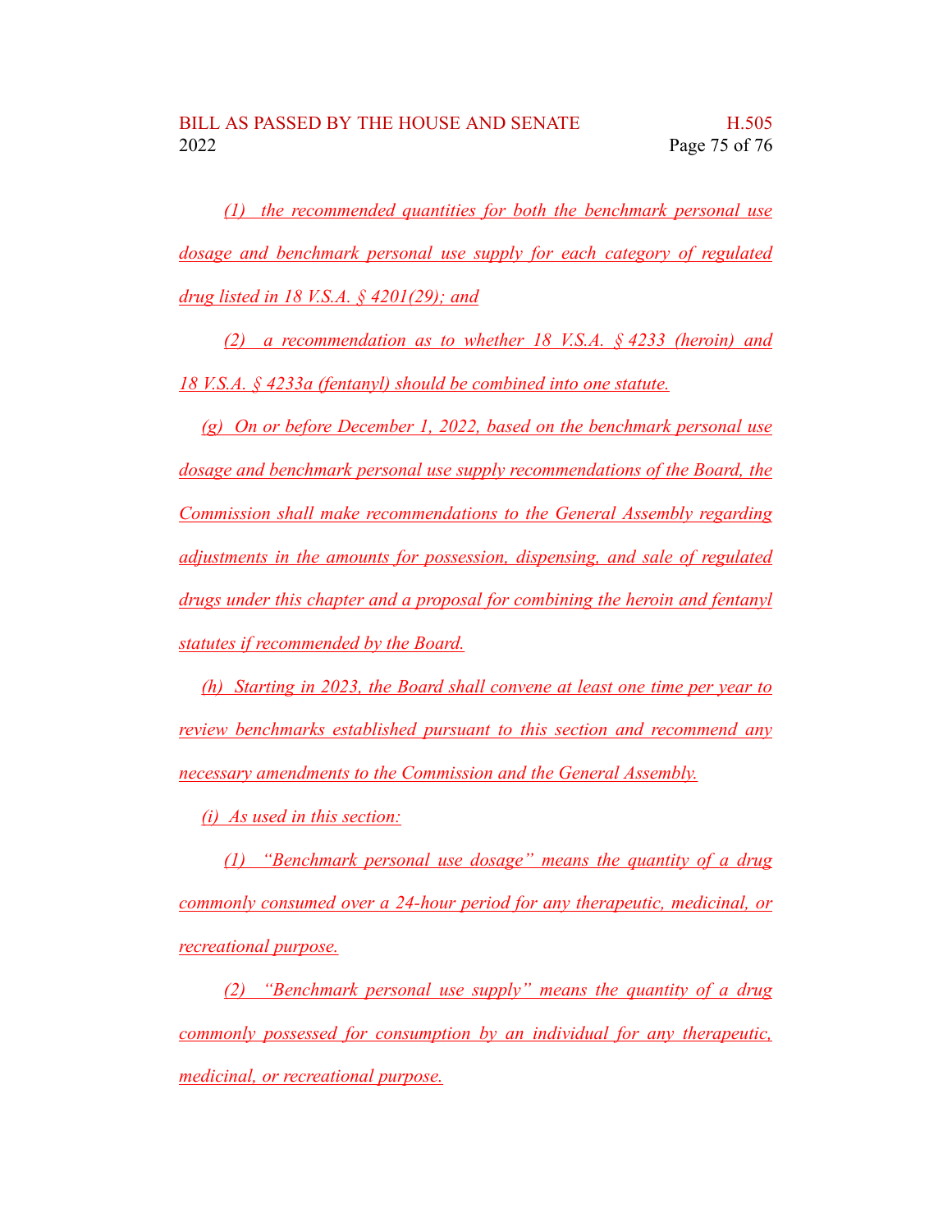(1) the recommended quantities for both the benchmark personal use dosage and benchmark personal use supply for each category of regulated drug listed in 18 V.S.A. § 4201(29); and

(2) a recommendation as to whether 18 V.S.A. § 4233 (heroin) and 18 V.S.A. § 4233a (fentanyl) should be combined into one statute.

(g) On or before December 1, 2022, based on the benchmark personal use dosage and benchmark personal use supply recommendations of the Board, the Commission shall make recommendations to the General Assembly regarding adjustments in the amounts for possession, dispensing, and sale of regulated drugs under this chapter and a proposal for combining the heroin and fentanyl statutes if recommended by the Board.

(h) Starting in 2023, the Board shall convene at least one time per year to review benchmarks established pursuant to this section and recommend any necessary amendments to the Commission and the General Assembly.

(i) As used in this section:

(1) "Benchmark personal use dosage" means the quantity of a drug commonly consumed over a 24-hour period for any therapeutic, medicinal, or recreational purpose.

(2) "Benchmark personal use supply" means the quantity of a drug commonly possessed for consumption by an individual for any therapeutic, medicinal, or recreational purpose.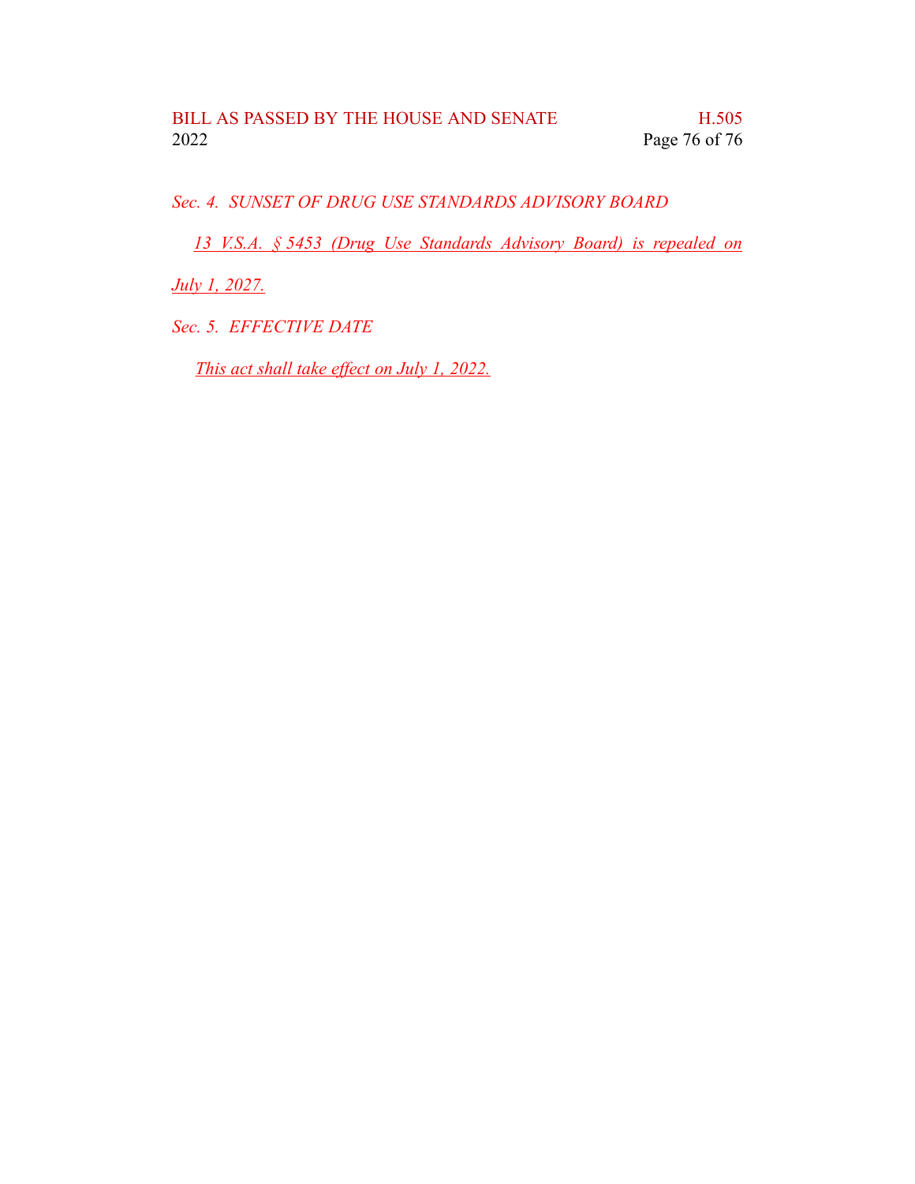*Sec. 4. SUNSET OF DRUG USE STANDARDS ADVISORY BOARD*

*13 V.S.A. § 5453 (Drug Use Standards Advisory Board) is repealed on July 1, 2027.*

*Sec. 5. EFFECTIVE DATE*

*This act shall take effect on July 1, 2022.*